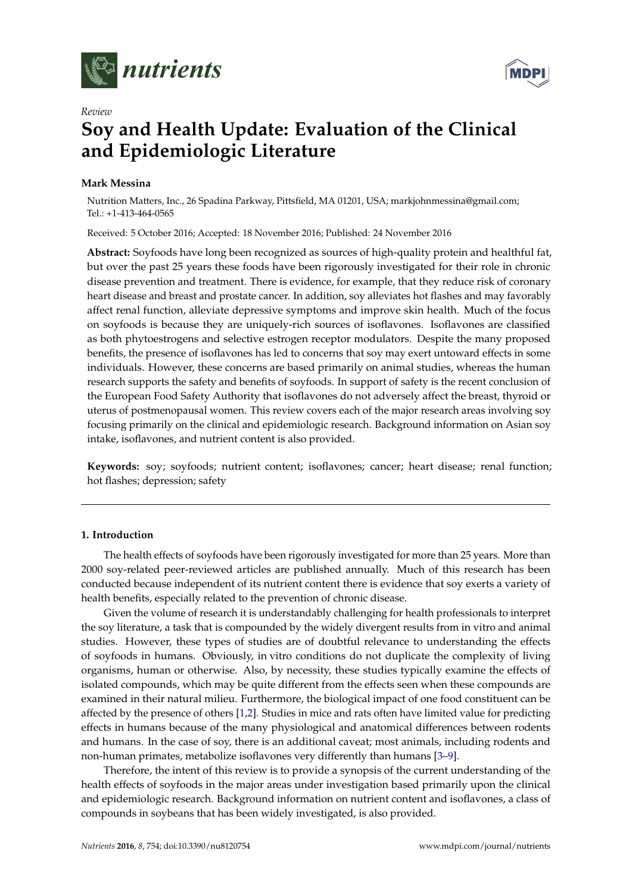*Review*

# Soy and Health Update: Evaluation of the Clinical and Epidemiologic Literature

**Mark Messina**

Nutrition Matters, Inc., 26 Spadina Parkway, Pittsfield, MA 01201, USA; markjohnmessina@gmail.com; Tel.: +1-413-464-0565

Received: 5 October 2016; Accepted: 18 November 2016; Published: 24 November 2016

**Abstract:** Soyfoods have long been recognized as sources of high-quality protein and healthful fat, but over the past 25 years these foods have been rigorously investigated for their role in chronic disease prevention and treatment. There is evidence, for example, that they reduce risk of coronary heart disease and breast and prostate cancer. In addition, soy alleviates hot flashes and may favorably affect renal function, alleviate depressive symptoms and improve skin health. Much of the focus on soyfoods is because they are uniquely-rich sources of isoflavones. Isoflavones are classified as both phytoestrogens and selective estrogen receptor modulators. Despite the many proposed benefits, the presence of isoflavones has led to concerns that soy may exert untoward effects in some individuals. However, these concerns are based primarily on animal studies, whereas the human research supports the safety and benefits of soyfoods. In support of safety is the recent conclusion of the European Food Safety Authority that isoflavones do not adversely affect the breast, thyroid or uterus of postmenopausal women. This review covers each of the major research areas involving soy focusing primarily on the clinical and epidemiologic research. Background information on Asian soy intake, isoflavones, and nutrient content is also provided.

**Keywords:** soy; soyfoods; nutrient content; isoflavones; cancer; heart disease; renal function; hot flashes; depression; safety

## 1. Introduction

The health effects of soyfoods have been rigorously investigated for more than 25 years. More than 2000 soy-related peer-reviewed articles are published annually. Much of this research has been conducted because independent of its nutrient content there is evidence that soy exerts a variety of health benefits, especially related to the prevention of chronic disease.

Given the volume of research it is understandably challenging for health professionals to interpret the soy literature, a task that is compounded by the widely divergent results from in vitro and animal studies. However, these types of studies are of doubtful relevance to understanding the effects of soyfoods in humans. Obviously, in vitro conditions do not duplicate the complexity of living organisms, human or otherwise. Also, by necessity, these studies typically examine the effects of isolated compounds, which may be quite different from the effects seen when these compounds are examined in their natural milieu. Furthermore, the biological impact of one food constituent can be affected by the presence of others [1,2]. Studies in mice and rats often have limited value for predicting effects in humans because of the many physiological and anatomical differences between rodents and humans. In the case of soy, there is an additional caveat; most animals, including rodents and non-human primates, metabolize isoflavones very differently than humans [3–9].

Therefore, the intent of this review is to provide a synopsis of the current understanding of the health effects of soyfoods in the major areas under investigation based primarily upon the clinical and epidemiologic research. Background information on nutrient content and isoflavones, a class of compounds in soybeans that has been widely investigated, is also provided.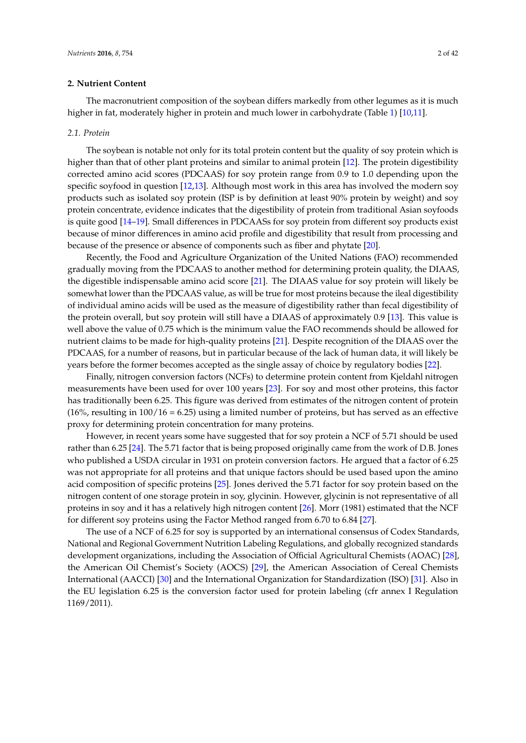## 2. Nutrient Content

The macronutrient composition of the soybean differs markedly from other legumes as it is much higher in fat, moderately higher in protein and much lower in carbohydrate (Table 1) [10,11].

### 2.1. Protein

The soybean is notable not only for its total protein content but the quality of soy protein which is higher than that of other plant proteins and similar to animal protein [12]. The protein digestibility corrected amino acid scores (PDCAAS) for soy protein range from 0.9 to 1.0 depending upon the specific soyfood in question [12,13]. Although most work in this area has involved the modern soy products such as isolated soy protein (ISP is by definition at least 90% protein by weight) and soy protein concentrate, evidence indicates that the digestibility of protein from traditional Asian soyfoods is quite good [14–19]. Small differences in PDCAASs for soy protein from different soy products exist because of minor differences in amino acid profile and digestibility that result from processing and because of the presence or absence of components such as fiber and phytate [20].

Recently, the Food and Agriculture Organization of the United Nations (FAO) recommended gradually moving from the PDCAAS to another method for determining protein quality, the DIAAS, the digestible indispensable amino acid score [21]. The DIAAS value for soy protein will likely be somewhat lower than the PDCAAS value, as will be true for most proteins because the ileal digestibility of individual amino acids will be used as the measure of digestibility rather than fecal digestibility of the protein overall, but soy protein will still have a DIAAS of approximately 0.9 [13]. This value is well above the value of 0.75 which is the minimum value the FAO recommends should be allowed for nutrient claims to be made for high-quality proteins [21]. Despite recognition of the DIAAS over the PDCAAS, for a number of reasons, but in particular because of the lack of human data, it will likely be years before the former becomes accepted as the single assay of choice by regulatory bodies [22].

Finally, nitrogen conversion factors (NCFs) to determine protein content from Kjeldahl nitrogen measurements have been used for over 100 years [23]. For soy and most other proteins, this factor has traditionally been 6.25. This figure was derived from estimates of the nitrogen content of protein (16%, resulting in 100/16 = 6.25) using a limited number of proteins, but has served as an effective proxy for determining protein concentration for many proteins.

However, in recent years some have suggested that for soy protein a NCF of 5.71 should be used rather than 6.25 [24]. The 5.71 factor that is being proposed originally came from the work of D.B. Jones who published a USDA circular in 1931 on protein conversion factors. He argued that a factor of 6.25 was not appropriate for all proteins and that unique factors should be used based upon the amino acid composition of specific proteins [25]. Jones derived the 5.71 factor for soy protein based on the nitrogen content of one storage protein in soy, glycinin. However, glycinin is not representative of all proteins in soy and it has a relatively high nitrogen content [26]. Morr (1981) estimated that the NCF for different soy proteins using the Factor Method ranged from 6.70 to 6.84 [27].

The use of a NCF of 6.25 for soy is supported by an international consensus of Codex Standards, National and Regional Government Nutrition Labeling Regulations, and globally recognized standards development organizations, including the Association of Official Agricultural Chemists (AOAC) [28], the American Oil Chemist's Society (AOCS) [29], the American Association of Cereal Chemists International (AACCI) [30] and the International Organization for Standardization (ISO) [31]. Also in the EU legislation 6.25 is the conversion factor used for protein labeling (cfr annex I Regulation 1169/2011).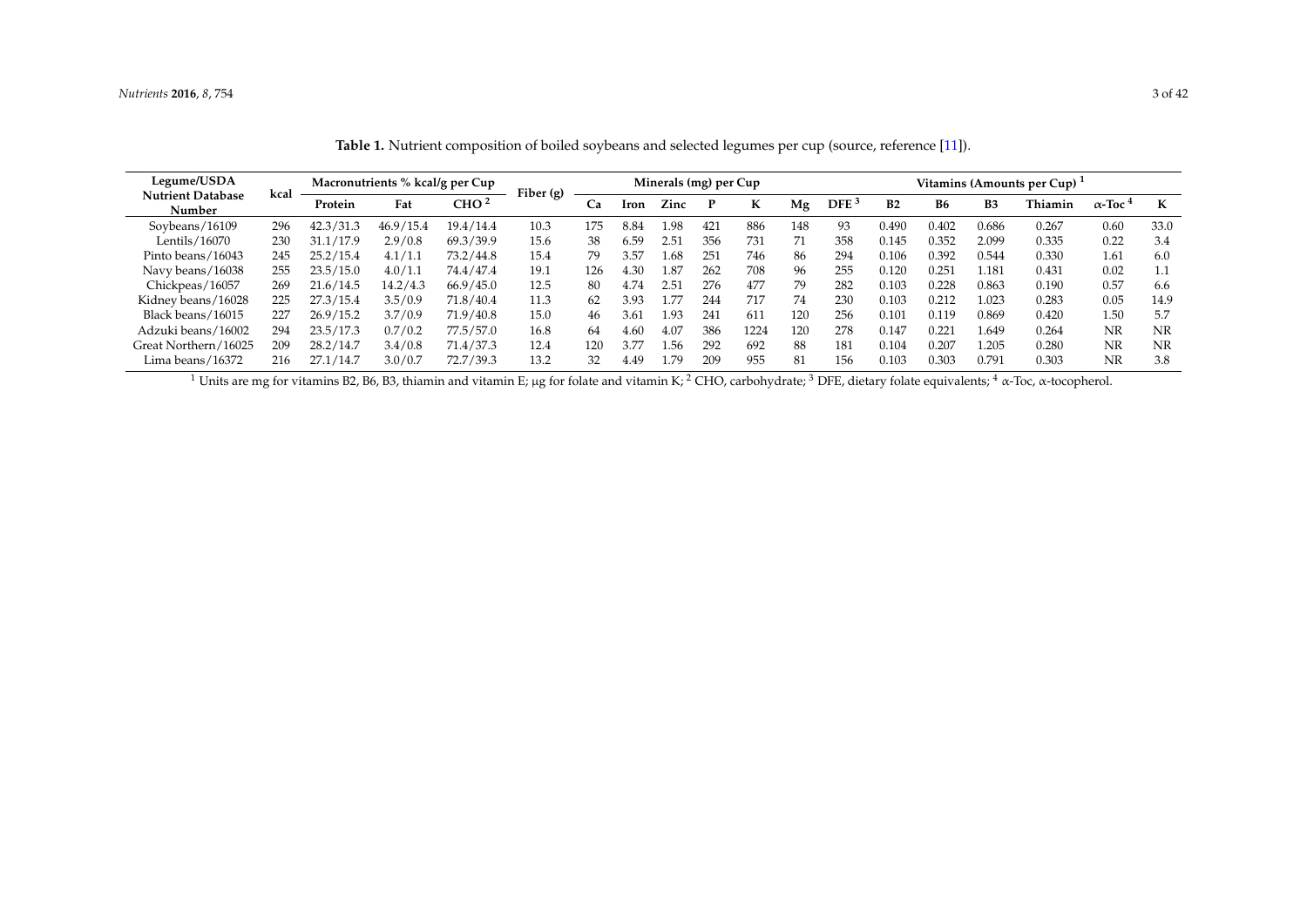**Table 1.** Nutrient composition of boiled soybeans and selected legumes per cup (source, reference [11]).

| Legume/USDA Nutrient Database Number | kcal | Macronutrients % kcal/g per Cup | | | Fiber (g) | Minerals (mg) per Cup | | | | | | Vitamins (Amounts per Cup) [1] | | | | | | |
|---|---|---|---|---|---|---|---|---|---|---|---|---|---|---|---|---|---|---|
| | | Protein | Fat | CHO [2] | | Ca | Iron | Zinc | P | K | Mg | DFE [3] | B2 | B6 | B3 | Thiamin | α-Toc [4] | K |
| Soybeans/16109 | 296 | 42.3/31.3 | 46.9/15.4 | 19.4/14.4 | 10.3 | 175 | 8.84 | 1.98 | 421 | 886 | 148 | 93 | 0.490 | 0.402 | 0.686 | 0.267 | 0.60 | 33.0 |
| Lentils/16070 | 230 | 31.1/17.9 | 2.9/0.8 | 69.3/39.9 | 15.6 | 38 | 6.59 | 2.51 | 356 | 731 | 71 | 358 | 0.145 | 0.352 | 2.099 | 0.335 | 0.22 | 3.4 |
| Pinto beans/16043 | 245 | 25.2/15.4 | 4.1/1.1 | 73.2/44.8 | 15.4 | 79 | 3.57 | 1.68 | 251 | 746 | 86 | 294 | 0.106 | 0.392 | 0.544 | 0.330 | 1.61 | 6.0 |
| Navy beans/16038 | 255 | 23.5/15.0 | 4.0/1.1 | 74.4/47.4 | 19.1 | 126 | 4.30 | 1.87 | 262 | 708 | 96 | 255 | 0.120 | 0.251 | 1.181 | 0.431 | 0.02 | 1.1 |
| Chickpeas/16057 | 269 | 21.6/14.5 | 14.2/4.3 | 66.9/45.0 | 12.5 | 80 | 4.74 | 2.51 | 276 | 477 | 79 | 282 | 0.103 | 0.228 | 0.863 | 0.190 | 0.57 | 6.6 |
| Kidney beans/16028 | 225 | 27.3/15.4 | 3.5/0.9 | 71.8/40.4 | 11.3 | 62 | 3.93 | 1.77 | 244 | 717 | 74 | 230 | 0.103 | 0.212 | 1.023 | 0.283 | 0.05 | 14.9 |
| Black beans/16015 | 227 | 26.9/15.2 | 3.7/0.9 | 71.9/40.8 | 15.0 | 46 | 3.61 | 1.93 | 241 | 611 | 120 | 256 | 0.101 | 0.119 | 0.869 | 0.420 | 1.50 | 5.7 |
| Adzuki beans/16002 | 294 | 23.5/17.3 | 0.7/0.2 | 77.5/57.0 | 16.8 | 64 | 4.60 | 4.07 | 386 | 1224 | 120 | 278 | 0.147 | 0.221 | 1.649 | 0.264 | NR | NR |
| Great Northern/16025 | 209 | 28.2/14.7 | 3.4/0.8 | 71.4/37.3 | 12.4 | 120 | 3.77 | 1.56 | 292 | 692 | 88 | 181 | 0.104 | 0.207 | 1.205 | 0.280 | NR | NR |
| Lima beans/16372 | 216 | 27.1/14.7 | 3.0/0.7 | 72.7/39.3 | 13.2 | 32 | 4.49 | 1.79 | 209 | 955 | 81 | 156 | 0.103 | 0.303 | 0.791 | 0.303 | NR | 3.8 |

[1] Units are mg for vitamins B2, B6, B3, thiamin and vitamin E; μg for folate and vitamin K; [2] CHO, carbohydrate; [3] DFE, dietary folate equivalents; [4] α-Toc, α-tocopherol.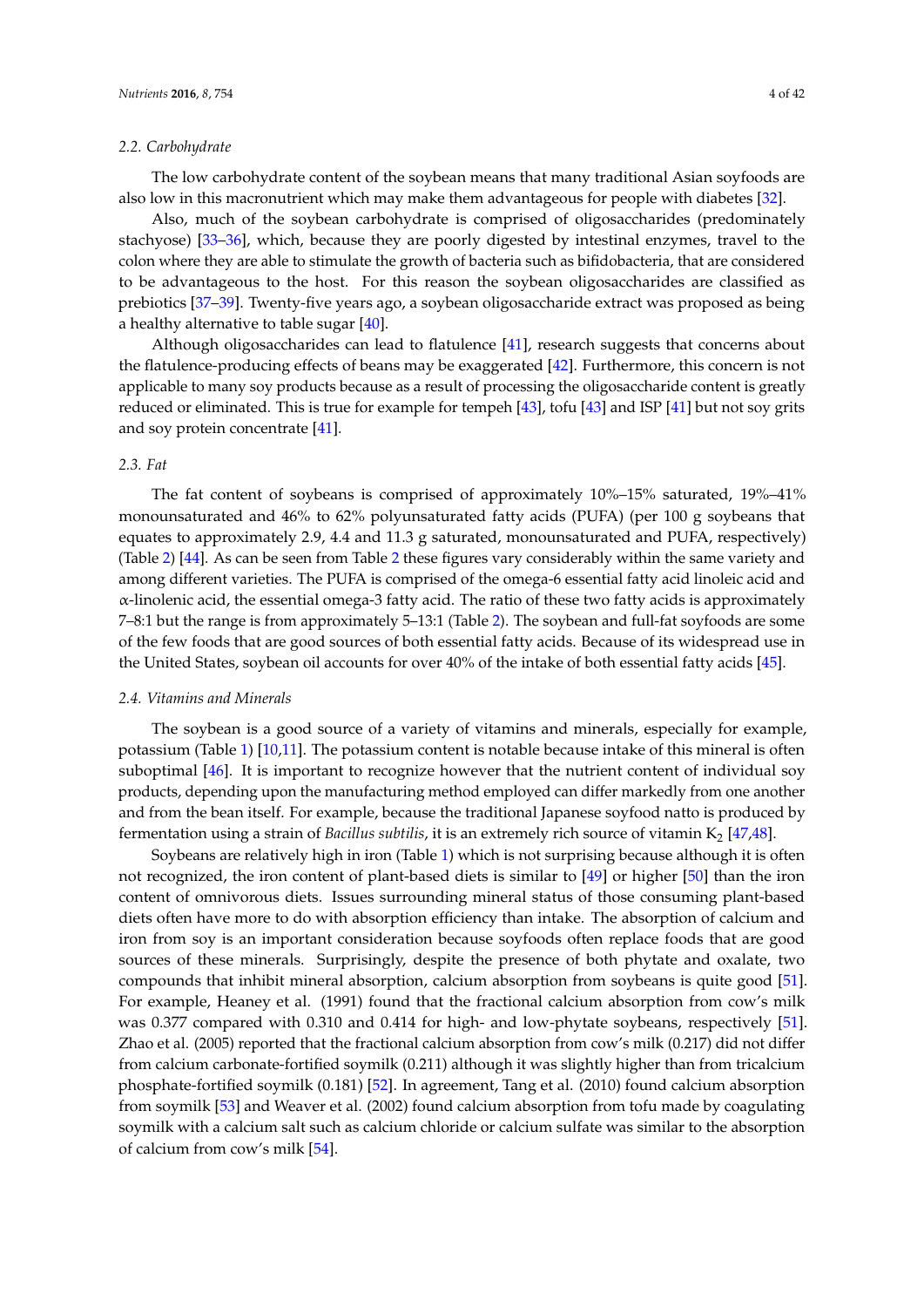### 2.2. Carbohydrate

The low carbohydrate content of the soybean means that many traditional Asian soyfoods are also low in this macronutrient which may make them advantageous for people with diabetes [32].

Also, much of the soybean carbohydrate is comprised of oligosaccharides (predominately stachyose) [33–36], which, because they are poorly digested by intestinal enzymes, travel to the colon where they are able to stimulate the growth of bacteria such as bifidobacteria, that are considered to be advantageous to the host. For this reason the soybean oligosaccharides are classified as prebiotics [37–39]. Twenty-five years ago, a soybean oligosaccharide extract was proposed as being a healthy alternative to table sugar [40].

Although oligosaccharides can lead to flatulence [41], research suggests that concerns about the flatulence-producing effects of beans may be exaggerated [42]. Furthermore, this concern is not applicable to many soy products because as a result of processing the oligosaccharide content is greatly reduced or eliminated. This is true for example for tempeh [43], tofu [43] and ISP [41] but not soy grits and soy protein concentrate [41].

### 2.3. Fat

The fat content of soybeans is comprised of approximately 10%–15% saturated, 19%–41% monounsaturated and 46% to 62% polyunsaturated fatty acids (PUFA) (per 100 g soybeans that equates to approximately 2.9, 4.4 and 11.3 g saturated, monounsaturated and PUFA, respectively) (Table 2) [44]. As can be seen from Table 2 these figures vary considerably within the same variety and among different varieties. The PUFA is comprised of the omega-6 essential fatty acid linoleic acid and $\alpha$-linolenic acid, the essential omega-3 fatty acid. The ratio of these two fatty acids is approximately 7–8:1 but the range is from approximately 5–13:1 (Table 2). The soybean and full-fat soyfoods are some of the few foods that are good sources of both essential fatty acids. Because of its widespread use in the United States, soybean oil accounts for over 40% of the intake of both essential fatty acids [45].

### 2.4. Vitamins and Minerals

The soybean is a good source of a variety of vitamins and minerals, especially for example, potassium (Table 1) [10,11]. The potassium content is notable because intake of this mineral is often suboptimal [46]. It is important to recognize however that the nutrient content of individual soy products, depending upon the manufacturing method employed can differ markedly from one another and from the bean itself. For example, because the traditional Japanese soyfood natto is produced by fermentation using a strain of *Bacillus subtilis*, it is an extremely rich source of vitamin $K_2$ [47,48].

Soybeans are relatively high in iron (Table 1) which is not surprising because although it is often not recognized, the iron content of plant-based diets is similar to [49] or higher [50] than the iron content of omnivorous diets. Issues surrounding mineral status of those consuming plant-based diets often have more to do with absorption efficiency than intake. The absorption of calcium and iron from soy is an important consideration because soyfoods often replace foods that are good sources of these minerals. Surprisingly, despite the presence of both phytate and oxalate, two compounds that inhibit mineral absorption, calcium absorption from soybeans is quite good [51]. For example, Heaney et al. (1991) found that the fractional calcium absorption from cow's milk was 0.377 compared with 0.310 and 0.414 for high- and low-phytate soybeans, respectively [51]. Zhao et al. (2005) reported that the fractional calcium absorption from cow's milk (0.217) did not differ from calcium carbonate-fortified soymilk (0.211) although it was slightly higher than from tricalcium phosphate-fortified soymilk (0.181) [52]. In agreement, Tang et al. (2010) found calcium absorption from soymilk [53] and Weaver et al. (2002) found calcium absorption from tofu made by coagulating soymilk with a calcium salt such as calcium chloride or calcium sulfate was similar to the absorption of calcium from cow's milk [54].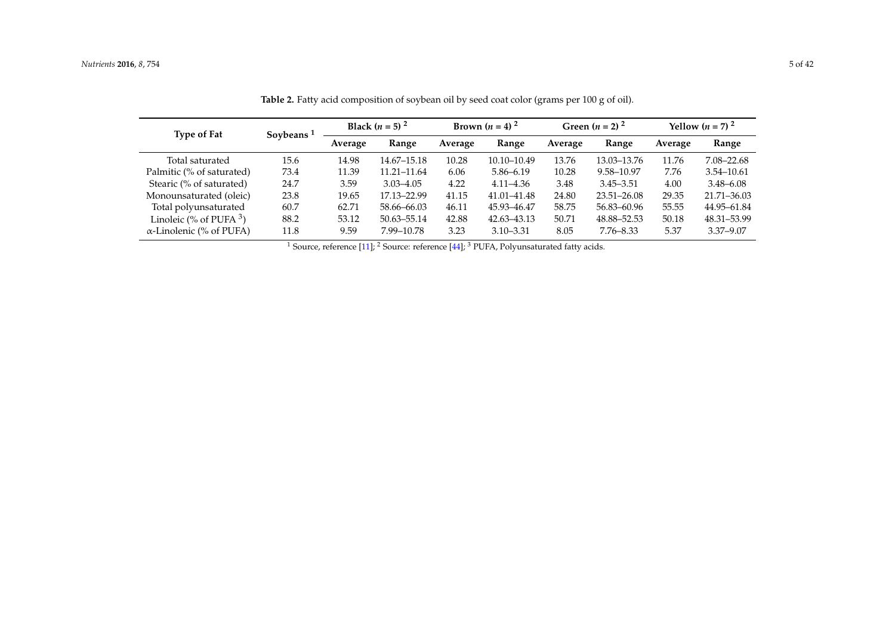**Table 2.** Fatty acid composition of soybean oil by seed coat color (grams per 100 g of oil).

| Type of Fat | Soybeans [1] | Black ($n$ = 5) [2] | | Brown ($n$ = 4) [2] | | Green ($n$ = 2) [2] | | Yellow ($n$ = 7) [2] | |
|---|---|---|---|---|---|---|---|---|---|
| | | Average | Range | Average | Range | Average | Range | Average | Range |
| Total saturated | 15.6 | 14.98 | 14.67–15.18 | 10.28 | 10.10–10.49 | 13.76 | 13.03–13.76 | 11.76 | 7.08–22.68 |
| Palmitic (% of saturated) | 73.4 | 11.39 | 11.21–11.64 | 6.06 | 5.86–6.19 | 10.28 | 9.58–10.97 | 7.76 | 3.54–10.61 |
| Stearic (% of saturated) | 24.7 | 3.59 | 3.03–4.05 | 4.22 | 4.11–4.36 | 3.48 | 3.45–3.51 | 4.00 | 3.48–6.08 |
| Monounsaturated (oleic) | 23.8 | 19.65 | 17.13–22.99 | 41.15 | 41.01–41.48 | 24.80 | 23.51–26.08 | 29.35 | 21.71–36.03 |
| Total polyunsaturated | 60.7 | 62.71 | 58.66–66.03 | 46.11 | 45.93–46.47 | 58.75 | 56.83–60.96 | 55.55 | 44.95–61.84 |
| Linoleic (% of PUFA [3]) | 88.2 | 53.12 | 50.63–55.14 | 42.88 | 42.63–43.13 | 50.71 | 48.88–52.53 | 50.18 | 48.31–53.99 |
| α-Linolenic (% of PUFA) | 11.8 | 9.59 | 7.99–10.78 | 3.23 | 3.10–3.31 | 8.05 | 7.76–8.33 | 5.37 | 3.37–9.07 |

[1] Source, reference [11]; [2] Source: reference [44]; [3] PUFA, Polyunsaturated fatty acids.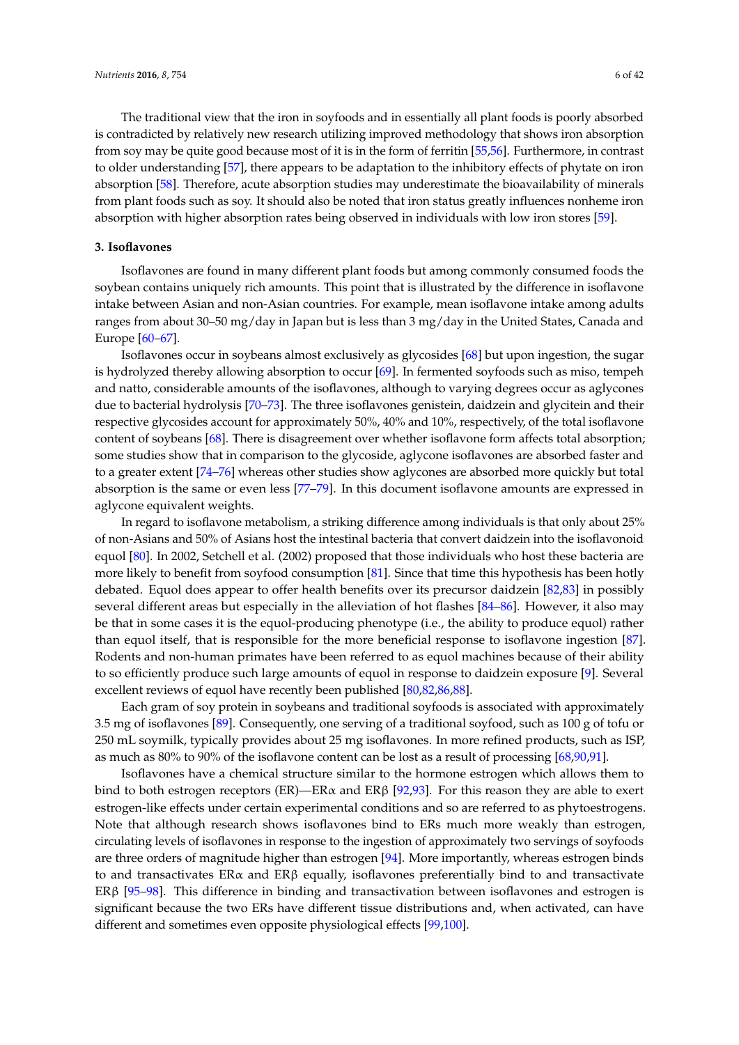The traditional view that the iron in soyfoods and in essentially all plant foods is poorly absorbed is contradicted by relatively new research utilizing improved methodology that shows iron absorption from soy may be quite good because most of it is in the form of ferritin [55,56]. Furthermore, in contrast to older understanding [57], there appears to be adaptation to the inhibitory effects of phytate on iron absorption [58]. Therefore, acute absorption studies may underestimate the bioavailability of minerals from plant foods such as soy. It should also be noted that iron status greatly influences nonheme iron absorption with higher absorption rates being observed in individuals with low iron stores [59].

## 3. Isoflavones

Isoflavones are found in many different plant foods but among commonly consumed foods the soybean contains uniquely rich amounts. This point that is illustrated by the difference in isoflavone intake between Asian and non-Asian countries. For example, mean isoflavone intake among adults ranges from about 30–50 mg/day in Japan but is less than 3 mg/day in the United States, Canada and Europe [60–67].

Isoflavones occur in soybeans almost exclusively as glycosides [68] but upon ingestion, the sugar is hydrolyzed thereby allowing absorption to occur [69]. In fermented soyfoods such as miso, tempeh and natto, considerable amounts of the isoflavones, although to varying degrees occur as aglycones due to bacterial hydrolysis [70–73]. The three isoflavones genistein, daidzein and glycitein and their respective glycosides account for approximately 50%, 40% and 10%, respectively, of the total isoflavone content of soybeans [68]. There is disagreement over whether isoflavone form affects total absorption; some studies show that in comparison to the glycoside, aglycone isoflavones are absorbed faster and to a greater extent [74–76] whereas other studies show aglycones are absorbed more quickly but total absorption is the same or even less [77–79]. In this document isoflavone amounts are expressed in aglycone equivalent weights.

In regard to isoflavone metabolism, a striking difference among individuals is that only about 25% of non-Asians and 50% of Asians host the intestinal bacteria that convert daidzein into the isoflavonoid equol [80]. In 2002, Setchell et al. (2002) proposed that those individuals who host these bacteria are more likely to benefit from soyfood consumption [81]. Since that time this hypothesis has been hotly debated. Equol does appear to offer health benefits over its precursor daidzein [82,83] in possibly several different areas but especially in the alleviation of hot flashes [84–86]. However, it also may be that in some cases it is the equol-producing phenotype (i.e., the ability to produce equol) rather than equol itself, that is responsible for the more beneficial response to isoflavone ingestion [87]. Rodents and non-human primates have been referred to as equol machines because of their ability to so efficiently produce such large amounts of equol in response to daidzein exposure [9]. Several excellent reviews of equol have recently been published [80,82,86,88].

Each gram of soy protein in soybeans and traditional soyfoods is associated with approximately 3.5 mg of isoflavones [89]. Consequently, one serving of a traditional soyfood, such as 100 g of tofu or 250 mL soymilk, typically provides about 25 mg isoflavones. In more refined products, such as ISP, as much as 80% to 90% of the isoflavone content can be lost as a result of processing [68,90,91].

Isoflavones have a chemical structure similar to the hormone estrogen which allows them to bind to both estrogen receptors (ER)—ERα and ERβ [92,93]. For this reason they are able to exert estrogen-like effects under certain experimental conditions and so are referred to as phytoestrogens. Note that although research shows isoflavones bind to ERs much more weakly than estrogen, circulating levels of isoflavones in response to the ingestion of approximately two servings of soyfoods are three orders of magnitude higher than estrogen [94]. More importantly, whereas estrogen binds to and transactivates ERα and ERβ equally, isoflavones preferentially bind to and transactivate ERβ [95–98]. This difference in binding and transactivation between isoflavones and estrogen is significant because the two ERs have different tissue distributions and, when activated, can have different and sometimes even opposite physiological effects [99,100].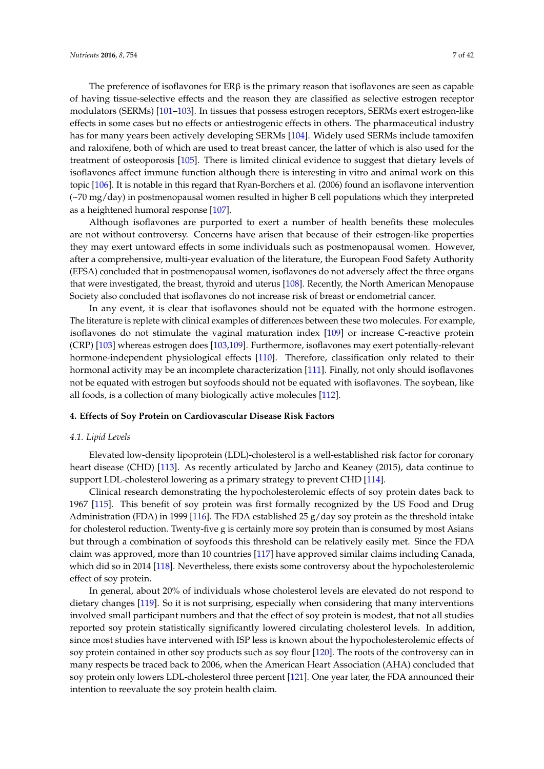The preference of isoflavones for ERβ is the primary reason that isoflavones are seen as capable of having tissue-selective effects and the reason they are classified as selective estrogen receptor modulators (SERMs) [101–103]. In tissues that possess estrogen receptors, SERMs exert estrogen-like effects in some cases but no effects or antiestrogenic effects in others. The pharmaceutical industry has for many years been actively developing SERMs [104]. Widely used SERMs include tamoxifen and raloxifene, both of which are used to treat breast cancer, the latter of which is also used for the treatment of osteoporosis [105]. There is limited clinical evidence to suggest that dietary levels of isoflavones affect immune function although there is interesting in vitro and animal work on this topic [106]. It is notable in this regard that Ryan-Borchers et al. (2006) found an isoflavone intervention (~70 mg/day) in postmenopausal women resulted in higher B cell populations which they interpreted as a heightened humoral response [107].

Although isoflavones are purported to exert a number of health benefits these molecules are not without controversy. Concerns have arisen that because of their estrogen-like properties they may exert untoward effects in some individuals such as postmenopausal women. However, after a comprehensive, multi-year evaluation of the literature, the European Food Safety Authority (EFSA) concluded that in postmenopausal women, isoflavones do not adversely affect the three organs that were investigated, the breast, thyroid and uterus [108]. Recently, the North American Menopause Society also concluded that isoflavones do not increase risk of breast or endometrial cancer.

In any event, it is clear that isoflavones should not be equated with the hormone estrogen. The literature is replete with clinical examples of differences between these two molecules. For example, isoflavones do not stimulate the vaginal maturation index [109] or increase C-reactive protein (CRP) [103] whereas estrogen does [103,109]. Furthermore, isoflavones may exert potentially-relevant hormone-independent physiological effects [110]. Therefore, classification only related to their hormonal activity may be an incomplete characterization [111]. Finally, not only should isoflavones not be equated with estrogen but soyfoods should not be equated with isoflavones. The soybean, like all foods, is a collection of many biologically active molecules [112].

## 4. Effects of Soy Protein on Cardiovascular Disease Risk Factors

### *4.1. Lipid Levels*

Elevated low-density lipoprotein (LDL)-cholesterol is a well-established risk factor for coronary heart disease (CHD) [113]. As recently articulated by Jarcho and Keaney (2015), data continue to support LDL-cholesterol lowering as a primary strategy to prevent CHD [114].

Clinical research demonstrating the hypocholesterolemic effects of soy protein dates back to 1967 [115]. This benefit of soy protein was first formally recognized by the US Food and Drug Administration (FDA) in 1999 [116]. The FDA established 25 g/day soy protein as the threshold intake for cholesterol reduction. Twenty-five g is certainly more soy protein than is consumed by most Asians but through a combination of soyfoods this threshold can be relatively easily met. Since the FDA claim was approved, more than 10 countries [117] have approved similar claims including Canada, which did so in 2014 [118]. Nevertheless, there exists some controversy about the hypocholesterolemic effect of soy protein.

In general, about 20% of individuals whose cholesterol levels are elevated do not respond to dietary changes [119]. So it is not surprising, especially when considering that many interventions involved small participant numbers and that the effect of soy protein is modest, that not all studies reported soy protein statistically significantly lowered circulating cholesterol levels. In addition, since most studies have intervened with ISP less is known about the hypocholesterolemic effects of soy protein contained in other soy products such as soy flour [120]. The roots of the controversy can in many respects be traced back to 2006, when the American Heart Association (AHA) concluded that soy protein only lowers LDL-cholesterol three percent [121]. One year later, the FDA announced their intention to reevaluate the soy protein health claim.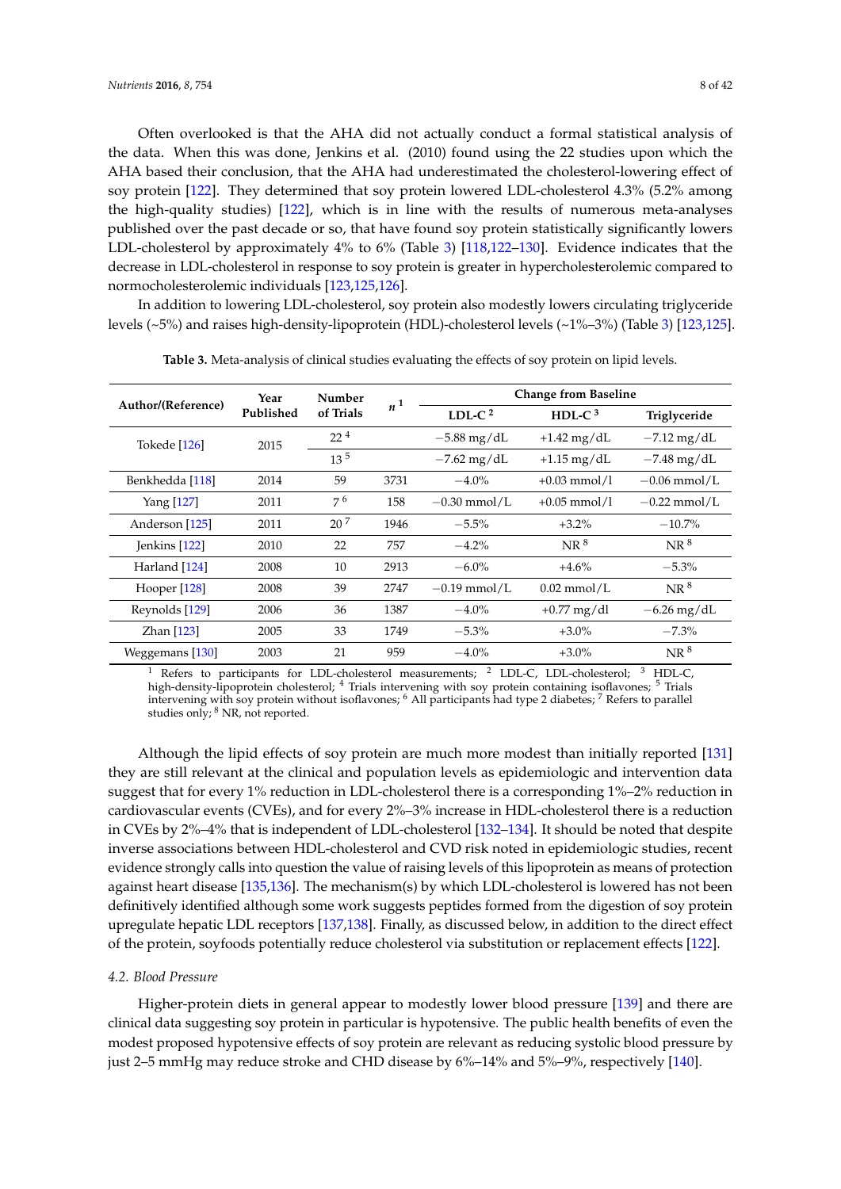Often overlooked is that the AHA did not actually conduct a formal statistical analysis of the data. When this was done, Jenkins et al. (2010) found using the 22 studies upon which the AHA based their conclusion, that the AHA had underestimated the cholesterol-lowering effect of soy protein [122]. They determined that soy protein lowered LDL-cholesterol 4.3% (5.2% among the high-quality studies) [122], which is in line with the results of numerous meta-analyses published over the past decade or so, that have found soy protein statistically significantly lowers LDL-cholesterol by approximately 4% to 6% (Table 3) [118,122–130]. Evidence indicates that the decrease in LDL-cholesterol in response to soy protein is greater in hypercholesterolemic compared to normocholesterolemic individuals [123,125,126].

In addition to lowering LDL-cholesterol, soy protein also modestly lowers circulating triglyceride levels (~5%) and raises high-density-lipoprotein (HDL)-cholesterol levels (~1%–3%) (Table 3) [123,125].

**Table 3.** Meta-analysis of clinical studies evaluating the effects of soy protein on lipid levels.

| Author/(Reference) | Year Published | Number of Trials | n [1] | Change from Baseline | | |
|---|---|---|---|---|---|---|
| | | | | LDL-C [2] | HDL-C [3] | Triglyceride |
| Tokede [126] | 2015 | 22 [4] | | −5.88 mg/dL | +1.42 mg/dL | −7.12 mg/dL |
| | | 13 [5] | | −7.62 mg/dL | +1.15 mg/dL | −7.48 mg/dL |
| Benkhedda [118] | 2014 | 59 | 3731 | −4.0% | +0.03 mmol/l | −0.06 mmol/L |
| Yang [127] | 2011 | 7 [6] | 158 | −0.30 mmol/L | +0.05 mmol/l | −0.22 mmol/L |
| Anderson [125] | 2011 | 20 [7] | 1946 | −5.5% | +3.2% | −10.7% |
| Jenkins [122] | 2010 | 22 | 757 | −4.2% | NR [8] | NR [8] |
| Harland [124] | 2008 | 10 | 2913 | −6.0% | +4.6% | −5.3% |
| Hooper [128] | 2008 | 39 | 2747 | −0.19 mmol/L | 0.02 mmol/L | NR [8] |
| Reynolds [129] | 2006 | 36 | 1387 | −4.0% | +0.77 mg/dl | −6.26 mg/dL |
| Zhan [123] | 2005 | 33 | 1749 | −5.3% | +3.0% | −7.3% |
| Weggemans [130] | 2003 | 21 | 959 | −4.0% | +3.0% | NR [8] |

[1] Refers to participants for LDL-cholesterol measurements; [2] LDL-C, LDL-cholesterol; [3] HDL-C, high-density-lipoprotein cholesterol; [4] Trials intervening with soy protein containing isoflavones; [5] Trials intervening with soy protein without isoflavones; [6] All participants had type 2 diabetes; [7] Refers to parallel studies only; [8] NR, not reported.

Although the lipid effects of soy protein are much more modest than initially reported [131] they are still relevant at the clinical and population levels as epidemiologic and intervention data suggest that for every 1% reduction in LDL-cholesterol there is a corresponding 1%–2% reduction in cardiovascular events (CVEs), and for every 2%–3% increase in HDL-cholesterol there is a reduction in CVEs by 2%–4% that is independent of LDL-cholesterol [132–134]. It should be noted that despite inverse associations between HDL-cholesterol and CVD risk noted in epidemiologic studies, recent evidence strongly calls into question the value of raising levels of this lipoprotein as means of protection against heart disease [135,136]. The mechanism(s) by which LDL-cholesterol is lowered has not been definitively identified although some work suggests peptides formed from the digestion of soy protein upregulate hepatic LDL receptors [137,138]. Finally, as discussed below, in addition to the direct effect of the protein, soyfoods potentially reduce cholesterol via substitution or replacement effects [122].

### *4.2. Blood Pressure*

Higher-protein diets in general appear to modestly lower blood pressure [139] and there are clinical data suggesting soy protein in particular is hypotensive. The public health benefits of even the modest proposed hypotensive effects of soy protein are relevant as reducing systolic blood pressure by just 2–5 mmHg may reduce stroke and CHD disease by 6%–14% and 5%–9%, respectively [140].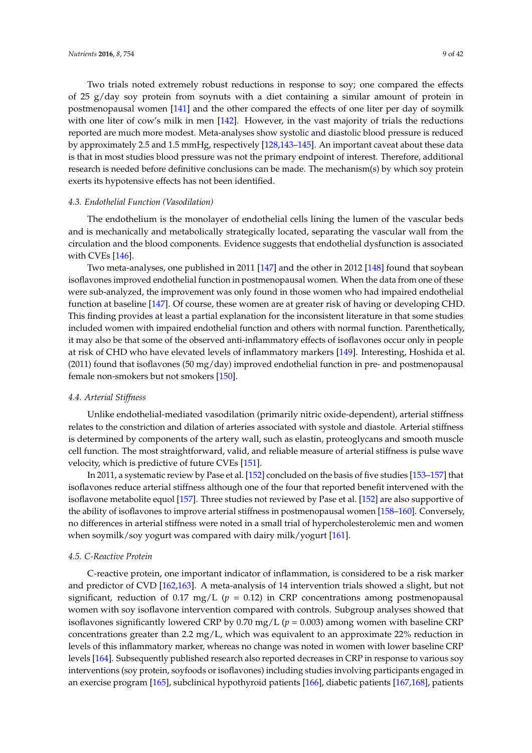Two trials noted extremely robust reductions in response to soy; one compared the effects of 25 g/day soy protein from soynuts with a diet containing a similar amount of protein in postmenopausal women [141] and the other compared the effects of one liter per day of soymilk with one liter of cow's milk in men [142]. However, in the vast majority of trials the reductions reported are much more modest. Meta-analyses show systolic and diastolic blood pressure is reduced by approximately 2.5 and 1.5 mmHg, respectively [128,143–145]. An important caveat about these data is that in most studies blood pressure was not the primary endpoint of interest. Therefore, additional research is needed before definitive conclusions can be made. The mechanism(s) by which soy protein exerts its hypotensive effects has not been identified.

### 4.3. Endothelial Function (Vasodilation)

The endothelium is the monolayer of endothelial cells lining the lumen of the vascular beds and is mechanically and metabolically strategically located, separating the vascular wall from the circulation and the blood components. Evidence suggests that endothelial dysfunction is associated with CVEs [146].

Two meta-analyses, one published in 2011 [147] and the other in 2012 [148] found that soybean isoflavones improved endothelial function in postmenopausal women. When the data from one of these were sub-analyzed, the improvement was only found in those women who had impaired endothelial function at baseline [147]. Of course, these women are at greater risk of having or developing CHD. This finding provides at least a partial explanation for the inconsistent literature in that some studies included women with impaired endothelial function and others with normal function. Parenthetically, it may also be that some of the observed anti-inflammatory effects of isoflavones occur only in people at risk of CHD who have elevated levels of inflammatory markers [149]. Interesting, Hoshida et al. (2011) found that isoflavones (50 mg/day) improved endothelial function in pre- and postmenopausal female non-smokers but not smokers [150].

### 4.4. Arterial Stiffness

Unlike endothelial-mediated vasodilation (primarily nitric oxide-dependent), arterial stiffness relates to the constriction and dilation of arteries associated with systole and diastole. Arterial stiffness is determined by components of the artery wall, such as elastin, proteoglycans and smooth muscle cell function. The most straightforward, valid, and reliable measure of arterial stiffness is pulse wave velocity, which is predictive of future CVEs [151].

In 2011, a systematic review by Pase et al. [152] concluded on the basis of five studies [153–157] that isoflavones reduce arterial stiffness although one of the four that reported benefit intervened with the isoflavone metabolite equol [157]. Three studies not reviewed by Pase et al. [152] are also supportive of the ability of isoflavones to improve arterial stiffness in postmenopausal women [158–160]. Conversely, no differences in arterial stiffness were noted in a small trial of hypercholesterolemic men and women when soymilk/soy yogurt was compared with dairy milk/yogurt [161].

### 4.5. C-Reactive Protein

C-reactive protein, one important indicator of inflammation, is considered to be a risk marker and predictor of CVD [162,163]. A meta-analysis of 14 intervention trials showed a slight, but not significant, reduction of 0.17 mg/L ($p = 0.12$) in CRP concentrations among postmenopausal women with soy isoflavone intervention compared with controls. Subgroup analyses showed that isoflavones significantly lowered CRP by 0.70 mg/L ($p = 0.003$) among women with baseline CRP concentrations greater than 2.2 mg/L, which was equivalent to an approximate 22% reduction in levels of this inflammatory marker, whereas no change was noted in women with lower baseline CRP levels [164]. Subsequently published research also reported decreases in CRP in response to various soy interventions (soy protein, soyfoods or isoflavones) including studies involving participants engaged in an exercise program [165], subclinical hypothyroid patients [166], diabetic patients [167,168], patients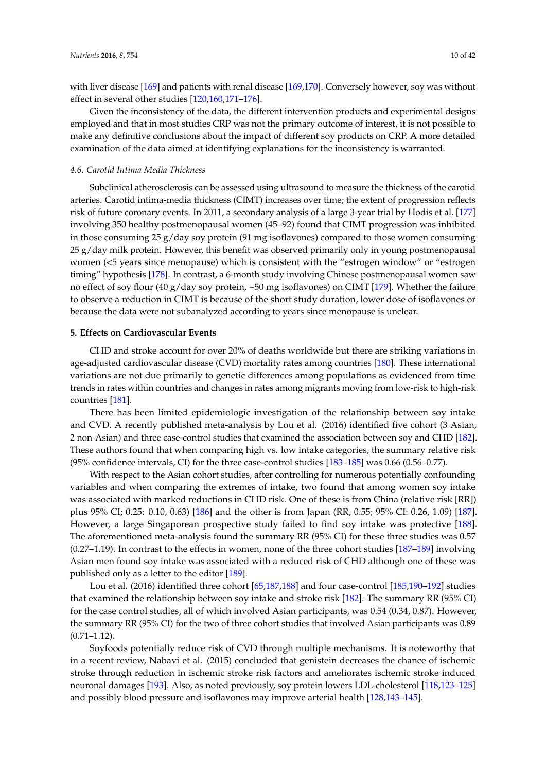with liver disease [169] and patients with renal disease [169,170]. Conversely however, soy was without effect in several other studies [120,160,171–176].

Given the inconsistency of the data, the different intervention products and experimental designs employed and that in most studies CRP was not the primary outcome of interest, it is not possible to make any definitive conclusions about the impact of different soy products on CRP. A more detailed examination of the data aimed at identifying explanations for the inconsistency is warranted.

### *4.6. Carotid Intima Media Thickness*

Subclinical atherosclerosis can be assessed using ultrasound to measure the thickness of the carotid arteries. Carotid intima-media thickness (CIMT) increases over time; the extent of progression reflects risk of future coronary events. In 2011, a secondary analysis of a large 3-year trial by Hodis et al. [177] involving 350 healthy postmenopausal women (45–92) found that CIMT progression was inhibited in those consuming 25 g/day soy protein (91 mg isoflavones) compared to those women consuming 25 g/day milk protein. However, this benefit was observed primarily only in young postmenopausal women (<5 years since menopause) which is consistent with the "estrogen window" or "estrogen timing" hypothesis [178]. In contrast, a 6-month study involving Chinese postmenopausal women saw no effect of soy flour (40 g/day soy protein, ~50 mg isoflavones) on CIMT [179]. Whether the failure to observe a reduction in CIMT is because of the short study duration, lower dose of isoflavones or because the data were not subanalyzed according to years since menopause is unclear.

## **5. Effects on Cardiovascular Events**

CHD and stroke account for over 20% of deaths worldwide but there are striking variations in age-adjusted cardiovascular disease (CVD) mortality rates among countries [180]. These international variations are not due primarily to genetic differences among populations as evidenced from time trends in rates within countries and changes in rates among migrants moving from low-risk to high-risk countries [181].

There has been limited epidemiologic investigation of the relationship between soy intake and CVD. A recently published meta-analysis by Lou et al. (2016) identified five cohort (3 Asian, 2 non-Asian) and three case-control studies that examined the association between soy and CHD [182]. These authors found that when comparing high vs. low intake categories, the summary relative risk (95% confidence intervals, CI) for the three case-control studies [183–185] was 0.66 (0.56–0.77).

With respect to the Asian cohort studies, after controlling for numerous potentially confounding variables and when comparing the extremes of intake, two found that among women soy intake was associated with marked reductions in CHD risk. One of these is from China (relative risk [RR]) plus 95% CI; 0.25: 0.10, 0.63) [186] and the other is from Japan (RR, 0.55; 95% CI: 0.26, 1.09) [187]. However, a large Singaporean prospective study failed to find soy intake was protective [188]. The aforementioned meta-analysis found the summary RR (95% CI) for these three studies was 0.57 (0.27–1.19). In contrast to the effects in women, none of the three cohort studies [187–189] involving Asian men found soy intake was associated with a reduced risk of CHD although one of these was published only as a letter to the editor [189].

Lou et al. (2016) identified three cohort [65,187,188] and four case-control [185,190–192] studies that examined the relationship between soy intake and stroke risk [182]. The summary RR (95% CI) for the case control studies, all of which involved Asian participants, was 0.54 (0.34, 0.87). However, the summary RR (95% CI) for the two of three cohort studies that involved Asian participants was 0.89 (0.71–1.12).

Soyfoods potentially reduce risk of CVD through multiple mechanisms. It is noteworthy that in a recent review, Nabavi et al. (2015) concluded that genistein decreases the chance of ischemic stroke through reduction in ischemic stroke risk factors and ameliorates ischemic stroke induced neuronal damages [193]. Also, as noted previously, soy protein lowers LDL-cholesterol [118,123–125] and possibly blood pressure and isoflavones may improve arterial health [128,143–145].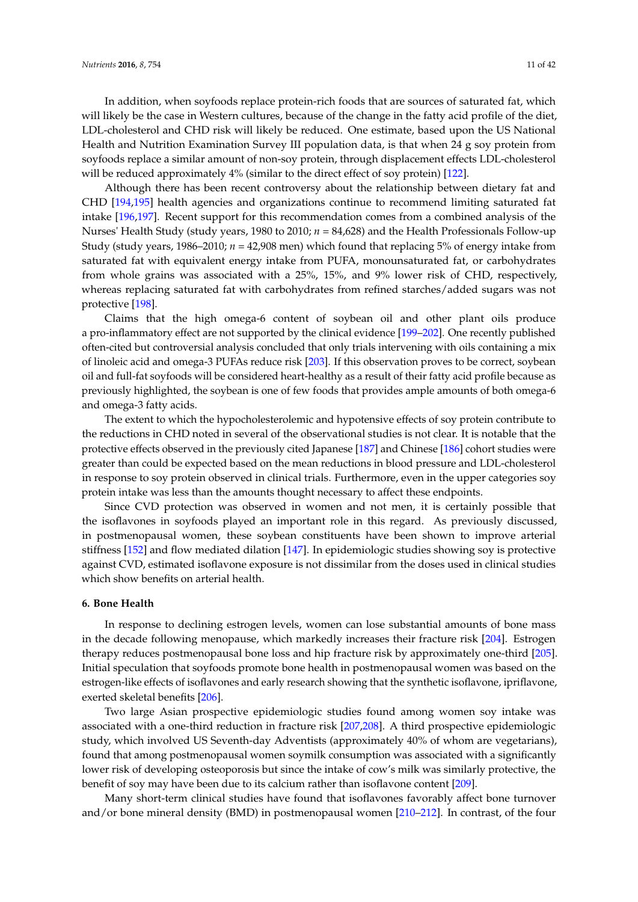In addition, when soyfoods replace protein-rich foods that are sources of saturated fat, which will likely be the case in Western cultures, because of the change in the fatty acid profile of the diet, LDL-cholesterol and CHD risk will likely be reduced. One estimate, based upon the US National Health and Nutrition Examination Survey III population data, is that when 24 g soy protein from soyfoods replace a similar amount of non-soy protein, through displacement effects LDL-cholesterol will be reduced approximately 4% (similar to the direct effect of soy protein) [122].

Although there has been recent controversy about the relationship between dietary fat and CHD [194,195] health agencies and organizations continue to recommend limiting saturated fat intake [196,197]. Recent support for this recommendation comes from a combined analysis of the Nurses' Health Study (study years, 1980 to 2010; *n* = 84,628) and the Health Professionals Follow-up Study (study years, 1986–2010; *n* = 42,908 men) which found that replacing 5% of energy intake from saturated fat with equivalent energy intake from PUFA, monounsaturated fat, or carbohydrates from whole grains was associated with a 25%, 15%, and 9% lower risk of CHD, respectively, whereas replacing saturated fat with carbohydrates from refined starches/added sugars was not protective [198].

Claims that the high omega-6 content of soybean oil and other plant oils produce a pro-inflammatory effect are not supported by the clinical evidence [199–202]. One recently published often-cited but controversial analysis concluded that only trials intervening with oils containing a mix of linoleic acid and omega-3 PUFAs reduce risk [203]. If this observation proves to be correct, soybean oil and full-fat soyfoods will be considered heart-healthy as a result of their fatty acid profile because as previously highlighted, the soybean is one of few foods that provides ample amounts of both omega-6 and omega-3 fatty acids.

The extent to which the hypocholesterolemic and hypotensive effects of soy protein contribute to the reductions in CHD noted in several of the observational studies is not clear. It is notable that the protective effects observed in the previously cited Japanese [187] and Chinese [186] cohort studies were greater than could be expected based on the mean reductions in blood pressure and LDL-cholesterol in response to soy protein observed in clinical trials. Furthermore, even in the upper categories soy protein intake was less than the amounts thought necessary to affect these endpoints.

Since CVD protection was observed in women and not men, it is certainly possible that the isoflavones in soyfoods played an important role in this regard. As previously discussed, in postmenopausal women, these soybean constituents have been shown to improve arterial stiffness [152] and flow mediated dilation [147]. In epidemiologic studies showing soy is protective against CVD, estimated isoflavone exposure is not dissimilar from the doses used in clinical studies which show benefits on arterial health.

## 6. Bone Health

In response to declining estrogen levels, women can lose substantial amounts of bone mass in the decade following menopause, which markedly increases their fracture risk [204]. Estrogen therapy reduces postmenopausal bone loss and hip fracture risk by approximately one-third [205]. Initial speculation that soyfoods promote bone health in postmenopausal women was based on the estrogen-like effects of isoflavones and early research showing that the synthetic isoflavone, ipriflavone, exerted skeletal benefits [206].

Two large Asian prospective epidemiologic studies found among women soy intake was associated with a one-third reduction in fracture risk [207,208]. A third prospective epidemiologic study, which involved US Seventh-day Adventists (approximately 40% of whom are vegetarians), found that among postmenopausal women soymilk consumption was associated with a significantly lower risk of developing osteoporosis but since the intake of cow's milk was similarly protective, the benefit of soy may have been due to its calcium rather than isoflavone content [209].

Many short-term clinical studies have found that isoflavones favorably affect bone turnover and/or bone mineral density (BMD) in postmenopausal women [210–212]. In contrast, of the four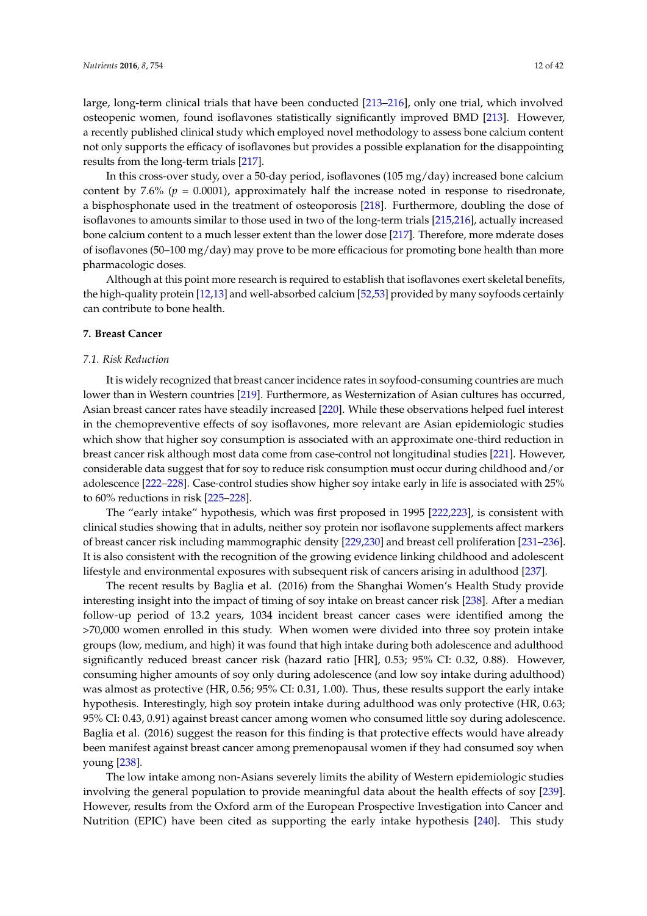large, long-term clinical trials that have been conducted [213–216], only one trial, which involved osteopenic women, found isoflavones statistically significantly improved BMD [213]. However, a recently published clinical study which employed novel methodology to assess bone calcium content not only supports the efficacy of isoflavones but provides a possible explanation for the disappointing results from the long-term trials [217].

In this cross-over study, over a 50-day period, isoflavones (105 mg/day) increased bone calcium content by 7.6% ($p = 0.0001$), approximately half the increase noted in response to risedronate, a bisphosphonate used in the treatment of osteoporosis [218]. Furthermore, doubling the dose of isoflavones to amounts similar to those used in two of the long-term trials [215,216], actually increased bone calcium content to a much lesser extent than the lower dose [217]. Therefore, more mderate doses of isoflavones (50–100 mg/day) may prove to be more efficacious for promoting bone health than more pharmacologic doses.

Although at this point more research is required to establish that isoflavones exert skeletal benefits, the high-quality protein [12,13] and well-absorbed calcium [52,53] provided by many soyfoods certainly can contribute to bone health.

## 7. Breast Cancer

### *7.1. Risk Reduction*

It is widely recognized that breast cancer incidence rates in soyfood-consuming countries are much lower than in Western countries [219]. Furthermore, as Westernization of Asian cultures has occurred, Asian breast cancer rates have steadily increased [220]. While these observations helped fuel interest in the chemopreventive effects of soy isoflavones, more relevant are Asian epidemiologic studies which show that higher soy consumption is associated with an approximate one-third reduction in breast cancer risk although most data come from case-control not longitudinal studies [221]. However, considerable data suggest that for soy to reduce risk consumption must occur during childhood and/or adolescence [222–228]. Case-control studies show higher soy intake early in life is associated with 25% to 60% reductions in risk [225–228].

The "early intake" hypothesis, which was first proposed in 1995 [222,223], is consistent with clinical studies showing that in adults, neither soy protein nor isoflavone supplements affect markers of breast cancer risk including mammographic density [229,230] and breast cell proliferation [231–236]. It is also consistent with the recognition of the growing evidence linking childhood and adolescent lifestyle and environmental exposures with subsequent risk of cancers arising in adulthood [237].

The recent results by Baglia et al. (2016) from the Shanghai Women's Health Study provide interesting insight into the impact of timing of soy intake on breast cancer risk [238]. After a median follow-up period of 13.2 years, 1034 incident breast cancer cases were identified among the >70,000 women enrolled in this study. When women were divided into three soy protein intake groups (low, medium, and high) it was found that high intake during both adolescence and adulthood significantly reduced breast cancer risk (hazard ratio [HR], 0.53; 95% CI: 0.32, 0.88). However, consuming higher amounts of soy only during adolescence (and low soy intake during adulthood) was almost as protective (HR, 0.56; 95% CI: 0.31, 1.00). Thus, these results support the early intake hypothesis. Interestingly, high soy protein intake during adulthood was only protective (HR, 0.63; 95% CI: 0.43, 0.91) against breast cancer among women who consumed little soy during adolescence. Baglia et al. (2016) suggest the reason for this finding is that protective effects would have already been manifest against breast cancer among premenopausal women if they had consumed soy when young [238].

The low intake among non-Asians severely limits the ability of Western epidemiologic studies involving the general population to provide meaningful data about the health effects of soy [239]. However, results from the Oxford arm of the European Prospective Investigation into Cancer and Nutrition (EPIC) have been cited as supporting the early intake hypothesis [240]. This study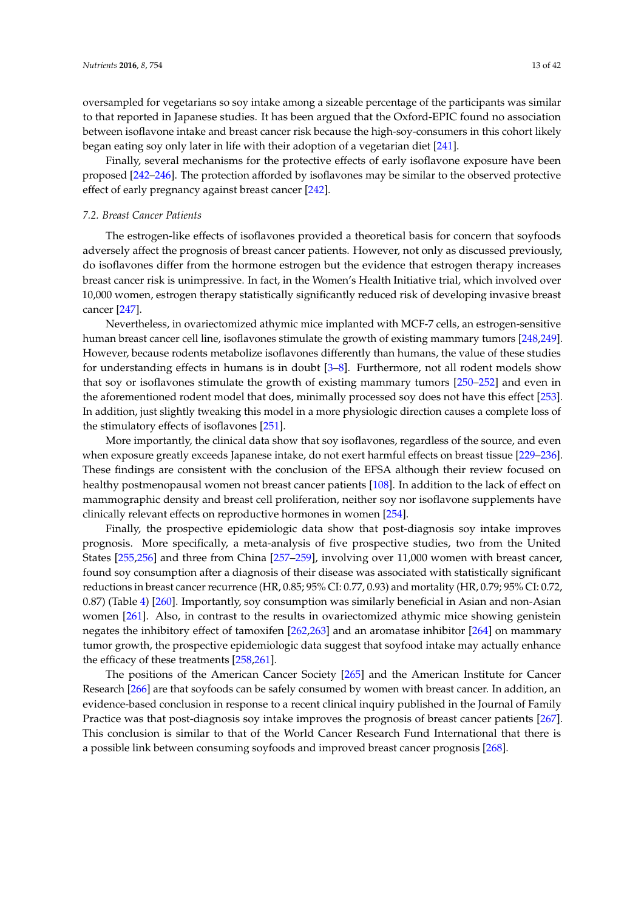oversampled for vegetarians so soy intake among a sizeable percentage of the participants was similar to that reported in Japanese studies. It has been argued that the Oxford-EPIC found no association between isoflavone intake and breast cancer risk because the high-soy-consumers in this cohort likely began eating soy only later in life with their adoption of a vegetarian diet [241].

Finally, several mechanisms for the protective effects of early isoflavone exposure have been proposed [242–246]. The protection afforded by isoflavones may be similar to the observed protective effect of early pregnancy against breast cancer [242].

### 7.2. Breast Cancer Patients

The estrogen-like effects of isoflavones provided a theoretical basis for concern that soyfoods adversely affect the prognosis of breast cancer patients. However, not only as discussed previously, do isoflavones differ from the hormone estrogen but the evidence that estrogen therapy increases breast cancer risk is unimpressive. In fact, in the Women's Health Initiative trial, which involved over 10,000 women, estrogen therapy statistically significantly reduced risk of developing invasive breast cancer [247].

Nevertheless, in ovariectomized athymic mice implanted with MCF-7 cells, an estrogen-sensitive human breast cancer cell line, isoflavones stimulate the growth of existing mammary tumors [248,249]. However, because rodents metabolize isoflavones differently than humans, the value of these studies for understanding effects in humans is in doubt [3–8]. Furthermore, not all rodent models show that soy or isoflavones stimulate the growth of existing mammary tumors [250–252] and even in the aforementioned rodent model that does, minimally processed soy does not have this effect [253]. In addition, just slightly tweaking this model in a more physiologic direction causes a complete loss of the stimulatory effects of isoflavones [251].

More importantly, the clinical data show that soy isoflavones, regardless of the source, and even when exposure greatly exceeds Japanese intake, do not exert harmful effects on breast tissue [229–236]. These findings are consistent with the conclusion of the EFSA although their review focused on healthy postmenopausal women not breast cancer patients [108]. In addition to the lack of effect on mammographic density and breast cell proliferation, neither soy nor isoflavone supplements have clinically relevant effects on reproductive hormones in women [254].

Finally, the prospective epidemiologic data show that post-diagnosis soy intake improves prognosis. More specifically, a meta-analysis of five prospective studies, two from the United States [255,256] and three from China [257–259], involving over 11,000 women with breast cancer, found soy consumption after a diagnosis of their disease was associated with statistically significant reductions in breast cancer recurrence (HR, 0.85; 95% CI: 0.77, 0.93) and mortality (HR, 0.79; 95% CI: 0.72, 0.87) (Table 4) [260]. Importantly, soy consumption was similarly beneficial in Asian and non-Asian women [261]. Also, in contrast to the results in ovariectomized athymic mice showing genistein negates the inhibitory effect of tamoxifen [262,263] and an aromatase inhibitor [264] on mammary tumor growth, the prospective epidemiologic data suggest that soyfood intake may actually enhance the efficacy of these treatments [258,261].

The positions of the American Cancer Society [265] and the American Institute for Cancer Research [266] are that soyfoods can be safely consumed by women with breast cancer. In addition, an evidence-based conclusion in response to a recent clinical inquiry published in the Journal of Family Practice was that post-diagnosis soy intake improves the prognosis of breast cancer patients [267]. This conclusion is similar to that of the World Cancer Research Fund International that there is a possible link between consuming soyfoods and improved breast cancer prognosis [268].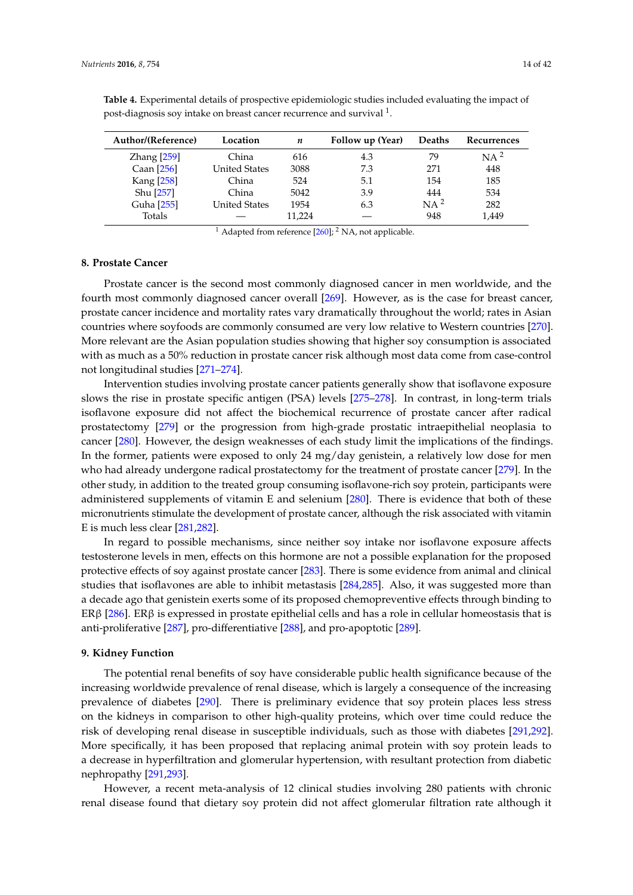**Table 4.** Experimental details of prospective epidemiologic studies included evaluating the impact of post-diagnosis soy intake on breast cancer recurrence and survival [1].

| Author/(Reference) | Location | *n* | Follow up (Year) | Deaths | Recurrences |
|---|---|---|---|---|---|
| Zhang [259] | China | 616 | 4.3 | 79 | NA [2] |
| Caan [256] | United States | 3088 | 7.3 | 271 | 448 |
| Kang [258] | China | 524 | 5.1 | 154 | 185 |
| Shu [257] | China | 5042 | 3.9 | 444 | 534 |
| Guha [255] | United States | 1954 | 6.3 | NA [2] | 282 |
| Totals | — | 11,224 | — | 948 | 1,449 |

[1] Adapted from reference [260]; [2] NA, not applicable.

## 8. Prostate Cancer

Prostate cancer is the second most commonly diagnosed cancer in men worldwide, and the fourth most commonly diagnosed cancer overall [269]. However, as is the case for breast cancer, prostate cancer incidence and mortality rates vary dramatically throughout the world; rates in Asian countries where soyfoods are commonly consumed are very low relative to Western countries [270]. More relevant are the Asian population studies showing that higher soy consumption is associated with as much as a 50% reduction in prostate cancer risk although most data come from case-control not longitudinal studies [271–274].

Intervention studies involving prostate cancer patients generally show that isoflavone exposure slows the rise in prostate specific antigen (PSA) levels [275–278]. In contrast, in long-term trials isoflavone exposure did not affect the biochemical recurrence of prostate cancer after radical prostatectomy [279] or the progression from high-grade prostatic intraepithelial neoplasia to cancer [280]. However, the design weaknesses of each study limit the implications of the findings. In the former, patients were exposed to only 24 mg/day genistein, a relatively low dose for men who had already undergone radical prostatectomy for the treatment of prostate cancer [279]. In the other study, in addition to the treated group consuming isoflavone-rich soy protein, participants were administered supplements of vitamin E and selenium [280]. There is evidence that both of these micronutrients stimulate the development of prostate cancer, although the risk associated with vitamin E is much less clear [281,282].

In regard to possible mechanisms, since neither soy intake nor isoflavone exposure affects testosterone levels in men, effects on this hormone are not a possible explanation for the proposed protective effects of soy against prostate cancer [283]. There is some evidence from animal and clinical studies that isoflavones are able to inhibit metastasis [284,285]. Also, it was suggested more than a decade ago that genistein exerts some of its proposed chemopreventive effects through binding to ERβ [286]. ERβ is expressed in prostate epithelial cells and has a role in cellular homeostasis that is anti-proliferative [287], pro-differentiative [288], and pro-apoptotic [289].

## 9. Kidney Function

The potential renal benefits of soy have considerable public health significance because of the increasing worldwide prevalence of renal disease, which is largely a consequence of the increasing prevalence of diabetes [290]. There is preliminary evidence that soy protein places less stress on the kidneys in comparison to other high-quality proteins, which over time could reduce the risk of developing renal disease in susceptible individuals, such as those with diabetes [291,292]. More specifically, it has been proposed that replacing animal protein with soy protein leads to a decrease in hyperfiltration and glomerular hypertension, with resultant protection from diabetic nephropathy [291,293].

However, a recent meta-analysis of 12 clinical studies involving 280 patients with chronic renal disease found that dietary soy protein did not affect glomerular filtration rate although it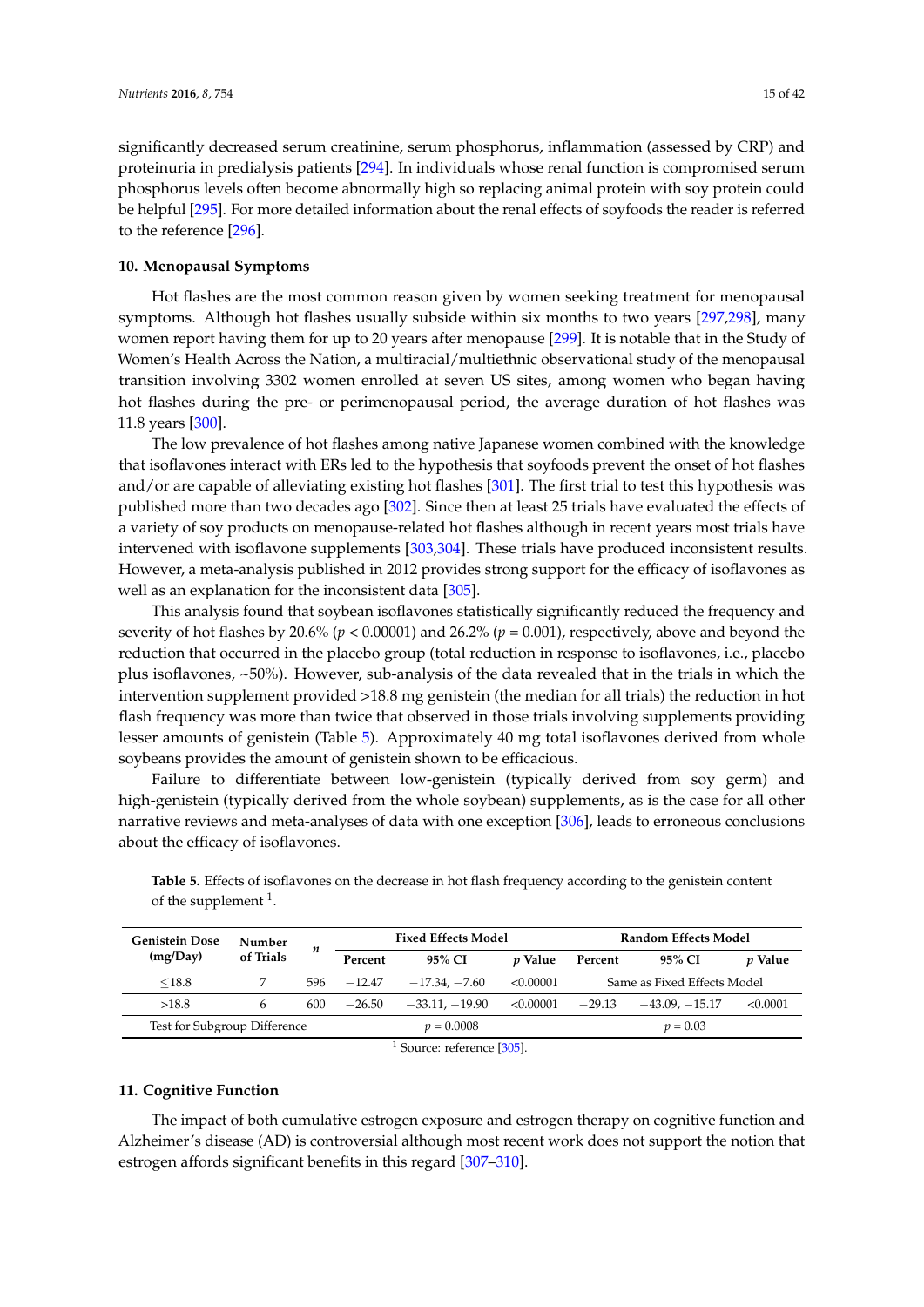significantly decreased serum creatinine, serum phosphorus, inflammation (assessed by CRP) and proteinuria in predialysis patients [294]. In individuals whose renal function is compromised serum phosphorus levels often become abnormally high so replacing animal protein with soy protein could be helpful [295]. For more detailed information about the renal effects of soyfoods the reader is referred to the reference [296].

## 10. Menopausal Symptoms

Hot flashes are the most common reason given by women seeking treatment for menopausal symptoms. Although hot flashes usually subside within six months to two years [297,298], many women report having them for up to 20 years after menopause [299]. It is notable that in the Study of Women's Health Across the Nation, a multiracial/multiethnic observational study of the menopausal transition involving 3302 women enrolled at seven US sites, among women who began having hot flashes during the pre- or perimenopausal period, the average duration of hot flashes was 11.8 years [300].

The low prevalence of hot flashes among native Japanese women combined with the knowledge that isoflavones interact with ERs led to the hypothesis that soyfoods prevent the onset of hot flashes and/or are capable of alleviating existing hot flashes [301]. The first trial to test this hypothesis was published more than two decades ago [302]. Since then at least 25 trials have evaluated the effects of a variety of soy products on menopause-related hot flashes although in recent years most trials have intervened with isoflavone supplements [303,304]. These trials have produced inconsistent results. However, a meta-analysis published in 2012 provides strong support for the efficacy of isoflavones as well as an explanation for the inconsistent data [305].

This analysis found that soybean isoflavones statistically significantly reduced the frequency and severity of hot flashes by 20.6% ($p < 0.00001$) and 26.2% ($p = 0.001$), respectively, above and beyond the reduction that occurred in the placebo group (total reduction in response to isoflavones, i.e., placebo plus isoflavones, ~50%). However, sub-analysis of the data revealed that in the trials in which the intervention supplement provided >18.8 mg genistein (the median for all trials) the reduction in hot flash frequency was more than twice that observed in those trials involving supplements providing lesser amounts of genistein (Table 5). Approximately 40 mg total isoflavones derived from whole soybeans provides the amount of genistein shown to be efficacious.

Failure to differentiate between low-genistein (typically derived from soy germ) and high-genistein (typically derived from the whole soybean) supplements, as is the case for all other narrative reviews and meta-analyses of data with one exception [306], leads to erroneous conclusions about the efficacy of isoflavones.

**Table 5.** Effects of isoflavones on the decrease in hot flash frequency according to the genistein content of the supplement [1].

| Genistein Dose (mg/Day) | Number of Trials | *n* | Fixed Effects Model | | | Random Effects Model | | |
|---|---|---|---|---|---|---|---|---|
| | | | Percent | 95% CI | *p* Value | Percent | 95% CI | *p* Value |
| ≤18.8 | 7 | 596 | −12.47 | −17.34, −7.60 | <0.00001 | Same as Fixed Effects Model | | |
| >18.8 | 6 | 600 | −26.50 | −33.11, −19.90 | <0.00001 | −29.13 | −43.09, −15.17 | <0.0001 |
| Test for Subgroup Difference | | | $p = 0.0008$ | | | $p = 0.03$ | | |

[1] Source: reference [305].

## 11. Cognitive Function

The impact of both cumulative estrogen exposure and estrogen therapy on cognitive function and Alzheimer's disease (AD) is controversial although most recent work does not support the notion that estrogen affords significant benefits in this regard [307–310].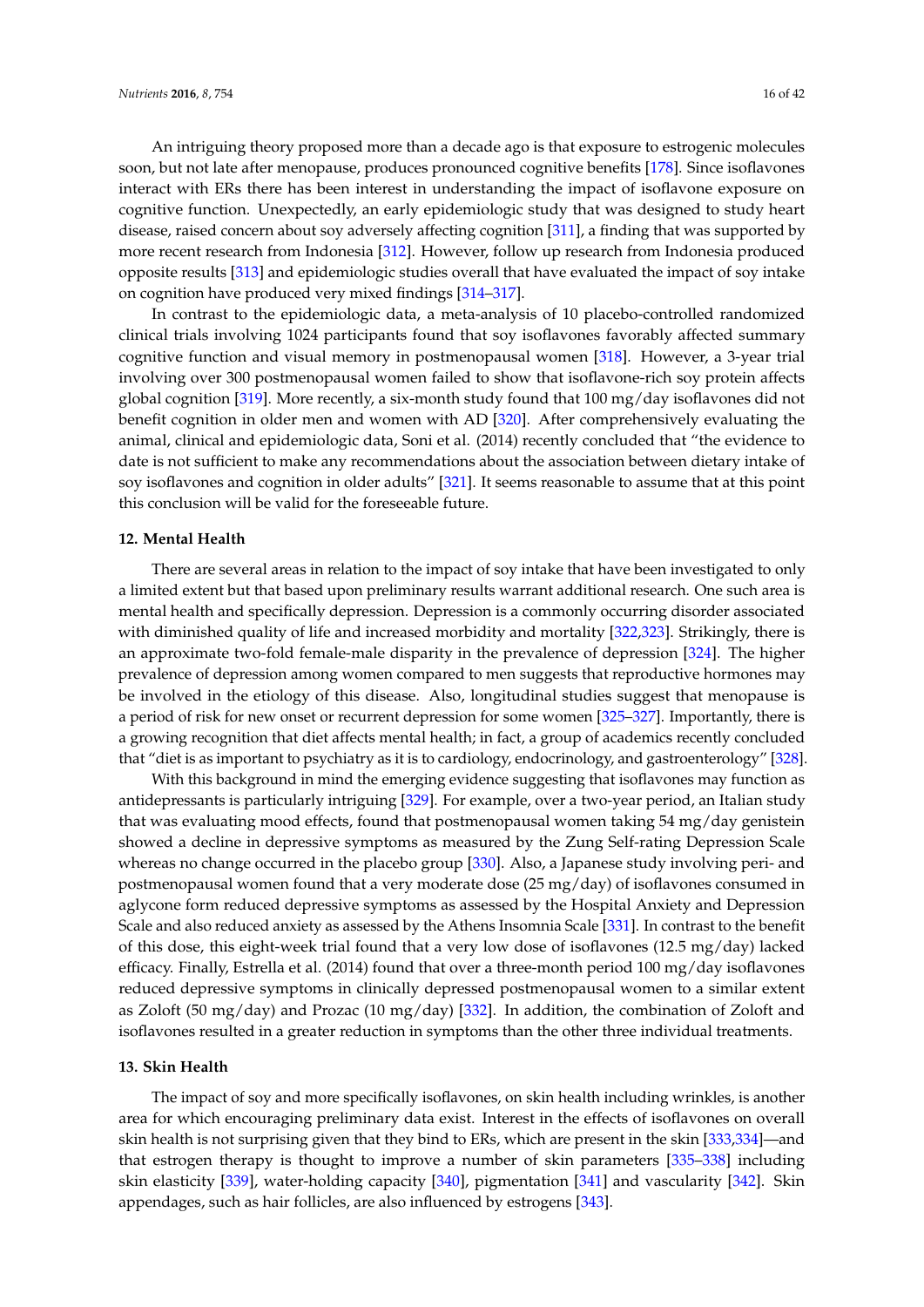An intriguing theory proposed more than a decade ago is that exposure to estrogenic molecules soon, but not late after menopause, produces pronounced cognitive benefits [178]. Since isoflavones interact with ERs there has been interest in understanding the impact of isoflavone exposure on cognitive function. Unexpectedly, an early epidemiologic study that was designed to study heart disease, raised concern about soy adversely affecting cognition [311], a finding that was supported by more recent research from Indonesia [312]. However, follow up research from Indonesia produced opposite results [313] and epidemiologic studies overall that have evaluated the impact of soy intake on cognition have produced very mixed findings [314–317].

In contrast to the epidemiologic data, a meta-analysis of 10 placebo-controlled randomized clinical trials involving 1024 participants found that soy isoflavones favorably affected summary cognitive function and visual memory in postmenopausal women [318]. However, a 3-year trial involving over 300 postmenopausal women failed to show that isoflavone-rich soy protein affects global cognition [319]. More recently, a six-month study found that 100 mg/day isoflavones did not benefit cognition in older men and women with AD [320]. After comprehensively evaluating the animal, clinical and epidemiologic data, Soni et al. (2014) recently concluded that "the evidence to date is not sufficient to make any recommendations about the association between dietary intake of soy isoflavones and cognition in older adults" [321]. It seems reasonable to assume that at this point this conclusion will be valid for the foreseeable future.

## 12. Mental Health

There are several areas in relation to the impact of soy intake that have been investigated to only a limited extent but that based upon preliminary results warrant additional research. One such area is mental health and specifically depression. Depression is a commonly occurring disorder associated with diminished quality of life and increased morbidity and mortality [322,323]. Strikingly, there is an approximate two-fold female-male disparity in the prevalence of depression [324]. The higher prevalence of depression among women compared to men suggests that reproductive hormones may be involved in the etiology of this disease. Also, longitudinal studies suggest that menopause is a period of risk for new onset or recurrent depression for some women [325–327]. Importantly, there is a growing recognition that diet affects mental health; in fact, a group of academics recently concluded that "diet is as important to psychiatry as it is to cardiology, endocrinology, and gastroenterology" [328].

With this background in mind the emerging evidence suggesting that isoflavones may function as antidepressants is particularly intriguing [329]. For example, over a two-year period, an Italian study that was evaluating mood effects, found that postmenopausal women taking 54 mg/day genistein showed a decline in depressive symptoms as measured by the Zung Self-rating Depression Scale whereas no change occurred in the placebo group [330]. Also, a Japanese study involving peri- and postmenopausal women found that a very moderate dose (25 mg/day) of isoflavones consumed in aglycone form reduced depressive symptoms as assessed by the Hospital Anxiety and Depression Scale and also reduced anxiety as assessed by the Athens Insomnia Scale [331]. In contrast to the benefit of this dose, this eight-week trial found that a very low dose of isoflavones (12.5 mg/day) lacked efficacy. Finally, Estrella et al. (2014) found that over a three-month period 100 mg/day isoflavones reduced depressive symptoms in clinically depressed postmenopausal women to a similar extent as Zoloft (50 mg/day) and Prozac (10 mg/day) [332]. In addition, the combination of Zoloft and isoflavones resulted in a greater reduction in symptoms than the other three individual treatments.

## 13. Skin Health

The impact of soy and more specifically isoflavones, on skin health including wrinkles, is another area for which encouraging preliminary data exist. Interest in the effects of isoflavones on overall skin health is not surprising given that they bind to ERs, which are present in the skin [333,334]—and that estrogen therapy is thought to improve a number of skin parameters [335–338] including skin elasticity [339], water-holding capacity [340], pigmentation [341] and vascularity [342]. Skin appendages, such as hair follicles, are also influenced by estrogens [343].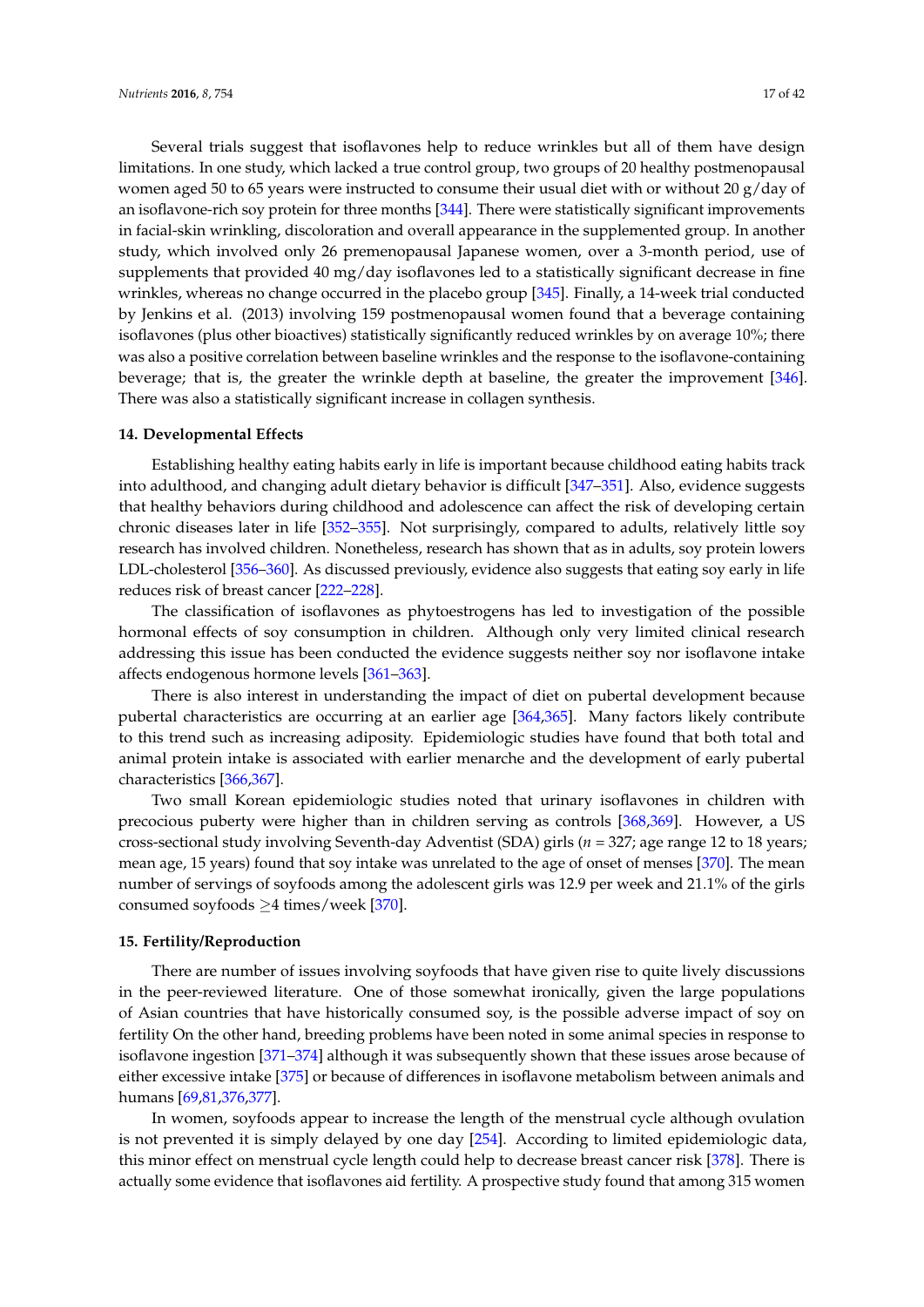Several trials suggest that isoflavones help to reduce wrinkles but all of them have design limitations. In one study, which lacked a true control group, two groups of 20 healthy postmenopausal women aged 50 to 65 years were instructed to consume their usual diet with or without 20 g/day of an isoflavone-rich soy protein for three months [344]. There were statistically significant improvements in facial-skin wrinkling, discoloration and overall appearance in the supplemented group. In another study, which involved only 26 premenopausal Japanese women, over a 3-month period, use of supplements that provided 40 mg/day isoflavones led to a statistically significant decrease in fine wrinkles, whereas no change occurred in the placebo group [345]. Finally, a 14-week trial conducted by Jenkins et al. (2013) involving 159 postmenopausal women found that a beverage containing isoflavones (plus other bioactives) statistically significantly reduced wrinkles by on average 10%; there was also a positive correlation between baseline wrinkles and the response to the isoflavone-containing beverage; that is, the greater the wrinkle depth at baseline, the greater the improvement [346]. There was also a statistically significant increase in collagen synthesis.

## 14. Developmental Effects

Establishing healthy eating habits early in life is important because childhood eating habits track into adulthood, and changing adult dietary behavior is difficult [347–351]. Also, evidence suggests that healthy behaviors during childhood and adolescence can affect the risk of developing certain chronic diseases later in life [352–355]. Not surprisingly, compared to adults, relatively little soy research has involved children. Nonetheless, research has shown that as in adults, soy protein lowers LDL-cholesterol [356–360]. As discussed previously, evidence also suggests that eating soy early in life reduces risk of breast cancer [222–228].

The classification of isoflavones as phytoestrogens has led to investigation of the possible hormonal effects of soy consumption in children. Although only very limited clinical research addressing this issue has been conducted the evidence suggests neither soy nor isoflavone intake affects endogenous hormone levels [361–363].

There is also interest in understanding the impact of diet on pubertal development because pubertal characteristics are occurring at an earlier age [364,365]. Many factors likely contribute to this trend such as increasing adiposity. Epidemiologic studies have found that both total and animal protein intake is associated with earlier menarche and the development of early pubertal characteristics [366,367].

Two small Korean epidemiologic studies noted that urinary isoflavones in children with precocious puberty were higher than in children serving as controls [368,369]. However, a US cross-sectional study involving Seventh-day Adventist (SDA) girls ($n$ = 327; age range 12 to 18 years; mean age, 15 years) found that soy intake was unrelated to the age of onset of menses [370]. The mean number of servings of soyfoods among the adolescent girls was 12.9 per week and 21.1% of the girls consumed soyfoods $\geq$4 times/week [370].

## 15. Fertility/Reproduction

There are number of issues involving soyfoods that have given rise to quite lively discussions in the peer-reviewed literature. One of those somewhat ironically, given the large populations of Asian countries that have historically consumed soy, is the possible adverse impact of soy on fertility On the other hand, breeding problems have been noted in some animal species in response to isoflavone ingestion [371–374] although it was subsequently shown that these issues arose because of either excessive intake [375] or because of differences in isoflavone metabolism between animals and humans [69,81,376,377].

In women, soyfoods appear to increase the length of the menstrual cycle although ovulation is not prevented it is simply delayed by one day [254]. According to limited epidemiologic data, this minor effect on menstrual cycle length could help to decrease breast cancer risk [378]. There is actually some evidence that isoflavones aid fertility. A prospective study found that among 315 women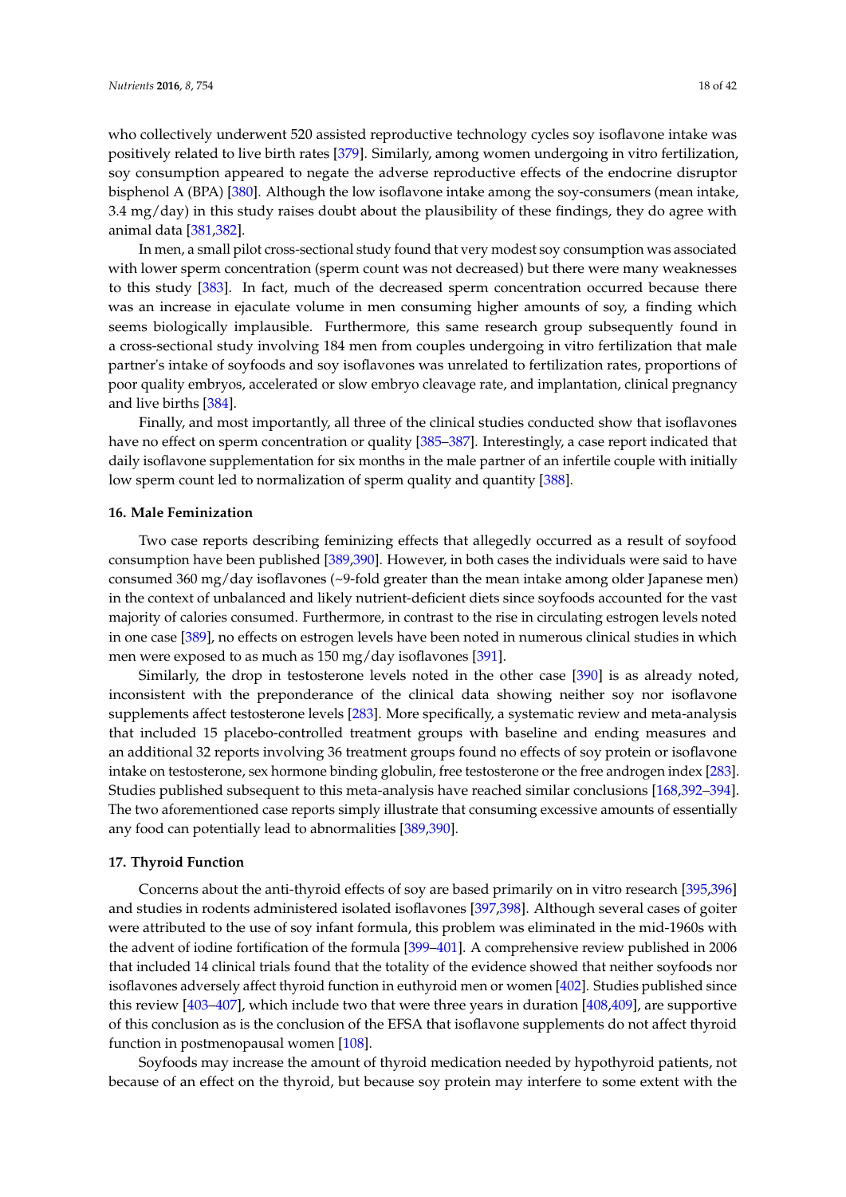who collectively underwent 520 assisted reproductive technology cycles soy isoflavone intake was positively related to live birth rates [379]. Similarly, among women undergoing in vitro fertilization, soy consumption appeared to negate the adverse reproductive effects of the endocrine disruptor bisphenol A (BPA) [380]. Although the low isoflavone intake among the soy-consumers (mean intake, 3.4 mg/day) in this study raises doubt about the plausibility of these findings, they do agree with animal data [381,382].

In men, a small pilot cross-sectional study found that very modest soy consumption was associated with lower sperm concentration (sperm count was not decreased) but there were many weaknesses to this study [383]. In fact, much of the decreased sperm concentration occurred because there was an increase in ejaculate volume in men consuming higher amounts of soy, a finding which seems biologically implausible. Furthermore, this same research group subsequently found in a cross-sectional study involving 184 men from couples undergoing in vitro fertilization that male partner's intake of soyfoods and soy isoflavones was unrelated to fertilization rates, proportions of poor quality embryos, accelerated or slow embryo cleavage rate, and implantation, clinical pregnancy and live births [384].

Finally, and most importantly, all three of the clinical studies conducted show that isoflavones have no effect on sperm concentration or quality [385–387]. Interestingly, a case report indicated that daily isoflavone supplementation for six months in the male partner of an infertile couple with initially low sperm count led to normalization of sperm quality and quantity [388].

## 16. Male Feminization

Two case reports describing feminizing effects that allegedly occurred as a result of soyfood consumption have been published [389,390]. However, in both cases the individuals were said to have consumed 360 mg/day isoflavones (~9-fold greater than the mean intake among older Japanese men) in the context of unbalanced and likely nutrient-deficient diets since soyfoods accounted for the vast majority of calories consumed. Furthermore, in contrast to the rise in circulating estrogen levels noted in one case [389], no effects on estrogen levels have been noted in numerous clinical studies in which men were exposed to as much as 150 mg/day isoflavones [391].

Similarly, the drop in testosterone levels noted in the other case [390] is as already noted, inconsistent with the preponderance of the clinical data showing neither soy nor isoflavone supplements affect testosterone levels [283]. More specifically, a systematic review and meta-analysis that included 15 placebo-controlled treatment groups with baseline and ending measures and an additional 32 reports involving 36 treatment groups found no effects of soy protein or isoflavone intake on testosterone, sex hormone binding globulin, free testosterone or the free androgen index [283]. Studies published subsequent to this meta-analysis have reached similar conclusions [168,392–394]. The two aforementioned case reports simply illustrate that consuming excessive amounts of essentially any food can potentially lead to abnormalities [389,390].

## 17. Thyroid Function

Concerns about the anti-thyroid effects of soy are based primarily on in vitro research [395,396] and studies in rodents administered isolated isoflavones [397,398]. Although several cases of goiter were attributed to the use of soy infant formula, this problem was eliminated in the mid-1960s with the advent of iodine fortification of the formula [399–401]. A comprehensive review published in 2006 that included 14 clinical trials found that the totality of the evidence showed that neither soyfoods nor isoflavones adversely affect thyroid function in euthyroid men or women [402]. Studies published since this review [403–407], which include two that were three years in duration [408,409], are supportive of this conclusion as is the conclusion of the EFSA that isoflavone supplements do not affect thyroid function in postmenopausal women [108].

Soyfoods may increase the amount of thyroid medication needed by hypothyroid patients, not because of an effect on the thyroid, but because soy protein may interfere to some extent with the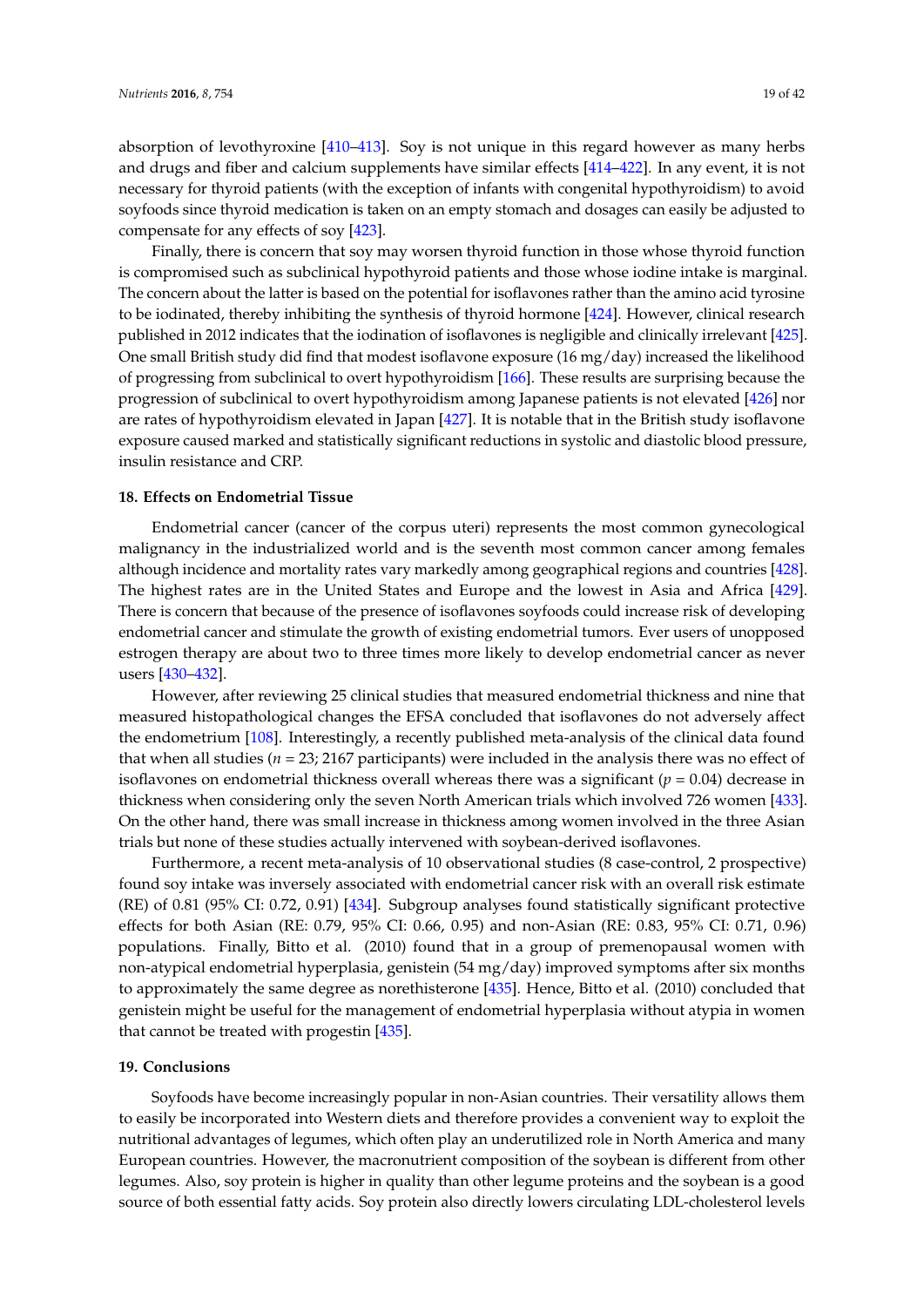absorption of levothyroxine [410–413]. Soy is not unique in this regard however as many herbs and drugs and fiber and calcium supplements have similar effects [414–422]. In any event, it is not necessary for thyroid patients (with the exception of infants with congenital hypothyroidism) to avoid soyfoods since thyroid medication is taken on an empty stomach and dosages can easily be adjusted to compensate for any effects of soy [423].

Finally, there is concern that soy may worsen thyroid function in those whose thyroid function is compromised such as subclinical hypothyroid patients and those whose iodine intake is marginal. The concern about the latter is based on the potential for isoflavones rather than the amino acid tyrosine to be iodinated, thereby inhibiting the synthesis of thyroid hormone [424]. However, clinical research published in 2012 indicates that the iodination of isoflavones is negligible and clinically irrelevant [425]. One small British study did find that modest isoflavone exposure (16 mg/day) increased the likelihood of progressing from subclinical to overt hypothyroidism [166]. These results are surprising because the progression of subclinical to overt hypothyroidism among Japanese patients is not elevated [426] nor are rates of hypothyroidism elevated in Japan [427]. It is notable that in the British study isoflavone exposure caused marked and statistically significant reductions in systolic and diastolic blood pressure, insulin resistance and CRP.

## 18. Effects on Endometrial Tissue

Endometrial cancer (cancer of the corpus uteri) represents the most common gynecological malignancy in the industrialized world and is the seventh most common cancer among females although incidence and mortality rates vary markedly among geographical regions and countries [428]. The highest rates are in the United States and Europe and the lowest in Asia and Africa [429]. There is concern that because of the presence of isoflavones soyfoods could increase risk of developing endometrial cancer and stimulate the growth of existing endometrial tumors. Ever users of unopposed estrogen therapy are about two to three times more likely to develop endometrial cancer as never users [430–432].

However, after reviewing 25 clinical studies that measured endometrial thickness and nine that measured histopathological changes the EFSA concluded that isoflavones do not adversely affect the endometrium [108]. Interestingly, a recently published meta-analysis of the clinical data found that when all studies ($n = 23$; 2167 participants) were included in the analysis there was no effect of isoflavones on endometrial thickness overall whereas there was a significant ($p = 0.04$) decrease in thickness when considering only the seven North American trials which involved 726 women [433]. On the other hand, there was small increase in thickness among women involved in the three Asian trials but none of these studies actually intervened with soybean-derived isoflavones.

Furthermore, a recent meta-analysis of 10 observational studies (8 case-control, 2 prospective) found soy intake was inversely associated with endometrial cancer risk with an overall risk estimate (RE) of 0.81 (95% CI: 0.72, 0.91) [434]. Subgroup analyses found statistically significant protective effects for both Asian (RE: 0.79, 95% CI: 0.66, 0.95) and non-Asian (RE: 0.83, 95% CI: 0.71, 0.96) populations. Finally, Bitto et al. (2010) found that in a group of premenopausal women with non-atypical endometrial hyperplasia, genistein (54 mg/day) improved symptoms after six months to approximately the same degree as norethisterone [435]. Hence, Bitto et al. (2010) concluded that genistein might be useful for the management of endometrial hyperplasia without atypia in women that cannot be treated with progestin [435].

## 19. Conclusions

Soyfoods have become increasingly popular in non-Asian countries. Their versatility allows them to easily be incorporated into Western diets and therefore provides a convenient way to exploit the nutritional advantages of legumes, which often play an underutilized role in North America and many European countries. However, the macronutrient composition of the soybean is different from other legumes. Also, soy protein is higher in quality than other legume proteins and the soybean is a good source of both essential fatty acids. Soy protein also directly lowers circulating LDL-cholesterol levels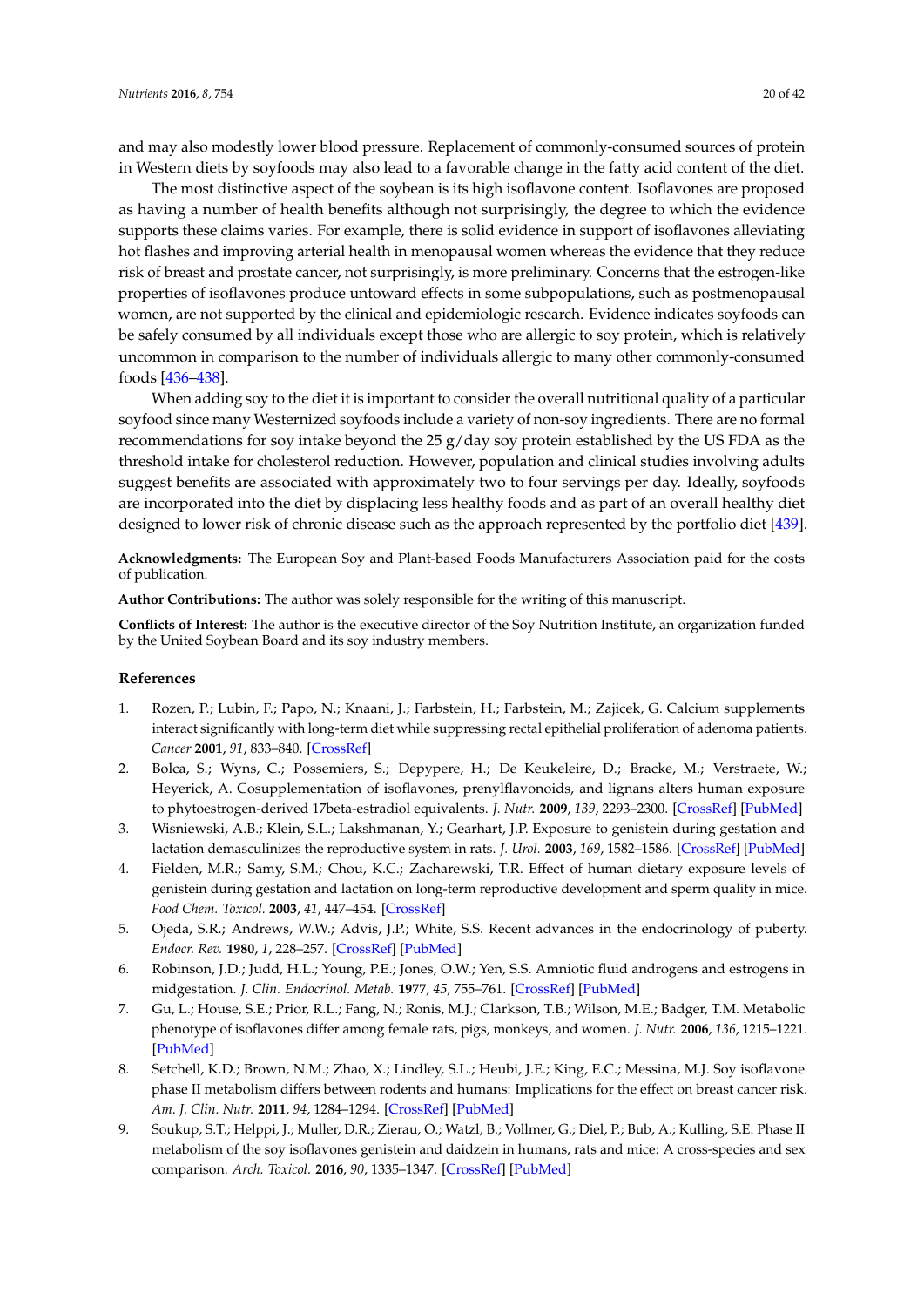and may also modestly lower blood pressure. Replacement of commonly-consumed sources of protein in Western diets by soyfoods may also lead to a favorable change in the fatty acid content of the diet.

The most distinctive aspect of the soybean is its high isoflavone content. Isoflavones are proposed as having a number of health benefits although not surprisingly, the degree to which the evidence supports these claims varies. For example, there is solid evidence in support of isoflavones alleviating hot flashes and improving arterial health in menopausal women whereas the evidence that they reduce risk of breast and prostate cancer, not surprisingly, is more preliminary. Concerns that the estrogen-like properties of isoflavones produce untoward effects in some subpopulations, such as postmenopausal women, are not supported by the clinical and epidemiologic research. Evidence indicates soyfoods can be safely consumed by all individuals except those who are allergic to soy protein, which is relatively uncommon in comparison to the number of individuals allergic to many other commonly-consumed foods [436–438].

When adding soy to the diet it is important to consider the overall nutritional quality of a particular soyfood since many Westernized soyfoods include a variety of non-soy ingredients. There are no formal recommendations for soy intake beyond the 25 g/day soy protein established by the US FDA as the threshold intake for cholesterol reduction. However, population and clinical studies involving adults suggest benefits are associated with approximately two to four servings per day. Ideally, soyfoods are incorporated into the diet by displacing less healthy foods and as part of an overall healthy diet designed to lower risk of chronic disease such as the approach represented by the portfolio diet [439].

**Acknowledgments:** The European Soy and Plant-based Foods Manufacturers Association paid for the costs of publication.

**Author Contributions:** The author was solely responsible for the writing of this manuscript.

**Conflicts of Interest:** The author is the executive director of the Soy Nutrition Institute, an organization funded by the United Soybean Board and its soy industry members.

## References

1. Rozen, P.; Lubin, F.; Papo, N.; Knaani, J.; Farbstein, H.; Farbstein, M.; Zajicek, G. Calcium supplements interact significantly with long-term diet while suppressing rectal epithelial proliferation of adenoma patients. *Cancer* **2001**, *91*, 833–840. [CrossRef]
2. Bolca, S.; Wyns, C.; Possemiers, S.; Depypere, H.; De Keukeleire, D.; Bracke, M.; Verstraete, W.; Heyerick, A. Cosupplementation of isoflavones, prenylflavonoids, and lignans alters human exposure to phytoestrogen-derived 17beta-estradiol equivalents. *J. Nutr.* **2009**, *139*, 2293–2300. [CrossRef] [PubMed]
3. Wisniewski, A.B.; Klein, S.L.; Lakshmanan, Y.; Gearhart, J.P. Exposure to genistein during gestation and lactation demasculinizes the reproductive system in rats. *J. Urol.* **2003**, *169*, 1582–1586. [CrossRef] [PubMed]
4. Fielden, M.R.; Samy, S.M.; Chou, K.C.; Zacharewski, T.R. Effect of human dietary exposure levels of genistein during gestation and lactation on long-term reproductive development and sperm quality in mice. *Food Chem. Toxicol.* **2003**, *41*, 447–454. [CrossRef]
5. Ojeda, S.R.; Andrews, W.W.; Advis, J.P.; White, S.S. Recent advances in the endocrinology of puberty. *Endocr. Rev.* **1980**, *1*, 228–257. [CrossRef] [PubMed]
6. Robinson, J.D.; Judd, H.L.; Young, P.E.; Jones, O.W.; Yen, S.S. Amniotic fluid androgens and estrogens in midgestation. *J. Clin. Endocrinol. Metab.* **1977**, *45*, 755–761. [CrossRef] [PubMed]
7. Gu, L.; House, S.E.; Prior, R.L.; Fang, N.; Ronis, M.J.; Clarkson, T.B.; Wilson, M.E.; Badger, T.M. Metabolic phenotype of isoflavones differ among female rats, pigs, monkeys, and women. *J. Nutr.* **2006**, *136*, 1215–1221. [PubMed]
8. Setchell, K.D.; Brown, N.M.; Zhao, X.; Lindley, S.L.; Heubi, J.E.; King, E.C.; Messina, M.J. Soy isoflavone phase II metabolism differs between rodents and humans: Implications for the effect on breast cancer risk. *Am. J. Clin. Nutr.* **2011**, *94*, 1284–1294. [CrossRef] [PubMed]
9. Soukup, S.T.; Helppi, J.; Muller, D.R.; Zierau, O.; Watzl, B.; Vollmer, G.; Diel, P.; Bub, A.; Kulling, S.E. Phase II metabolism of the soy isoflavones genistein and daidzein in humans, rats and mice: A cross-species and sex comparison. *Arch. Toxicol.* **2016**, *90*, 1335–1347. [CrossRef] [PubMed]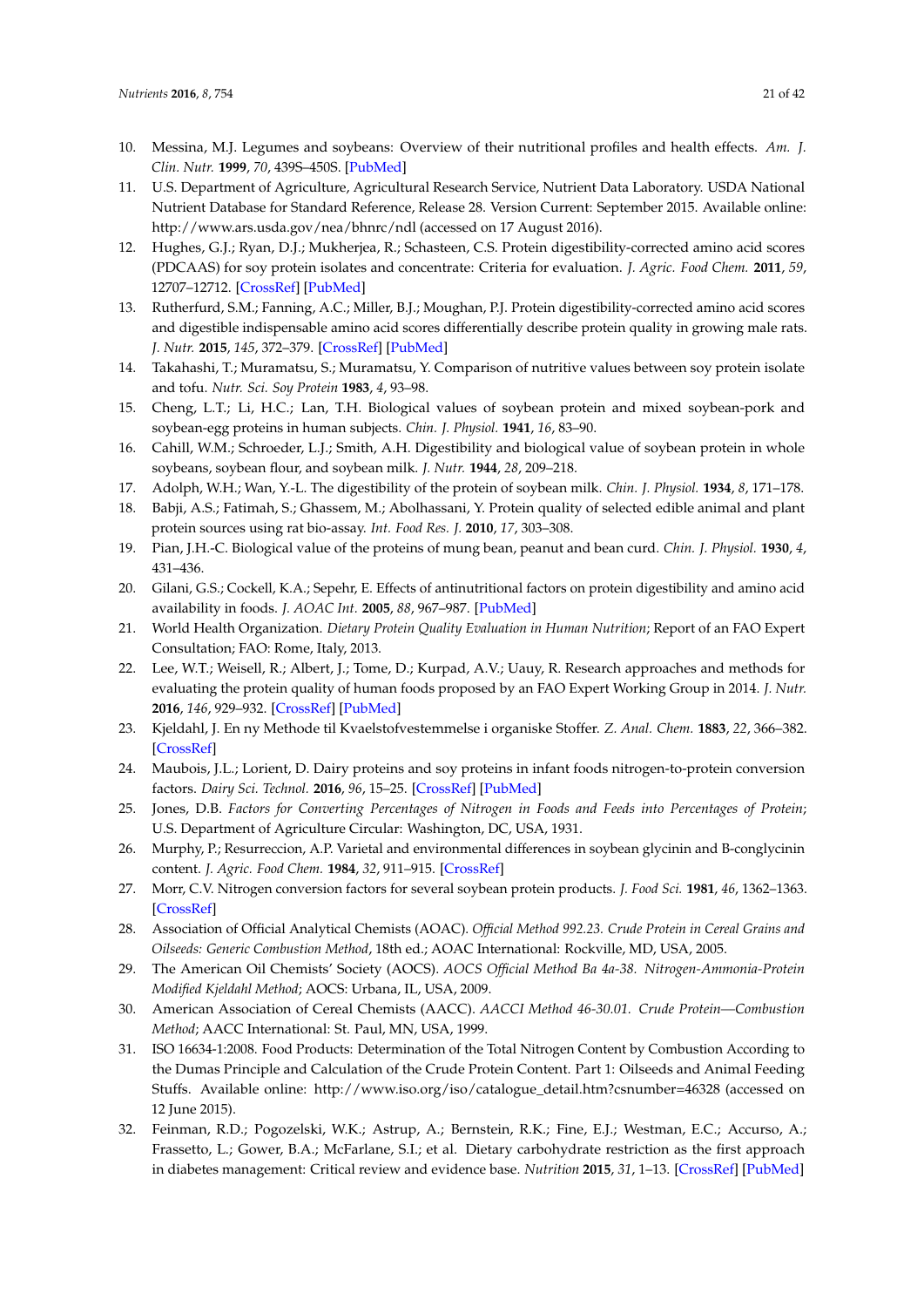10. Messina, M.J. Legumes and soybeans: Overview of their nutritional profiles and health effects. *Am. J. Clin. Nutr.* **1999**, *70*, 439S–450S. [PubMed]
11. U.S. Department of Agriculture, Agricultural Research Service, Nutrient Data Laboratory. USDA National Nutrient Database for Standard Reference, Release 28. Version Current: September 2015. Available online: http://www.ars.usda.gov/nea/bhnrc/ndl (accessed on 17 August 2016).
12. Hughes, G.J.; Ryan, D.J.; Mukherjea, R.; Schasteen, C.S. Protein digestibility-corrected amino acid scores (PDCAAS) for soy protein isolates and concentrate: Criteria for evaluation. *J. Agric. Food Chem.* **2011**, *59*, 12707–12712. [CrossRef] [PubMed]
13. Rutherfurd, S.M.; Fanning, A.C.; Miller, B.J.; Moughan, P.J. Protein digestibility-corrected amino acid scores and digestible indispensable amino acid scores differentially describe protein quality in growing male rats. *J. Nutr.* **2015**, *145*, 372–379. [CrossRef] [PubMed]
14. Takahashi, T.; Muramatsu, S.; Muramatsu, Y. Comparison of nutritive values between soy protein isolate and tofu. *Nutr. Sci. Soy Protein* **1983**, *4*, 93–98.
15. Cheng, L.T.; Li, H.C.; Lan, T.H. Biological values of soybean protein and mixed soybean-pork and soybean-egg proteins in human subjects. *Chin. J. Physiol.* **1941**, *16*, 83–90.
16. Cahill, W.M.; Schroeder, L.J.; Smith, A.H. Digestibility and biological value of soybean protein in whole soybeans, soybean flour, and soybean milk. *J. Nutr.* **1944**, *28*, 209–218.
17. Adolph, W.H.; Wan, Y.-L. The digestibility of the protein of soybean milk. *Chin. J. Physiol.* **1934**, *8*, 171–178.
18. Babji, A.S.; Fatimah, S.; Ghassem, M.; Abolhassani, Y. Protein quality of selected edible animal and plant protein sources using rat bio-assay. *Int. Food Res. J.* **2010**, *17*, 303–308.
19. Pian, J.H.-C. Biological value of the proteins of mung bean, peanut and bean curd. *Chin. J. Physiol.* **1930**, *4*, 431–436.
20. Gilani, G.S.; Cockell, K.A.; Sepehr, E. Effects of antinutritional factors on protein digestibility and amino acid availability in foods. *J. AOAC Int.* **2005**, *88*, 967–987. [PubMed]
21. World Health Organization. *Dietary Protein Quality Evaluation in Human Nutrition*; Report of an FAO Expert Consultation; FAO: Rome, Italy, 2013.
22. Lee, W.T.; Weisell, R.; Albert, J.; Tome, D.; Kurpad, A.V.; Uauy, R. Research approaches and methods for evaluating the protein quality of human foods proposed by an FAO Expert Working Group in 2014. *J. Nutr.* **2016**, *146*, 929–932. [CrossRef] [PubMed]
23. Kjeldahl, J. En ny Methode til Kvaelstofvestemmelse i organiske Stoffer. *Z. Anal. Chem.* **1883**, *22*, 366–382. [CrossRef]
24. Maubois, J.L.; Lorient, D. Dairy proteins and soy proteins in infant foods nitrogen-to-protein conversion factors. *Dairy Sci. Technol.* **2016**, *96*, 15–25. [CrossRef] [PubMed]
25. Jones, D.B. *Factors for Converting Percentages of Nitrogen in Foods and Feeds into Percentages of Protein*; U.S. Department of Agriculture Circular: Washington, DC, USA, 1931.
26. Murphy, P.; Resurreccion, A.P. Varietal and environmental differences in soybean glycinin and B-conglycinin content. *J. Agric. Food Chem.* **1984**, *32*, 911–915. [CrossRef]
27. Morr, C.V. Nitrogen conversion factors for several soybean protein products. *J. Food Sci.* **1981**, *46*, 1362–1363. [CrossRef]
28. Association of Official Analytical Chemists (AOAC). *Official Method 992.23. Crude Protein in Cereal Grains and Oilseeds: Generic Combustion Method*, 18th ed.; AOAC International: Rockville, MD, USA, 2005.
29. The American Oil Chemists' Society (AOCS). *AOCS Official Method Ba 4a-38. Nitrogen-Ammonia-Protein Modified Kjeldahl Method*; AOCS: Urbana, IL, USA, 2009.
30. American Association of Cereal Chemists (AACC). *AACCI Method 46-30.01. Crude Protein—Combustion Method*; AACC International: St. Paul, MN, USA, 1999.
31. ISO 16634-1:2008. Food Products: Determination of the Total Nitrogen Content by Combustion According to the Dumas Principle and Calculation of the Crude Protein Content. Part 1: Oilseeds and Animal Feeding Stuffs. Available online: http://www.iso.org/iso/catalogue_detail.htm?csnumber=46328 (accessed on 12 June 2015).
32. Feinman, R.D.; Pogozelski, W.K.; Astrup, A.; Bernstein, R.K.; Fine, E.J.; Westman, E.C.; Accurso, A.; Frassetto, L.; Gower, B.A.; McFarlane, S.I.; et al. Dietary carbohydrate restriction as the first approach in diabetes management: Critical review and evidence base. *Nutrition* **2015**, *31*, 1–13. [CrossRef] [PubMed]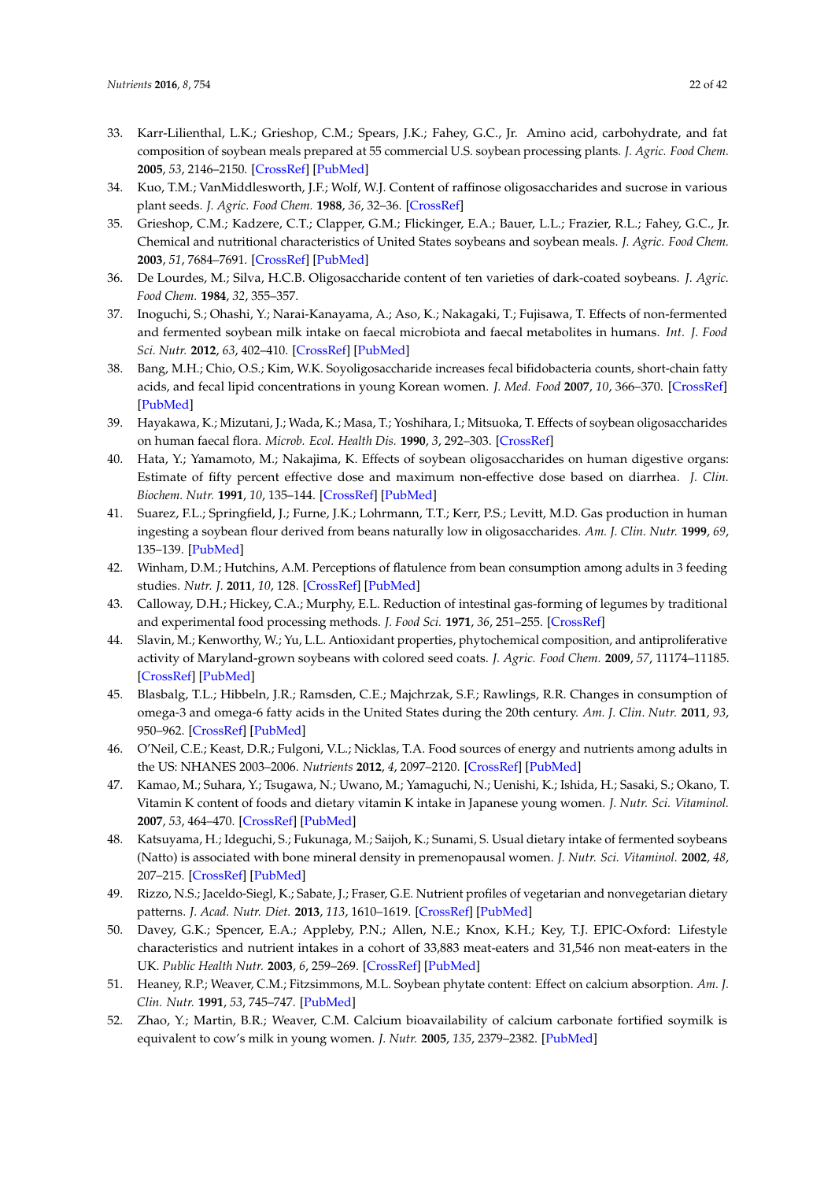33. Karr-Lilienthal, L.K.; Grieshop, C.M.; Spears, J.K.; Fahey, G.C., Jr. Amino acid, carbohydrate, and fat composition of soybean meals prepared at 55 commercial U.S. soybean processing plants. *J. Agric. Food Chem.* **2005**, *53*, 2146–2150. [CrossRef] [PubMed]
34. Kuo, T.M.; VanMiddlesworth, J.F.; Wolf, W.J. Content of raffinose oligosaccharides and sucrose in various plant seeds. *J. Agric. Food Chem.* **1988**, *36*, 32–36. [CrossRef]
35. Grieshop, C.M.; Kadzere, C.T.; Clapper, G.M.; Flickinger, E.A.; Bauer, L.L.; Frazier, R.L.; Fahey, G.C., Jr. Chemical and nutritional characteristics of United States soybeans and soybean meals. *J. Agric. Food Chem.* **2003**, *51*, 7684–7691. [CrossRef] [PubMed]
36. De Lourdes, M.; Silva, H.C.B. Oligosaccharide content of ten varieties of dark-coated soybeans. *J. Agric. Food Chem.* **1984**, *32*, 355–357.
37. Inoguchi, S.; Ohashi, Y.; Narai-Kanayama, A.; Aso, K.; Nakagaki, T.; Fujisawa, T. Effects of non-fermented and fermented soybean milk intake on faecal microbiota and faecal metabolites in humans. *Int. J. Food Sci. Nutr.* **2012**, *63*, 402–410. [CrossRef] [PubMed]
38. Bang, M.H.; Chio, O.S.; Kim, W.K. Soyoligosaccharide increases fecal bifidobacteria counts, short-chain fatty acids, and fecal lipid concentrations in young Korean women. *J. Med. Food* **2007**, *10*, 366–370. [CrossRef] [PubMed]
39. Hayakawa, K.; Mizutani, J.; Wada, K.; Masa, T.; Yoshihara, I.; Mitsuoka, T. Effects of soybean oligosaccharides on human faecal flora. *Microb. Ecol. Health Dis.* **1990**, *3*, 292–303. [CrossRef]
40. Hata, Y.; Yamamoto, M.; Nakajima, K. Effects of soybean oligosaccharides on human digestive organs: Estimate of fifty percent effective dose and maximum non-effective dose based on diarrhea. *J. Clin. Biochem. Nutr.* **1991**, *10*, 135–144. [CrossRef] [PubMed]
41. Suarez, F.L.; Springfield, J.; Furne, J.K.; Lohrmann, T.T.; Kerr, P.S.; Levitt, M.D. Gas production in human ingesting a soybean flour derived from beans naturally low in oligosaccharides. *Am. J. Clin. Nutr.* **1999**, *69*, 135–139. [PubMed]
42. Winham, D.M.; Hutchins, A.M. Perceptions of flatulence from bean consumption among adults in 3 feeding studies. *Nutr. J.* **2011**, *10*, 128. [CrossRef] [PubMed]
43. Calloway, D.H.; Hickey, C.A.; Murphy, E.L. Reduction of intestinal gas-forming of legumes by traditional and experimental food processing methods. *J. Food Sci.* **1971**, *36*, 251–255. [CrossRef]
44. Slavin, M.; Kenworthy, W.; Yu, L.L. Antioxidant properties, phytochemical composition, and antiproliferative activity of Maryland-grown soybeans with colored seed coats. *J. Agric. Food Chem.* **2009**, *57*, 11174–11185. [CrossRef] [PubMed]
45. Blasbalg, T.L.; Hibbeln, J.R.; Ramsden, C.E.; Majchrzak, S.F.; Rawlings, R.R. Changes in consumption of omega-3 and omega-6 fatty acids in the United States during the 20th century. *Am. J. Clin. Nutr.* **2011**, *93*, 950–962. [CrossRef] [PubMed]
46. O'Neil, C.E.; Keast, D.R.; Fulgoni, V.L.; Nicklas, T.A. Food sources of energy and nutrients among adults in the US: NHANES 2003–2006. *Nutrients* **2012**, *4*, 2097–2120. [CrossRef] [PubMed]
47. Kamao, M.; Suhara, Y.; Tsugawa, N.; Uwano, M.; Yamaguchi, N.; Uenishi, K.; Ishida, H.; Sasaki, S.; Okano, T. Vitamin K content of foods and dietary vitamin K intake in Japanese young women. *J. Nutr. Sci. Vitaminol.* **2007**, *53*, 464–470. [CrossRef] [PubMed]
48. Katsuyama, H.; Ideguchi, S.; Fukunaga, M.; Saijoh, K.; Sunami, S. Usual dietary intake of fermented soybeans (Natto) is associated with bone mineral density in premenopausal women. *J. Nutr. Sci. Vitaminol.* **2002**, *48*, 207–215. [CrossRef] [PubMed]
49. Rizzo, N.S.; Jaceldo-Siegl, K.; Sabate, J.; Fraser, G.E. Nutrient profiles of vegetarian and nonvegetarian dietary patterns. *J. Acad. Nutr. Diet.* **2013**, *113*, 1610–1619. [CrossRef] [PubMed]
50. Davey, G.K.; Spencer, E.A.; Appleby, P.N.; Allen, N.E.; Knox, K.H.; Key, T.J. EPIC-Oxford: Lifestyle characteristics and nutrient intakes in a cohort of 33,883 meat-eaters and 31,546 non meat-eaters in the UK. *Public Health Nutr.* **2003**, *6*, 259–269. [CrossRef] [PubMed]
51. Heaney, R.P.; Weaver, C.M.; Fitzsimmons, M.L. Soybean phytate content: Effect on calcium absorption. *Am. J. Clin. Nutr.* **1991**, *53*, 745–747. [PubMed]
52. Zhao, Y.; Martin, B.R.; Weaver, C.M. Calcium bioavailability of calcium carbonate fortified soymilk is equivalent to cow's milk in young women. *J. Nutr.* **2005**, *135*, 2379–2382. [PubMed]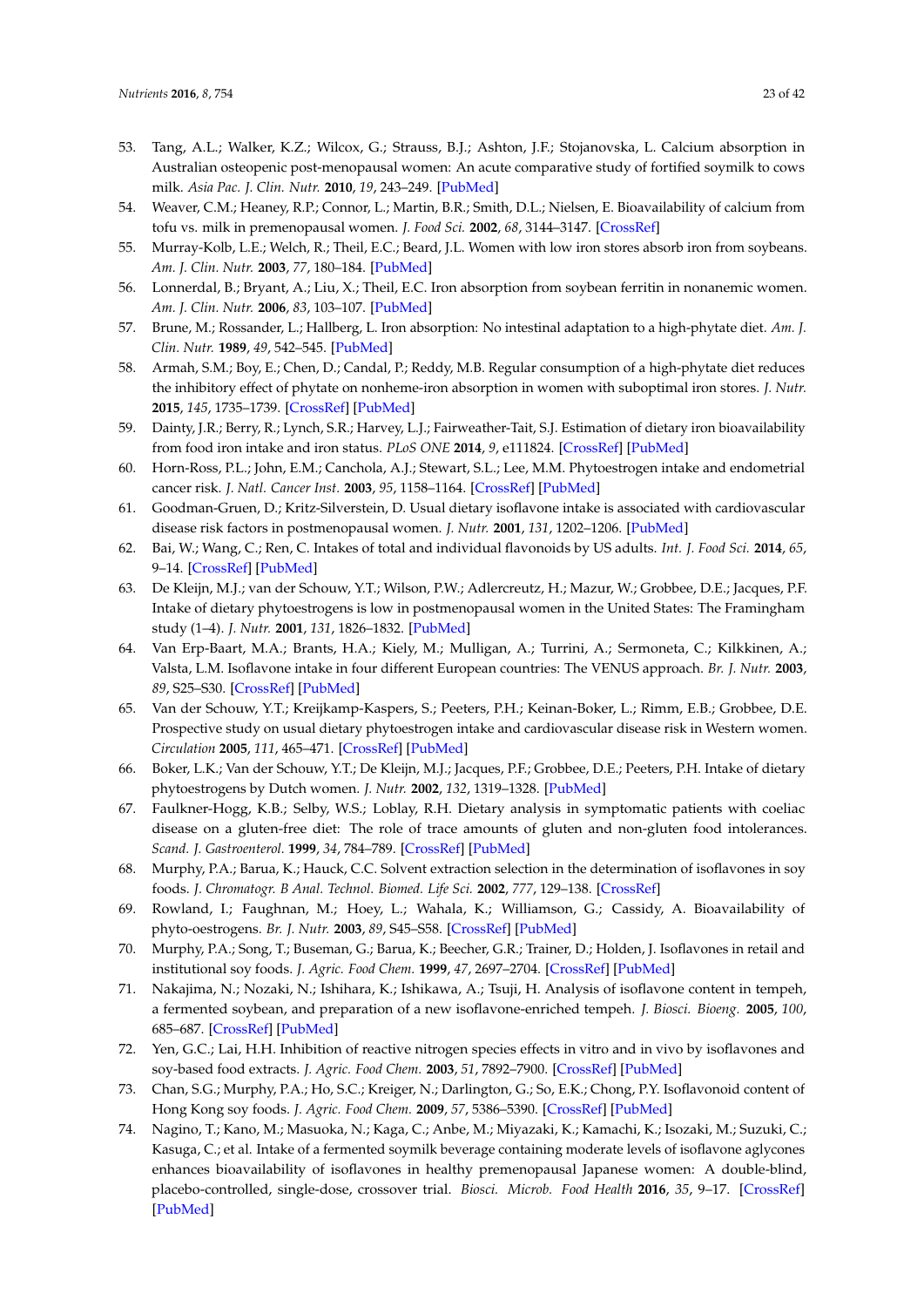53. Tang, A.L.; Walker, K.Z.; Wilcox, G.; Strauss, B.J.; Ashton, J.F.; Stojanovska, L. Calcium absorption in Australian osteopenic post-menopausal women: An acute comparative study of fortified soymilk to cows milk. *Asia Pac. J. Clin. Nutr.* **2010**, *19*, 243–249. [PubMed]
54. Weaver, C.M.; Heaney, R.P.; Connor, L.; Martin, B.R.; Smith, D.L.; Nielsen, E. Bioavailability of calcium from tofu vs. milk in premenopausal women. *J. Food Sci.* **2002**, *68*, 3144–3147. [CrossRef]
55. Murray-Kolb, L.E.; Welch, R.; Theil, E.C.; Beard, J.L. Women with low iron stores absorb iron from soybeans. *Am. J. Clin. Nutr.* **2003**, *77*, 180–184. [PubMed]
56. Lonnerdal, B.; Bryant, A.; Liu, X.; Theil, E.C. Iron absorption from soybean ferritin in nonanemic women. *Am. J. Clin. Nutr.* **2006**, *83*, 103–107. [PubMed]
57. Brune, M.; Rossander, L.; Hallberg, L. Iron absorption: No intestinal adaptation to a high-phytate diet. *Am. J. Clin. Nutr.* **1989**, *49*, 542–545. [PubMed]
58. Armah, S.M.; Boy, E.; Chen, D.; Candal, P.; Reddy, M.B. Regular consumption of a high-phytate diet reduces the inhibitory effect of phytate on nonheme-iron absorption in women with suboptimal iron stores. *J. Nutr.* **2015**, *145*, 1735–1739. [CrossRef] [PubMed]
59. Dainty, J.R.; Berry, R.; Lynch, S.R.; Harvey, L.J.; Fairweather-Tait, S.J. Estimation of dietary iron bioavailability from food iron intake and iron status. *PLoS ONE* **2014**, *9*, e111824. [CrossRef] [PubMed]
60. Horn-Ross, P.L.; John, E.M.; Canchola, A.J.; Stewart, S.L.; Lee, M.M. Phytoestrogen intake and endometrial cancer risk. *J. Natl. Cancer Inst.* **2003**, *95*, 1158–1164. [CrossRef] [PubMed]
61. Goodman-Gruen, D.; Kritz-Silverstein, D. Usual dietary isoflavone intake is associated with cardiovascular disease risk factors in postmenopausal women. *J. Nutr.* **2001**, *131*, 1202–1206. [PubMed]
62. Bai, W.; Wang, C.; Ren, C. Intakes of total and individual flavonoids by US adults. *Int. J. Food Sci.* **2014**, *65*, 9–14. [CrossRef] [PubMed]
63. De Kleijn, M.J.; van der Schouw, Y.T.; Wilson, P.W.; Adlercreutz, H.; Mazur, W.; Grobbee, D.E.; Jacques, P.F. Intake of dietary phytoestrogens is low in postmenopausal women in the United States: The Framingham study (1–4). *J. Nutr.* **2001**, *131*, 1826–1832. [PubMed]
64. Van Erp-Baart, M.A.; Brants, H.A.; Kiely, M.; Mulligan, A.; Turrini, A.; Sermoneta, C.; Kilkkinen, A.; Valsta, L.M. Isoflavone intake in four different European countries: The VENUS approach. *Br. J. Nutr.* **2003**, *89*, S25–S30. [CrossRef] [PubMed]
65. Van der Schouw, Y.T.; Kreijkamp-Kaspers, S.; Peeters, P.H.; Keinan-Boker, L.; Rimm, E.B.; Grobbee, D.E. Prospective study on usual dietary phytoestrogen intake and cardiovascular disease risk in Western women. *Circulation* **2005**, *111*, 465–471. [CrossRef] [PubMed]
66. Boker, L.K.; Van der Schouw, Y.T.; De Kleijn, M.J.; Jacques, P.F.; Grobbee, D.E.; Peeters, P.H. Intake of dietary phytoestrogens by Dutch women. *J. Nutr.* **2002**, *132*, 1319–1328. [PubMed]
67. Faulkner-Hogg, K.B.; Selby, W.S.; Loblay, R.H. Dietary analysis in symptomatic patients with coeliac disease on a gluten-free diet: The role of trace amounts of gluten and non-gluten food intolerances. *Scand. J. Gastroenterol.* **1999**, *34*, 784–789. [CrossRef] [PubMed]
68. Murphy, P.A.; Barua, K.; Hauck, C.C. Solvent extraction selection in the determination of isoflavones in soy foods. *J. Chromatogr. B Anal. Technol. Biomed. Life Sci.* **2002**, *777*, 129–138. [CrossRef]
69. Rowland, I.; Faughnan, M.; Hoey, L.; Wahala, K.; Williamson, G.; Cassidy, A. Bioavailability of phyto-oestrogens. *Br. J. Nutr.* **2003**, *89*, S45–S58. [CrossRef] [PubMed]
70. Murphy, P.A.; Song, T.; Buseman, G.; Barua, K.; Beecher, G.R.; Trainer, D.; Holden, J. Isoflavones in retail and institutional soy foods. *J. Agric. Food Chem.* **1999**, *47*, 2697–2704. [CrossRef] [PubMed]
71. Nakajima, N.; Nozaki, N.; Ishihara, K.; Ishikawa, A.; Tsuji, H. Analysis of isoflavone content in tempeh, a fermented soybean, and preparation of a new isoflavone-enriched tempeh. *J. Biosci. Bioeng.* **2005**, *100*, 685–687. [CrossRef] [PubMed]
72. Yen, G.C.; Lai, H.H. Inhibition of reactive nitrogen species effects in vitro and in vivo by isoflavones and soy-based food extracts. *J. Agric. Food Chem.* **2003**, *51*, 7892–7900. [CrossRef] [PubMed]
73. Chan, S.G.; Murphy, P.A.; Ho, S.C.; Kreiger, N.; Darlington, G.; So, E.K.; Chong, P.Y. Isoflavonoid content of Hong Kong soy foods. *J. Agric. Food Chem.* **2009**, *57*, 5386–5390. [CrossRef] [PubMed]
74. Nagino, T.; Kano, M.; Masuoka, N.; Kaga, C.; Anbe, M.; Miyazaki, K.; Kamachi, K.; Isozaki, M.; Suzuki, C.; Kasuga, C.; et al. Intake of a fermented soymilk beverage containing moderate levels of isoflavone aglycones enhances bioavailability of isoflavones in healthy premenopausal Japanese women: A double-blind, placebo-controlled, single-dose, crossover trial. *Biosci. Microb. Food Health* **2016**, *35*, 9–17. [CrossRef] [PubMed]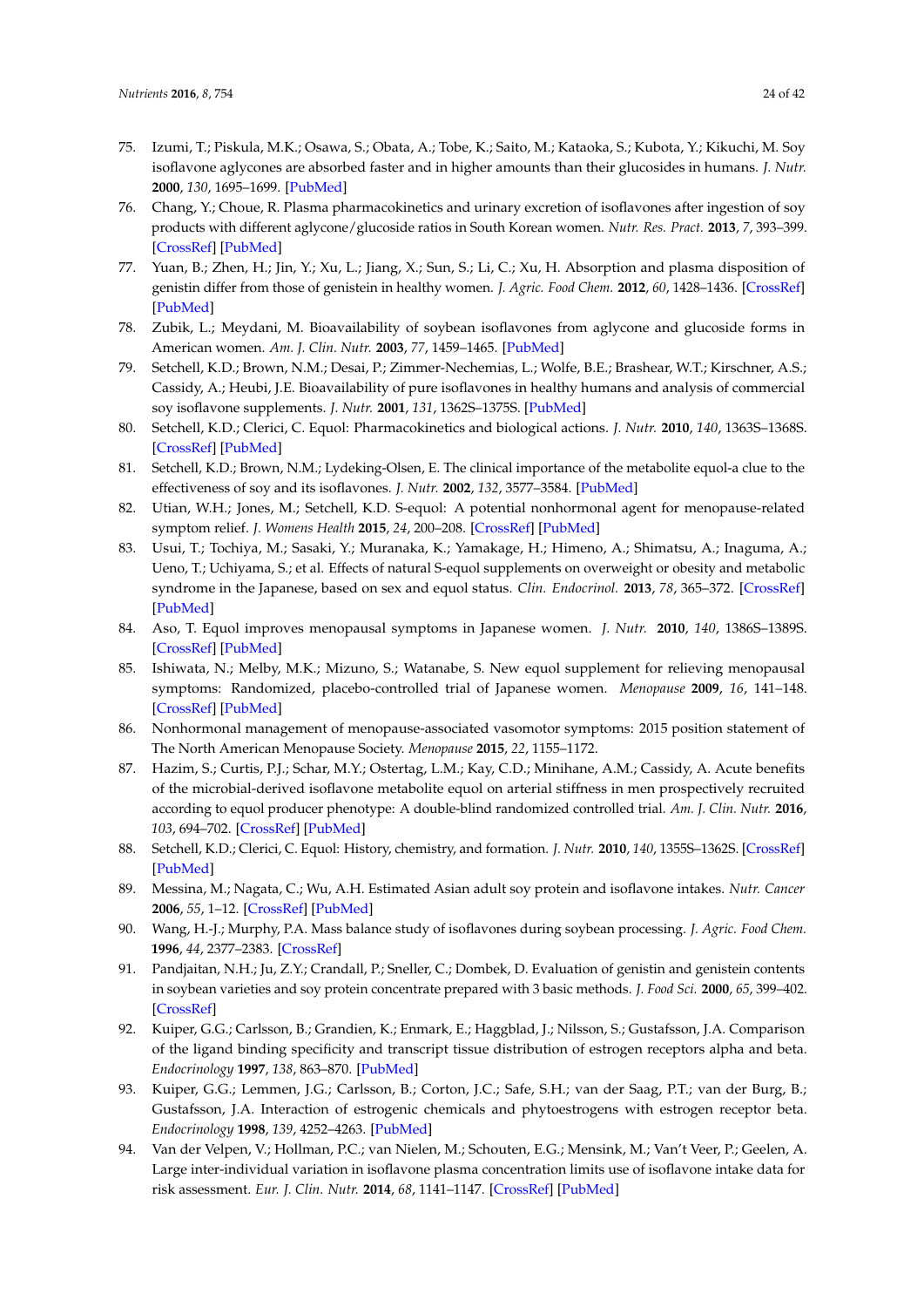75. Izumi, T.; Piskula, M.K.; Osawa, S.; Obata, A.; Tobe, K.; Saito, M.; Kataoka, S.; Kubota, Y.; Kikuchi, M. Soy isoflavone aglycones are absorbed faster and in higher amounts than their glucosides in humans. *J. Nutr.* **2000**, *130*, 1695–1699. [PubMed]
76. Chang, Y.; Choue, R. Plasma pharmacokinetics and urinary excretion of isoflavones after ingestion of soy products with different aglycone/glucoside ratios in South Korean women. *Nutr. Res. Pract.* **2013**, *7*, 393–399. [CrossRef] [PubMed]
77. Yuan, B.; Zhen, H.; Jin, Y.; Xu, L.; Jiang, X.; Sun, S.; Li, C.; Xu, H. Absorption and plasma disposition of genistin differ from those of genistein in healthy women. *J. Agric. Food Chem.* **2012**, *60*, 1428–1436. [CrossRef] [PubMed]
78. Zubik, L.; Meydani, M. Bioavailability of soybean isoflavones from aglycone and glucoside forms in American women. *Am. J. Clin. Nutr.* **2003**, *77*, 1459–1465. [PubMed]
79. Setchell, K.D.; Brown, N.M.; Desai, P.; Zimmer-Nechemias, L.; Wolfe, B.E.; Brashear, W.T.; Kirschner, A.S.; Cassidy, A.; Heubi, J.E. Bioavailability of pure isoflavones in healthy humans and analysis of commercial soy isoflavone supplements. *J. Nutr.* **2001**, *131*, 1362S–1375S. [PubMed]
80. Setchell, K.D.; Clerici, C. Equol: Pharmacokinetics and biological actions. *J. Nutr.* **2010**, *140*, 1363S–1368S. [CrossRef] [PubMed]
81. Setchell, K.D.; Brown, N.M.; Lydeking-Olsen, E. The clinical importance of the metabolite equol-a clue to the effectiveness of soy and its isoflavones. *J. Nutr.* **2002**, *132*, 3577–3584. [PubMed]
82. Utian, W.H.; Jones, M.; Setchell, K.D. S-equol: A potential nonhormonal agent for menopause-related symptom relief. *J. Womens Health* **2015**, *24*, 200–208. [CrossRef] [PubMed]
83. Usui, T.; Tochiya, M.; Sasaki, Y.; Muranaka, K.; Yamakage, H.; Himeno, A.; Shimatsu, A.; Inaguma, A.; Ueno, T.; Uchiyama, S.; et al. Effects of natural S-equol supplements on overweight or obesity and metabolic syndrome in the Japanese, based on sex and equol status. *Clin. Endocrinol.* **2013**, *78*, 365–372. [CrossRef] [PubMed]
84. Aso, T. Equol improves menopausal symptoms in Japanese women. *J. Nutr.* **2010**, *140*, 1386S–1389S. [CrossRef] [PubMed]
85. Ishiwata, N.; Melby, M.K.; Mizuno, S.; Watanabe, S. New equol supplement for relieving menopausal symptoms: Randomized, placebo-controlled trial of Japanese women. *Menopause* **2009**, *16*, 141–148. [CrossRef] [PubMed]
86. Nonhormonal management of menopause-associated vasomotor symptoms: 2015 position statement of The North American Menopause Society. *Menopause* **2015**, *22*, 1155–1172.
87. Hazim, S.; Curtis, P.J.; Schar, M.Y.; Ostertag, L.M.; Kay, C.D.; Minihane, A.M.; Cassidy, A. Acute benefits of the microbial-derived isoflavone metabolite equol on arterial stiffness in men prospectively recruited according to equol producer phenotype: A double-blind randomized controlled trial. *Am. J. Clin. Nutr.* **2016**, *103*, 694–702. [CrossRef] [PubMed]
88. Setchell, K.D.; Clerici, C. Equol: History, chemistry, and formation. *J. Nutr.* **2010**, *140*, 1355S–1362S. [CrossRef] [PubMed]
89. Messina, M.; Nagata, C.; Wu, A.H. Estimated Asian adult soy protein and isoflavone intakes. *Nutr. Cancer* **2006**, *55*, 1–12. [CrossRef] [PubMed]
90. Wang, H.-J.; Murphy, P.A. Mass balance study of isoflavones during soybean processing. *J. Agric. Food Chem.* **1996**, *44*, 2377–2383. [CrossRef]
91. Pandjaitan, N.H.; Ju, Z.Y.; Crandall, P.; Sneller, C.; Dombek, D. Evaluation of genistin and genistein contents in soybean varieties and soy protein concentrate prepared with 3 basic methods. *J. Food Sci.* **2000**, *65*, 399–402. [CrossRef]
92. Kuiper, G.G.; Carlsson, B.; Grandien, K.; Enmark, E.; Haggblad, J.; Nilsson, S.; Gustafsson, J.A. Comparison of the ligand binding specificity and transcript tissue distribution of estrogen receptors alpha and beta. *Endocrinology* **1997**, *138*, 863–870. [PubMed]
93. Kuiper, G.G.; Lemmen, J.G.; Carlsson, B.; Corton, J.C.; Safe, S.H.; van der Saag, P.T.; van der Burg, B.; Gustafsson, J.A. Interaction of estrogenic chemicals and phytoestrogens with estrogen receptor beta. *Endocrinology* **1998**, *139*, 4252–4263. [PubMed]
94. Van der Velpen, V.; Hollman, P.C.; van Nielen, M.; Schouten, E.G.; Mensink, M.; Van't Veer, P.; Geelen, A. Large inter-individual variation in isoflavone plasma concentration limits use of isoflavone intake data for risk assessment. *Eur. J. Clin. Nutr.* **2014**, *68*, 1141–1147. [CrossRef] [PubMed]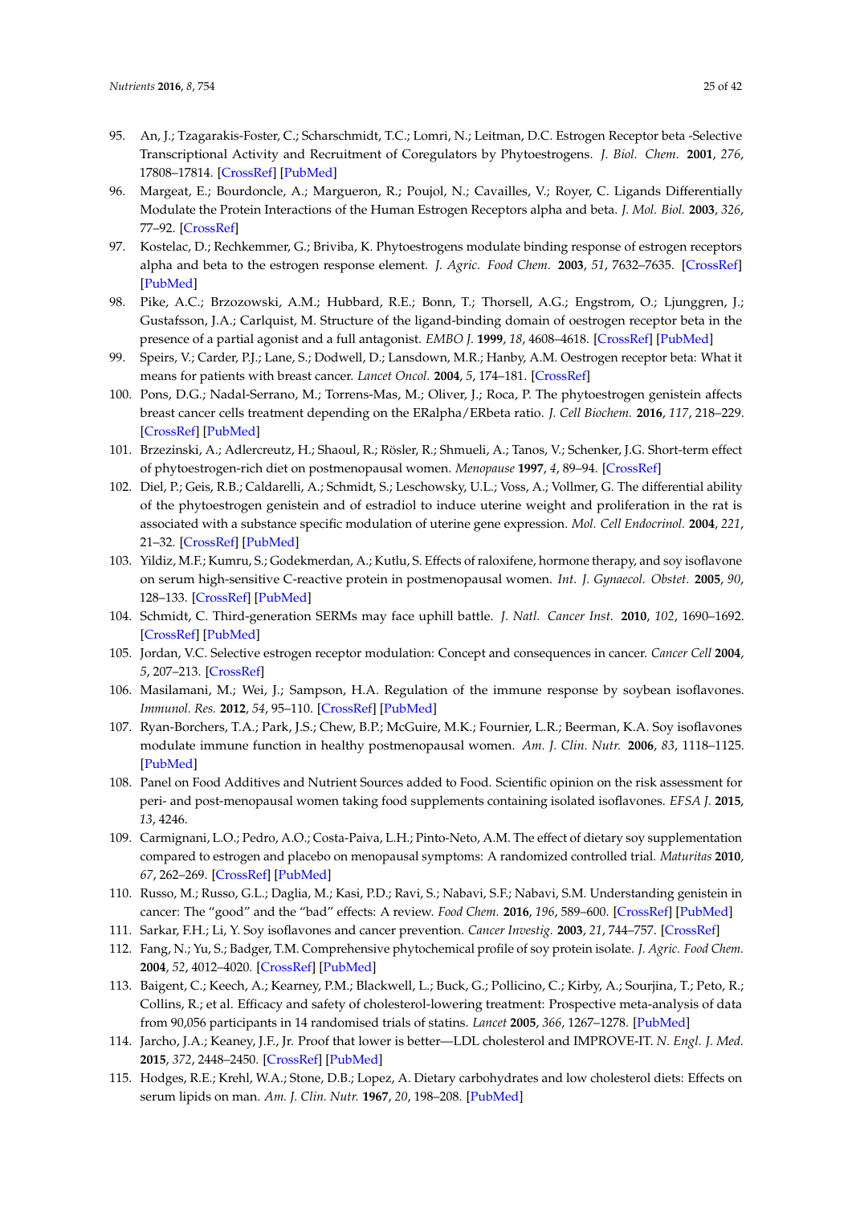95. An, J.; Tzagarakis-Foster, C.; Scharschmidt, T.C.; Lomri, N.; Leitman, D.C. Estrogen Receptor beta -Selective Transcriptional Activity and Recruitment of Coregulators by Phytoestrogens. *J. Biol. Chem.* **2001**, *276*, 17808–17814. [CrossRef] [PubMed]
96. Margeat, E.; Bourdoncle, A.; Margueron, R.; Poujol, N.; Cavailles, V.; Royer, C. Ligands Differentially Modulate the Protein Interactions of the Human Estrogen Receptors alpha and beta. *J. Mol. Biol.* **2003**, *326*, 77–92. [CrossRef]
97. Kostelac, D.; Rechkemmer, G.; Briviba, K. Phytoestrogens modulate binding response of estrogen receptors alpha and beta to the estrogen response element. *J. Agric. Food Chem.* **2003**, *51*, 7632–7635. [CrossRef] [PubMed]
98. Pike, A.C.; Brzozowski, A.M.; Hubbard, R.E.; Bonn, T.; Thorsell, A.G.; Engstrom, O.; Ljunggren, J.; Gustafsson, J.A.; Carlquist, M. Structure of the ligand-binding domain of oestrogen receptor beta in the presence of a partial agonist and a full antagonist. *EMBO J.* **1999**, *18*, 4608–4618. [CrossRef] [PubMed]
99. Speirs, V.; Carder, P.J.; Lane, S.; Dodwell, D.; Lansdown, M.R.; Hanby, A.M. Oestrogen receptor beta: What it means for patients with breast cancer. *Lancet Oncol.* **2004**, *5*, 174–181. [CrossRef]
100. Pons, D.G.; Nadal-Serrano, M.; Torrens-Mas, M.; Oliver, J.; Roca, P. The phytoestrogen genistein affects breast cancer cells treatment depending on the ERalpha/ERbeta ratio. *J. Cell Biochem.* **2016**, *117*, 218–229. [CrossRef] [PubMed]
101. Brzezinski, A.; Adlercreutz, H.; Shaoul, R.; Rösler, R.; Shmueli, A.; Tanos, V.; Schenker, J.G. Short-term effect of phytoestrogen-rich diet on postmenopausal women. *Menopause* **1997**, *4*, 89–94. [CrossRef]
102. Diel, P.; Geis, R.B.; Caldarelli, A.; Schmidt, S.; Leschowsky, U.L.; Voss, A.; Vollmer, G. The differential ability of the phytoestrogen genistein and of estradiol to induce uterine weight and proliferation in the rat is associated with a substance specific modulation of uterine gene expression. *Mol. Cell Endocrinol.* **2004**, *221*, 21–32. [CrossRef] [PubMed]
103. Yildiz, M.F.; Kumru, S.; Godekmerdan, A.; Kutlu, S. Effects of raloxifene, hormone therapy, and soy isoflavone on serum high-sensitive C-reactive protein in postmenopausal women. *Int. J. Gynaecol. Obstet.* **2005**, *90*, 128–133. [CrossRef] [PubMed]
104. Schmidt, C. Third-generation SERMs may face uphill battle. *J. Natl. Cancer Inst.* **2010**, *102*, 1690–1692. [CrossRef] [PubMed]
105. Jordan, V.C. Selective estrogen receptor modulation: Concept and consequences in cancer. *Cancer Cell* **2004**, *5*, 207–213. [CrossRef]
106. Masilamani, M.; Wei, J.; Sampson, H.A. Regulation of the immune response by soybean isoflavones. *Immunol. Res.* **2012**, *54*, 95–110. [CrossRef] [PubMed]
107. Ryan-Borchers, T.A.; Park, J.S.; Chew, B.P.; McGuire, M.K.; Fournier, L.R.; Beerman, K.A. Soy isoflavones modulate immune function in healthy postmenopausal women. *Am. J. Clin. Nutr.* **2006**, *83*, 1118–1125. [PubMed]
108. Panel on Food Additives and Nutrient Sources added to Food. Scientific opinion on the risk assessment for peri- and post-menopausal women taking food supplements containing isolated isoflavones. *EFSA J.* **2015**, *13*, 4246.
109. Carmignani, L.O.; Pedro, A.O.; Costa-Paiva, L.H.; Pinto-Neto, A.M. The effect of dietary soy supplementation compared to estrogen and placebo on menopausal symptoms: A randomized controlled trial. *Maturitas* **2010**, *67*, 262–269. [CrossRef] [PubMed]
110. Russo, M.; Russo, G.L.; Daglia, M.; Kasi, P.D.; Ravi, S.; Nabavi, S.F.; Nabavi, S.M. Understanding genistein in cancer: The "good" and the "bad" effects: A review. *Food Chem.* **2016**, *196*, 589–600. [CrossRef] [PubMed]
111. Sarkar, F.H.; Li, Y. Soy isoflavones and cancer prevention. *Cancer Investig.* **2003**, *21*, 744–757. [CrossRef]
112. Fang, N.; Yu, S.; Badger, T.M. Comprehensive phytochemical profile of soy protein isolate. *J. Agric. Food Chem.* **2004**, *52*, 4012–4020. [CrossRef] [PubMed]
113. Baigent, C.; Keech, A.; Kearney, P.M.; Blackwell, L.; Buck, G.; Pollicino, C.; Kirby, A.; Sourjina, T.; Peto, R.; Collins, R.; et al. Efficacy and safety of cholesterol-lowering treatment: Prospective meta-analysis of data from 90,056 participants in 14 randomised trials of statins. *Lancet* **2005**, *366*, 1267–1278. [PubMed]
114. Jarcho, J.A.; Keaney, J.F., Jr. Proof that lower is better—LDL cholesterol and IMPROVE-IT. *N. Engl. J. Med.* **2015**, *372*, 2448–2450. [CrossRef] [PubMed]
115. Hodges, R.E.; Krehl, W.A.; Stone, D.B.; Lopez, A. Dietary carbohydrates and low cholesterol diets: Effects on serum lipids on man. *Am. J. Clin. Nutr.* **1967**, *20*, 198–208. [PubMed]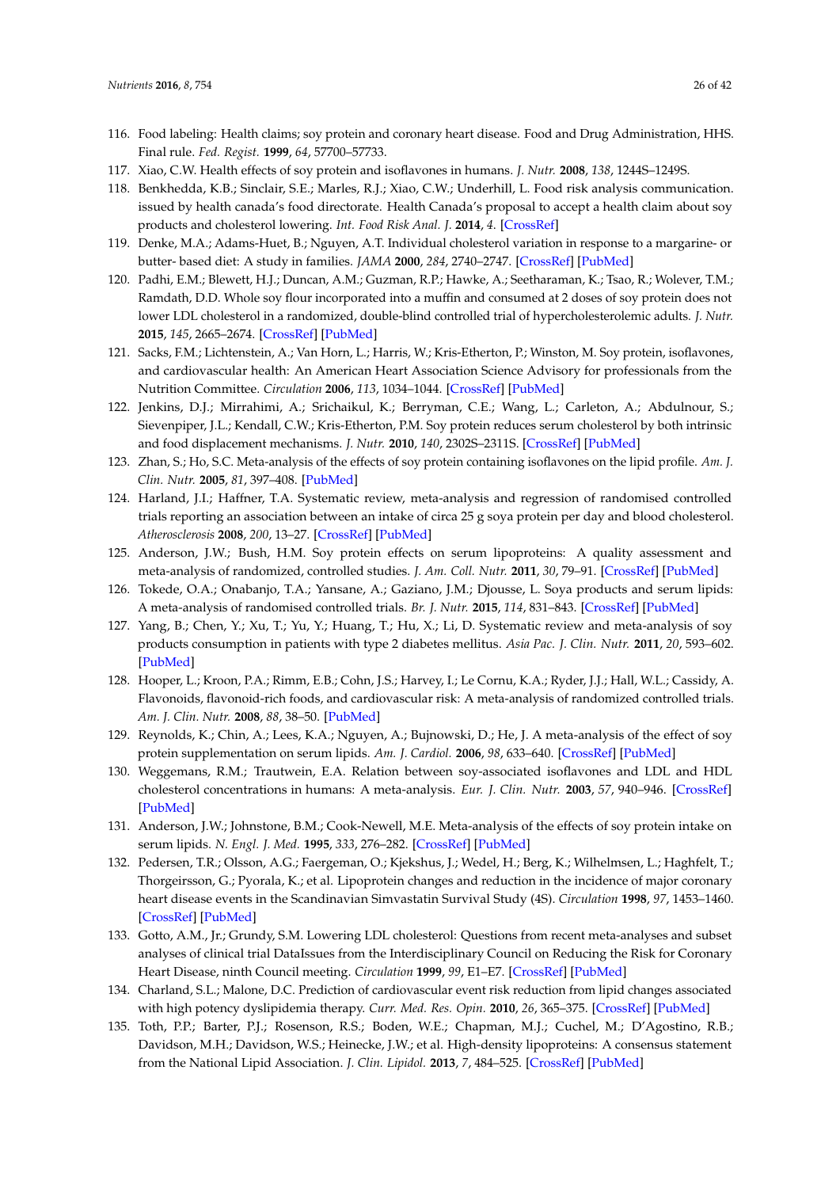116. Food labeling: Health claims; soy protein and coronary heart disease. Food and Drug Administration, HHS. Final rule. *Fed. Regist.* **1999**, *64*, 57700–57733.
117. Xiao, C.W. Health effects of soy protein and isoflavones in humans. *J. Nutr.* **2008**, *138*, 1244S–1249S.
118. Benkhedda, K.B.; Sinclair, S.E.; Marles, R.J.; Xiao, C.W.; Underhill, L. Food risk analysis communication. issued by health canada's food directorate. Health Canada's proposal to accept a health claim about soy products and cholesterol lowering. *Int. Food Risk Anal. J.* **2014**, *4*. [CrossRef]
119. Denke, M.A.; Adams-Huet, B.; Nguyen, A.T. Individual cholesterol variation in response to a margarine- or butter- based diet: A study in families. *JAMA* **2000**, *284*, 2740–2747. [CrossRef] [PubMed]
120. Padhi, E.M.; Blewett, H.J.; Duncan, A.M.; Guzman, R.P.; Hawke, A.; Seetharaman, K.; Tsao, R.; Wolever, T.M.; Ramdath, D.D. Whole soy flour incorporated into a muffin and consumed at 2 doses of soy protein does not lower LDL cholesterol in a randomized, double-blind controlled trial of hypercholesterolemic adults. *J. Nutr.* **2015**, *145*, 2665–2674. [CrossRef] [PubMed]
121. Sacks, F.M.; Lichtenstein, A.; Van Horn, L.; Harris, W.; Kris-Etherton, P.; Winston, M. Soy protein, isoflavones, and cardiovascular health: An American Heart Association Science Advisory for professionals from the Nutrition Committee. *Circulation* **2006**, *113*, 1034–1044. [CrossRef] [PubMed]
122. Jenkins, D.J.; Mirrahimi, A.; Srichaikul, K.; Berryman, C.E.; Wang, L.; Carleton, A.; Abdulnour, S.; Sievenpiper, J.L.; Kendall, C.W.; Kris-Etherton, P.M. Soy protein reduces serum cholesterol by both intrinsic and food displacement mechanisms. *J. Nutr.* **2010**, *140*, 2302S–2311S. [CrossRef] [PubMed]
123. Zhan, S.; Ho, S.C. Meta-analysis of the effects of soy protein containing isoflavones on the lipid profile. *Am. J. Clin. Nutr.* **2005**, *81*, 397–408. [PubMed]
124. Harland, J.I.; Haffner, T.A. Systematic review, meta-analysis and regression of randomised controlled trials reporting an association between an intake of circa 25 g soya protein per day and blood cholesterol. *Atherosclerosis* **2008**, *200*, 13–27. [CrossRef] [PubMed]
125. Anderson, J.W.; Bush, H.M. Soy protein effects on serum lipoproteins: A quality assessment and meta-analysis of randomized, controlled studies. *J. Am. Coll. Nutr.* **2011**, *30*, 79–91. [CrossRef] [PubMed]
126. Tokede, O.A.; Onabanjo, T.A.; Yansane, A.; Gaziano, J.M.; Djousse, L. Soya products and serum lipids: A meta-analysis of randomised controlled trials. *Br. J. Nutr.* **2015**, *114*, 831–843. [CrossRef] [PubMed]
127. Yang, B.; Chen, Y.; Xu, T.; Yu, Y.; Huang, T.; Hu, X.; Li, D. Systematic review and meta-analysis of soy products consumption in patients with type 2 diabetes mellitus. *Asia Pac. J. Clin. Nutr.* **2011**, *20*, 593–602. [PubMed]
128. Hooper, L.; Kroon, P.A.; Rimm, E.B.; Cohn, J.S.; Harvey, I.; Le Cornu, K.A.; Ryder, J.J.; Hall, W.L.; Cassidy, A. Flavonoids, flavonoid-rich foods, and cardiovascular risk: A meta-analysis of randomized controlled trials. *Am. J. Clin. Nutr.* **2008**, *88*, 38–50. [PubMed]
129. Reynolds, K.; Chin, A.; Lees, K.A.; Nguyen, A.; Bujnowski, D.; He, J. A meta-analysis of the effect of soy protein supplementation on serum lipids. *Am. J. Cardiol.* **2006**, *98*, 633–640. [CrossRef] [PubMed]
130. Weggemans, R.M.; Trautwein, E.A. Relation between soy-associated isoflavones and LDL and HDL cholesterol concentrations in humans: A meta-analysis. *Eur. J. Clin. Nutr.* **2003**, *57*, 940–946. [CrossRef] [PubMed]
131. Anderson, J.W.; Johnstone, B.M.; Cook-Newell, M.E. Meta-analysis of the effects of soy protein intake on serum lipids. *N. Engl. J. Med.* **1995**, *333*, 276–282. [CrossRef] [PubMed]
132. Pedersen, T.R.; Olsson, A.G.; Faergeman, O.; Kjekshus, J.; Wedel, H.; Berg, K.; Wilhelmsen, L.; Haghfelt, T.; Thorgeirsson, G.; Pyorala, K.; et al. Lipoprotein changes and reduction in the incidence of major coronary heart disease events in the Scandinavian Simvastatin Survival Study (4S). *Circulation* **1998**, *97*, 1453–1460. [CrossRef] [PubMed]
133. Gotto, A.M., Jr.; Grundy, S.M. Lowering LDL cholesterol: Questions from recent meta-analyses and subset analyses of clinical trial DataIssues from the Interdisciplinary Council on Reducing the Risk for Coronary Heart Disease, ninth Council meeting. *Circulation* **1999**, *99*, E1–E7. [CrossRef] [PubMed]
134. Charland, S.L.; Malone, D.C. Prediction of cardiovascular event risk reduction from lipid changes associated with high potency dyslipidemia therapy. *Curr. Med. Res. Opin.* **2010**, *26*, 365–375. [CrossRef] [PubMed]
135. Toth, P.P.; Barter, P.J.; Rosenson, R.S.; Boden, W.E.; Chapman, M.J.; Cuchel, M.; D'Agostino, R.B.; Davidson, M.H.; Davidson, W.S.; Heinecke, J.W.; et al. High-density lipoproteins: A consensus statement from the National Lipid Association. *J. Clin. Lipidol.* **2013**, *7*, 484–525. [CrossRef] [PubMed]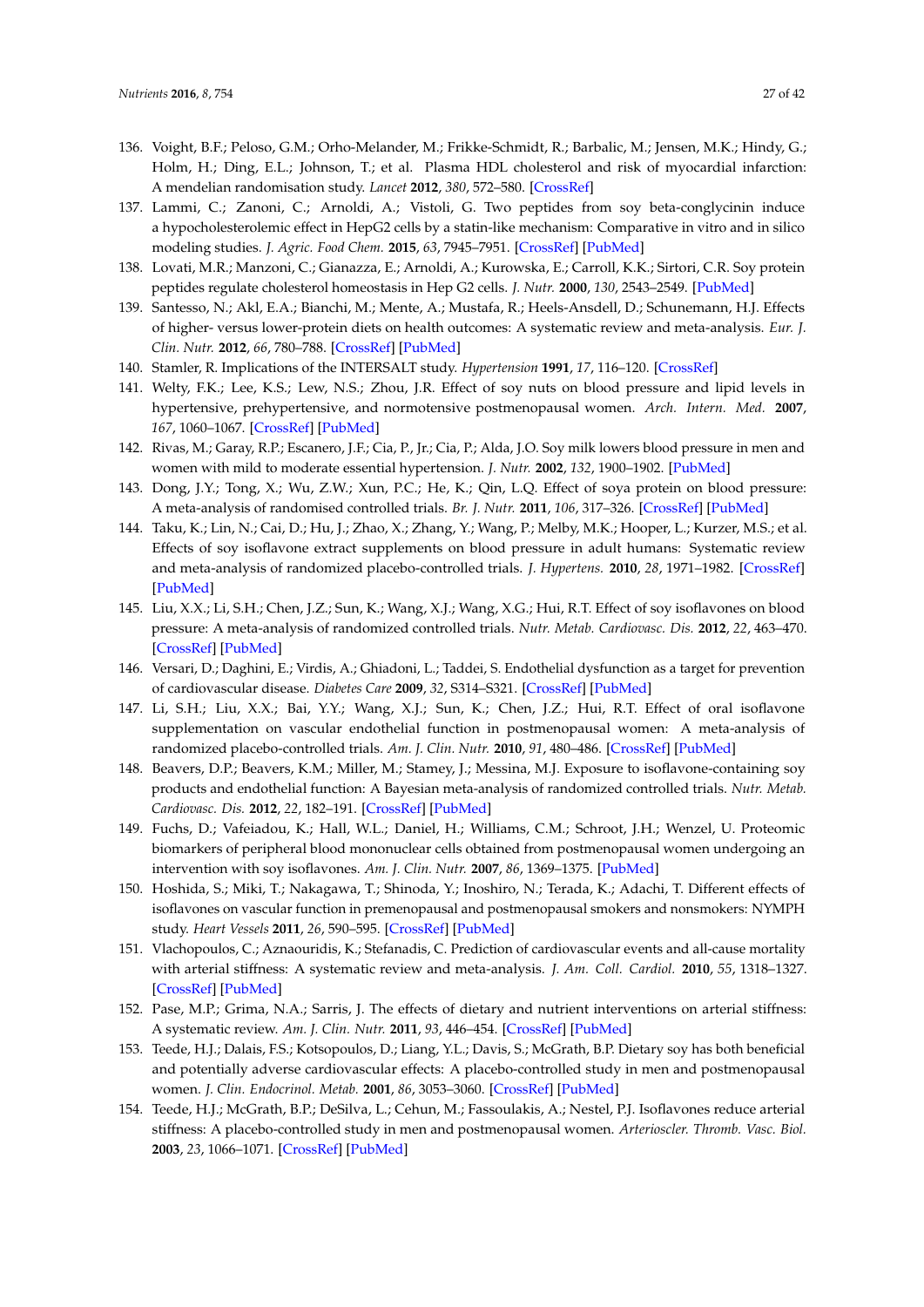136. Voight, B.F.; Peloso, G.M.; Orho-Melander, M.; Frikke-Schmidt, R.; Barbalic, M.; Jensen, M.K.; Hindy, G.; Holm, H.; Ding, E.L.; Johnson, T.; et al. Plasma HDL cholesterol and risk of myocardial infarction: A mendelian randomisation study. *Lancet* **2012**, *380*, 572–580. [CrossRef]
137. Lammi, C.; Zanoni, C.; Arnoldi, A.; Vistoli, G. Two peptides from soy beta-conglycinin induce a hypocholesterolemic effect in HepG2 cells by a statin-like mechanism: Comparative in vitro and in silico modeling studies. *J. Agric. Food Chem.* **2015**, *63*, 7945–7951. [CrossRef] [PubMed]
138. Lovati, M.R.; Manzoni, C.; Gianazza, E.; Arnoldi, A.; Kurowska, E.; Carroll, K.K.; Sirtori, C.R. Soy protein peptides regulate cholesterol homeostasis in Hep G2 cells. *J. Nutr.* **2000**, *130*, 2543–2549. [PubMed]
139. Santesso, N.; Akl, E.A.; Bianchi, M.; Mente, A.; Mustafa, R.; Heels-Ansdell, D.; Schunemann, H.J. Effects of higher- versus lower-protein diets on health outcomes: A systematic review and meta-analysis. *Eur. J. Clin. Nutr.* **2012**, *66*, 780–788. [CrossRef] [PubMed]
140. Stamler, R. Implications of the INTERSALT study. *Hypertension* **1991**, *17*, 116–120. [CrossRef]
141. Welty, F.K.; Lee, K.S.; Lew, N.S.; Zhou, J.R. Effect of soy nuts on blood pressure and lipid levels in hypertensive, prehypertensive, and normotensive postmenopausal women. *Arch. Intern. Med.* **2007**, *167*, 1060–1067. [CrossRef] [PubMed]
142. Rivas, M.; Garay, R.P.; Escanero, J.F.; Cia, P., Jr.; Cia, P.; Alda, J.O. Soy milk lowers blood pressure in men and women with mild to moderate essential hypertension. *J. Nutr.* **2002**, *132*, 1900–1902. [PubMed]
143. Dong, J.Y.; Tong, X.; Wu, Z.W.; Xun, P.C.; He, K.; Qin, L.Q. Effect of soya protein on blood pressure: A meta-analysis of randomised controlled trials. *Br. J. Nutr.* **2011**, *106*, 317–326. [CrossRef] [PubMed]
144. Taku, K.; Lin, N.; Cai, D.; Hu, J.; Zhao, X.; Zhang, Y.; Wang, P.; Melby, M.K.; Hooper, L.; Kurzer, M.S.; et al. Effects of soy isoflavone extract supplements on blood pressure in adult humans: Systematic review and meta-analysis of randomized placebo-controlled trials. *J. Hypertens.* **2010**, *28*, 1971–1982. [CrossRef] [PubMed]
145. Liu, X.X.; Li, S.H.; Chen, J.Z.; Sun, K.; Wang, X.J.; Wang, X.G.; Hui, R.T. Effect of soy isoflavones on blood pressure: A meta-analysis of randomized controlled trials. *Nutr. Metab. Cardiovasc. Dis.* **2012**, *22*, 463–470. [CrossRef] [PubMed]
146. Versari, D.; Daghini, E.; Virdis, A.; Ghiadoni, L.; Taddei, S. Endothelial dysfunction as a target for prevention of cardiovascular disease. *Diabetes Care* **2009**, *32*, S314–S321. [CrossRef] [PubMed]
147. Li, S.H.; Liu, X.X.; Bai, Y.Y.; Wang, X.J.; Sun, K.; Chen, J.Z.; Hui, R.T. Effect of oral isoflavone supplementation on vascular endothelial function in postmenopausal women: A meta-analysis of randomized placebo-controlled trials. *Am. J. Clin. Nutr.* **2010**, *91*, 480–486. [CrossRef] [PubMed]
148. Beavers, D.P.; Beavers, K.M.; Miller, M.; Stamey, J.; Messina, M.J. Exposure to isoflavone-containing soy products and endothelial function: A Bayesian meta-analysis of randomized controlled trials. *Nutr. Metab. Cardiovasc. Dis.* **2012**, *22*, 182–191. [CrossRef] [PubMed]
149. Fuchs, D.; Vafeiadou, K.; Hall, W.L.; Daniel, H.; Williams, C.M.; Schroot, J.H.; Wenzel, U. Proteomic biomarkers of peripheral blood mononuclear cells obtained from postmenopausal women undergoing an intervention with soy isoflavones. *Am. J. Clin. Nutr.* **2007**, *86*, 1369–1375. [PubMed]
150. Hoshida, S.; Miki, T.; Nakagawa, T.; Shinoda, Y.; Inoshiro, N.; Terada, K.; Adachi, T. Different effects of isoflavones on vascular function in premenopausal and postmenopausal smokers and nonsmokers: NYMPH study. *Heart Vessels* **2011**, *26*, 590–595. [CrossRef] [PubMed]
151. Vlachopoulos, C.; Aznaouridis, K.; Stefanadis, C. Prediction of cardiovascular events and all-cause mortality with arterial stiffness: A systematic review and meta-analysis. *J. Am. Coll. Cardiol.* **2010**, *55*, 1318–1327. [CrossRef] [PubMed]
152. Pase, M.P.; Grima, N.A.; Sarris, J. The effects of dietary and nutrient interventions on arterial stiffness: A systematic review. *Am. J. Clin. Nutr.* **2011**, *93*, 446–454. [CrossRef] [PubMed]
153. Teede, H.J.; Dalais, F.S.; Kotsopoulos, D.; Liang, Y.L.; Davis, S.; McGrath, B.P. Dietary soy has both beneficial and potentially adverse cardiovascular effects: A placebo-controlled study in men and postmenopausal women. *J. Clin. Endocrinol. Metab.* **2001**, *86*, 3053–3060. [CrossRef] [PubMed]
154. Teede, H.J.; McGrath, B.P.; DeSilva, L.; Cehun, M.; Fassoulakis, A.; Nestel, P.J. Isoflavones reduce arterial stiffness: A placebo-controlled study in men and postmenopausal women. *Arterioscler. Thromb. Vasc. Biol.* **2003**, *23*, 1066–1071. [CrossRef] [PubMed]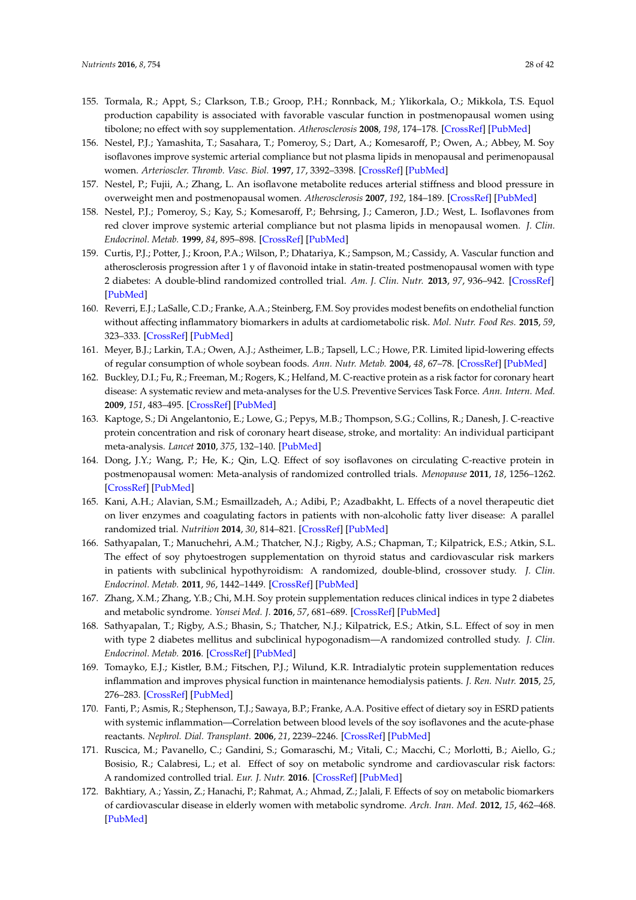155. Tormala, R.; Appt, S.; Clarkson, T.B.; Groop, P.H.; Ronnback, M.; Ylikorkala, O.; Mikkola, T.S. Equol production capability is associated with favorable vascular function in postmenopausal women using tibolone; no effect with soy supplementation. *Atherosclerosis* **2008**, *198*, 174–178. [CrossRef] [PubMed]
156. Nestel, P.J.; Yamashita, T.; Sasahara, T.; Pomeroy, S.; Dart, A.; Komesaroff, P.; Owen, A.; Abbey, M. Soy isoflavones improve systemic arterial compliance but not plasma lipids in menopausal and perimenopausal women. *Arterioscler. Thromb. Vasc. Biol.* **1997**, *17*, 3392–3398. [CrossRef] [PubMed]
157. Nestel, P.; Fujii, A.; Zhang, L. An isoflavone metabolite reduces arterial stiffness and blood pressure in overweight men and postmenopausal women. *Atherosclerosis* **2007**, *192*, 184–189. [CrossRef] [PubMed]
158. Nestel, P.J.; Pomeroy, S.; Kay, S.; Komesaroff, P.; Behrsing, J.; Cameron, J.D.; West, L. Isoflavones from red clover improve systemic arterial compliance but not plasma lipids in menopausal women. *J. Clin. Endocrinol. Metab.* **1999**, *84*, 895–898. [CrossRef] [PubMed]
159. Curtis, P.J.; Potter, J.; Kroon, P.A.; Wilson, P.; Dhatariya, K.; Sampson, M.; Cassidy, A. Vascular function and atherosclerosis progression after 1 y of flavonoid intake in statin-treated postmenopausal women with type 2 diabetes: A double-blind randomized controlled trial. *Am. J. Clin. Nutr.* **2013**, *97*, 936–942. [CrossRef] [PubMed]
160. Reverri, E.J.; LaSalle, C.D.; Franke, A.A.; Steinberg, F.M. Soy provides modest benefits on endothelial function without affecting inflammatory biomarkers in adults at cardiometabolic risk. *Mol. Nutr. Food Res.* **2015**, *59*, 323–333. [CrossRef] [PubMed]
161. Meyer, B.J.; Larkin, T.A.; Owen, A.J.; Astheimer, L.B.; Tapsell, L.C.; Howe, P.R. Limited lipid-lowering effects of regular consumption of whole soybean foods. *Ann. Nutr. Metab.* **2004**, *48*, 67–78. [CrossRef] [PubMed]
162. Buckley, D.I.; Fu, R.; Freeman, M.; Rogers, K.; Helfand, M. C-reactive protein as a risk factor for coronary heart disease: A systematic review and meta-analyses for the U.S. Preventive Services Task Force. *Ann. Intern. Med.* **2009**, *151*, 483–495. [CrossRef] [PubMed]
163. Kaptoge, S.; Di Angelantonio, E.; Lowe, G.; Pepys, M.B.; Thompson, S.G.; Collins, R.; Danesh, J. C-reactive protein concentration and risk of coronary heart disease, stroke, and mortality: An individual participant meta-analysis. *Lancet* **2010**, *375*, 132–140. [PubMed]
164. Dong, J.Y.; Wang, P.; He, K.; Qin, L.Q. Effect of soy isoflavones on circulating C-reactive protein in postmenopausal women: Meta-analysis of randomized controlled trials. *Menopause* **2011**, *18*, 1256–1262. [CrossRef] [PubMed]
165. Kani, A.H.; Alavian, S.M.; Esmaillzadeh, A.; Adibi, P.; Azadbakht, L. Effects of a novel therapeutic diet on liver enzymes and coagulating factors in patients with non-alcoholic fatty liver disease: A parallel randomized trial. *Nutrition* **2014**, *30*, 814–821. [CrossRef] [PubMed]
166. Sathyapalan, T.; Manuchehri, A.M.; Thatcher, N.J.; Rigby, A.S.; Chapman, T.; Kilpatrick, E.S.; Atkin, S.L. The effect of soy phytoestrogen supplementation on thyroid status and cardiovascular risk markers in patients with subclinical hypothyroidism: A randomized, double-blind, crossover study. *J. Clin. Endocrinol. Metab.* **2011**, *96*, 1442–1449. [CrossRef] [PubMed]
167. Zhang, X.M.; Zhang, Y.B.; Chi, M.H. Soy protein supplementation reduces clinical indices in type 2 diabetes and metabolic syndrome. *Yonsei Med. J.* **2016**, *57*, 681–689. [CrossRef] [PubMed]
168. Sathyapalan, T.; Rigby, A.S.; Bhasin, S.; Thatcher, N.J.; Kilpatrick, E.S.; Atkin, S.L. Effect of soy in men with type 2 diabetes mellitus and subclinical hypogonadism—A randomized controlled study. *J. Clin. Endocrinol. Metab.* **2016**. [CrossRef] [PubMed]
169. Tomayko, E.J.; Kistler, B.M.; Fitschen, P.J.; Wilund, K.R. Intradialytic protein supplementation reduces inflammation and improves physical function in maintenance hemodialysis patients. *J. Ren. Nutr.* **2015**, *25*, 276–283. [CrossRef] [PubMed]
170. Fanti, P.; Asmis, R.; Stephenson, T.J.; Sawaya, B.P.; Franke, A.A. Positive effect of dietary soy in ESRD patients with systemic inflammation—Correlation between blood levels of the soy isoflavones and the acute-phase reactants. *Nephrol. Dial. Transplant.* **2006**, *21*, 2239–2246. [CrossRef] [PubMed]
171. Ruscica, M.; Pavanello, C.; Gandini, S.; Gomaraschi, M.; Vitali, C.; Macchi, C.; Morlotti, B.; Aiello, G.; Bosisio, R.; Calabresi, L.; et al. Effect of soy on metabolic syndrome and cardiovascular risk factors: A randomized controlled trial. *Eur. J. Nutr.* **2016**. [CrossRef] [PubMed]
172. Bakhtiary, A.; Yassin, Z.; Hanachi, P.; Rahmat, A.; Ahmad, Z.; Jalali, F. Effects of soy on metabolic biomarkers of cardiovascular disease in elderly women with metabolic syndrome. *Arch. Iran. Med.* **2012**, *15*, 462–468. [PubMed]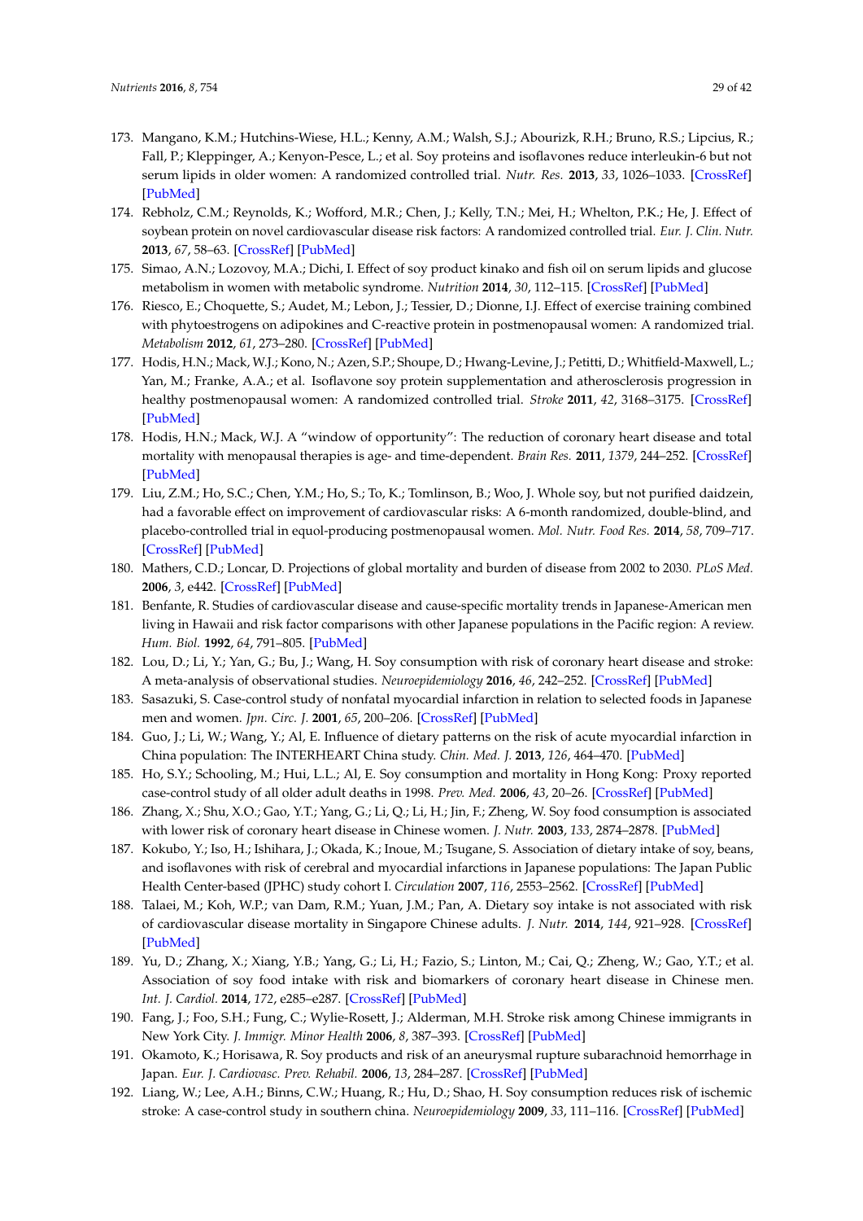173. Mangano, K.M.; Hutchins-Wiese, H.L.; Kenny, A.M.; Walsh, S.J.; Abourizk, R.H.; Bruno, R.S.; Lipcius, R.; Fall, P.; Kleppinger, A.; Kenyon-Pesce, L.; et al. Soy proteins and isoflavones reduce interleukin-6 but not serum lipids in older women: A randomized controlled trial. *Nutr. Res.* **2013**, *33*, 1026–1033. [CrossRef] [PubMed]
174. Rebholz, C.M.; Reynolds, K.; Wofford, M.R.; Chen, J.; Kelly, T.N.; Mei, H.; Whelton, P.K.; He, J. Effect of soybean protein on novel cardiovascular disease risk factors: A randomized controlled trial. *Eur. J. Clin. Nutr.* **2013**, *67*, 58–63. [CrossRef] [PubMed]
175. Simao, A.N.; Lozovoy, M.A.; Dichi, I. Effect of soy product kinako and fish oil on serum lipids and glucose metabolism in women with metabolic syndrome. *Nutrition* **2014**, *30*, 112–115. [CrossRef] [PubMed]
176. Riesco, E.; Choquette, S.; Audet, M.; Lebon, J.; Tessier, D.; Dionne, I.J. Effect of exercise training combined with phytoestrogens on adipokines and C-reactive protein in postmenopausal women: A randomized trial. *Metabolism* **2012**, *61*, 273–280. [CrossRef] [PubMed]
177. Hodis, H.N.; Mack, W.J.; Kono, N.; Azen, S.P.; Shoupe, D.; Hwang-Levine, J.; Petitti, D.; Whitfield-Maxwell, L.; Yan, M.; Franke, A.A.; et al. Isoflavone soy protein supplementation and atherosclerosis progression in healthy postmenopausal women: A randomized controlled trial. *Stroke* **2011**, *42*, 3168–3175. [CrossRef] [PubMed]
178. Hodis, H.N.; Mack, W.J. A "window of opportunity": The reduction of coronary heart disease and total mortality with menopausal therapies is age- and time-dependent. *Brain Res.* **2011**, *1379*, 244–252. [CrossRef] [PubMed]
179. Liu, Z.M.; Ho, S.C.; Chen, Y.M.; Ho, S.; To, K.; Tomlinson, B.; Woo, J. Whole soy, but not purified daidzein, had a favorable effect on improvement of cardiovascular risks: A 6-month randomized, double-blind, and placebo-controlled trial in equol-producing postmenopausal women. *Mol. Nutr. Food Res.* **2014**, *58*, 709–717. [CrossRef] [PubMed]
180. Mathers, C.D.; Loncar, D. Projections of global mortality and burden of disease from 2002 to 2030. *PLoS Med.* **2006**, *3*, e442. [CrossRef] [PubMed]
181. Benfante, R. Studies of cardiovascular disease and cause-specific mortality trends in Japanese-American men living in Hawaii and risk factor comparisons with other Japanese populations in the Pacific region: A review. *Hum. Biol.* **1992**, *64*, 791–805. [PubMed]
182. Lou, D.; Li, Y.; Yan, G.; Bu, J.; Wang, H. Soy consumption with risk of coronary heart disease and stroke: A meta-analysis of observational studies. *Neuroepidemiology* **2016**, *46*, 242–252. [CrossRef] [PubMed]
183. Sasazuki, S. Case-control study of nonfatal myocardial infarction in relation to selected foods in Japanese men and women. *Jpn. Circ. J.* **2001**, *65*, 200–206. [CrossRef] [PubMed]
184. Guo, J.; Li, W.; Wang, Y.; Al, E. Influence of dietary patterns on the risk of acute myocardial infarction in China population: The INTERHEART China study. *Chin. Med. J.* **2013**, *126*, 464–470. [PubMed]
185. Ho, S.Y.; Schooling, M.; Hui, L.L.; Al, E. Soy consumption and mortality in Hong Kong: Proxy reported case-control study of all older adult deaths in 1998. *Prev. Med.* **2006**, *43*, 20–26. [CrossRef] [PubMed]
186. Zhang, X.; Shu, X.O.; Gao, Y.T.; Yang, G.; Li, Q.; Li, H.; Jin, F.; Zheng, W. Soy food consumption is associated with lower risk of coronary heart disease in Chinese women. *J. Nutr.* **2003**, *133*, 2874–2878. [PubMed]
187. Kokubo, Y.; Iso, H.; Ishihara, J.; Okada, K.; Inoue, M.; Tsugane, S. Association of dietary intake of soy, beans, and isoflavones with risk of cerebral and myocardial infarctions in Japanese populations: The Japan Public Health Center-based (JPHC) study cohort I. *Circulation* **2007**, *116*, 2553–2562. [CrossRef] [PubMed]
188. Talaei, M.; Koh, W.P.; van Dam, R.M.; Yuan, J.M.; Pan, A. Dietary soy intake is not associated with risk of cardiovascular disease mortality in Singapore Chinese adults. *J. Nutr.* **2014**, *144*, 921–928. [CrossRef] [PubMed]
189. Yu, D.; Zhang, X.; Xiang, Y.B.; Yang, G.; Li, H.; Fazio, S.; Linton, M.; Cai, Q.; Zheng, W.; Gao, Y.T.; et al. Association of soy food intake with risk and biomarkers of coronary heart disease in Chinese men. *Int. J. Cardiol.* **2014**, *172*, e285–e287. [CrossRef] [PubMed]
190. Fang, J.; Foo, S.H.; Fung, C.; Wylie-Rosett, J.; Alderman, M.H. Stroke risk among Chinese immigrants in New York City. *J. Immigr. Minor Health* **2006**, *8*, 387–393. [CrossRef] [PubMed]
191. Okamoto, K.; Horisawa, R. Soy products and risk of an aneurysmal rupture subarachnoid hemorrhage in Japan. *Eur. J. Cardiovasc. Prev. Rehabil.* **2006**, *13*, 284–287. [CrossRef] [PubMed]
192. Liang, W.; Lee, A.H.; Binns, C.W.; Huang, R.; Hu, D.; Shao, H. Soy consumption reduces risk of ischemic stroke: A case-control study in southern china. *Neuroepidemiology* **2009**, *33*, 111–116. [CrossRef] [PubMed]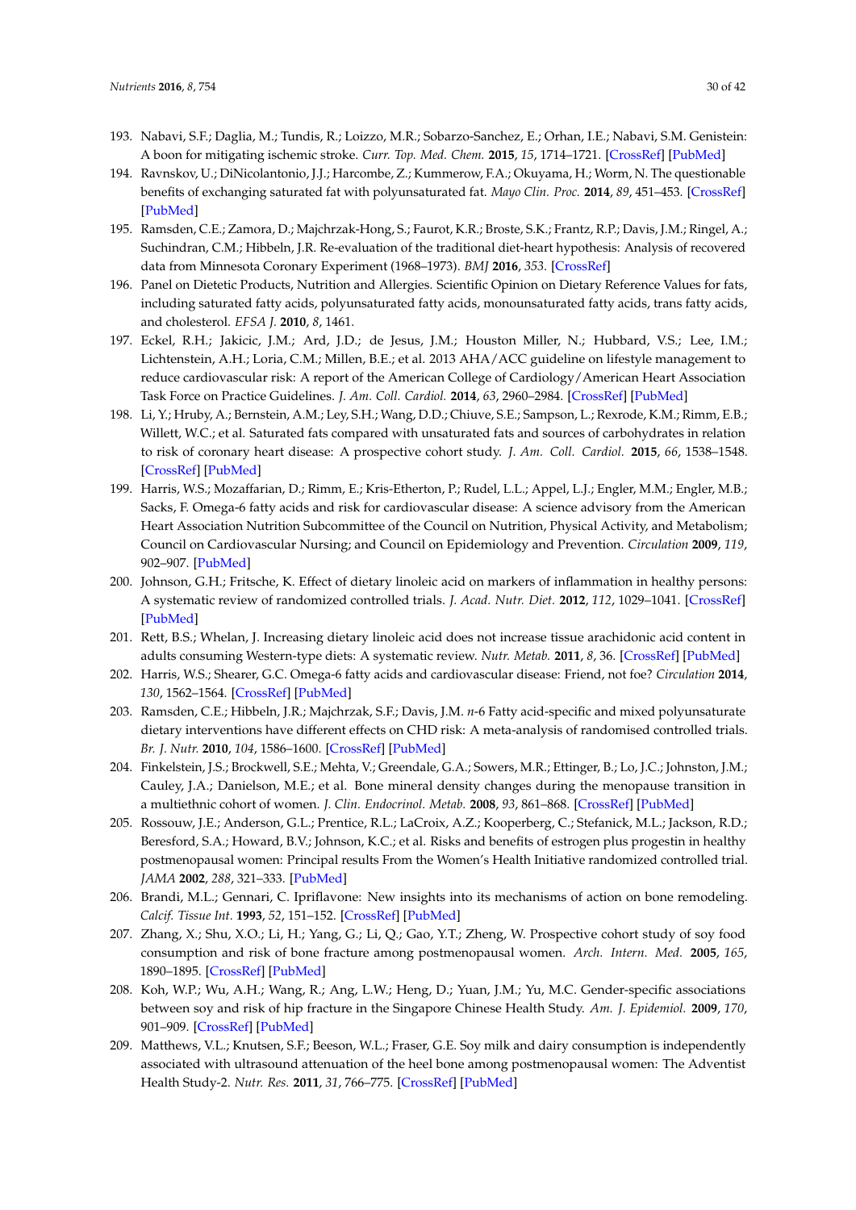193. Nabavi, S.F.; Daglia, M.; Tundis, R.; Loizzo, M.R.; Sobarzo-Sanchez, E.; Orhan, I.E.; Nabavi, S.M. Genistein: A boon for mitigating ischemic stroke. *Curr. Top. Med. Chem.* **2015**, *15*, 1714–1721. [CrossRef] [PubMed]
194. Ravnskov, U.; DiNicolantonio, J.J.; Harcombe, Z.; Kummerow, F.A.; Okuyama, H.; Worm, N. The questionable benefits of exchanging saturated fat with polyunsaturated fat. *Mayo Clin. Proc.* **2014**, *89*, 451–453. [CrossRef] [PubMed]
195. Ramsden, C.E.; Zamora, D.; Majchrzak-Hong, S.; Faurot, K.R.; Broste, S.K.; Frantz, R.P.; Davis, J.M.; Ringel, A.; Suchindran, C.M.; Hibbeln, J.R. Re-evaluation of the traditional diet-heart hypothesis: Analysis of recovered data from Minnesota Coronary Experiment (1968–1973). *BMJ* **2016**, *353*. [CrossRef]
196. Panel on Dietetic Products, Nutrition and Allergies. Scientific Opinion on Dietary Reference Values for fats, including saturated fatty acids, polyunsaturated fatty acids, monounsaturated fatty acids, trans fatty acids, and cholesterol. *EFSA J.* **2010**, *8*, 1461.
197. Eckel, R.H.; Jakicic, J.M.; Ard, J.D.; de Jesus, J.M.; Houston Miller, N.; Hubbard, V.S.; Lee, I.M.; Lichtenstein, A.H.; Loria, C.M.; Millen, B.E.; et al. 2013 AHA/ACC guideline on lifestyle management to reduce cardiovascular risk: A report of the American College of Cardiology/American Heart Association Task Force on Practice Guidelines. *J. Am. Coll. Cardiol.* **2014**, *63*, 2960–2984. [CrossRef] [PubMed]
198. Li, Y.; Hruby, A.; Bernstein, A.M.; Ley, S.H.; Wang, D.D.; Chiuve, S.E.; Sampson, L.; Rexrode, K.M.; Rimm, E.B.; Willett, W.C.; et al. Saturated fats compared with unsaturated fats and sources of carbohydrates in relation to risk of coronary heart disease: A prospective cohort study. *J. Am. Coll. Cardiol.* **2015**, *66*, 1538–1548. [CrossRef] [PubMed]
199. Harris, W.S.; Mozaffarian, D.; Rimm, E.; Kris-Etherton, P.; Rudel, L.L.; Appel, L.J.; Engler, M.M.; Engler, M.B.; Sacks, F. Omega-6 fatty acids and risk for cardiovascular disease: A science advisory from the American Heart Association Nutrition Subcommittee of the Council on Nutrition, Physical Activity, and Metabolism; Council on Cardiovascular Nursing; and Council on Epidemiology and Prevention. *Circulation* **2009**, *119*, 902–907. [PubMed]
200. Johnson, G.H.; Fritsche, K. Effect of dietary linoleic acid on markers of inflammation in healthy persons: A systematic review of randomized controlled trials. *J. Acad. Nutr. Diet.* **2012**, *112*, 1029–1041. [CrossRef] [PubMed]
201. Rett, B.S.; Whelan, J. Increasing dietary linoleic acid does not increase tissue arachidonic acid content in adults consuming Western-type diets: A systematic review. *Nutr. Metab.* **2011**, *8*, 36. [CrossRef] [PubMed]
202. Harris, W.S.; Shearer, G.C. Omega-6 fatty acids and cardiovascular disease: Friend, not foe? *Circulation* **2014**, *130*, 1562–1564. [CrossRef] [PubMed]
203. Ramsden, C.E.; Hibbeln, J.R.; Majchrzak, S.F.; Davis, J.M. *n*-6 Fatty acid-specific and mixed polyunsaturate dietary interventions have different effects on CHD risk: A meta-analysis of randomised controlled trials. *Br. J. Nutr.* **2010**, *104*, 1586–1600. [CrossRef] [PubMed]
204. Finkelstein, J.S.; Brockwell, S.E.; Mehta, V.; Greendale, G.A.; Sowers, M.R.; Ettinger, B.; Lo, J.C.; Johnston, J.M.; Cauley, J.A.; Danielson, M.E.; et al. Bone mineral density changes during the menopause transition in a multiethnic cohort of women. *J. Clin. Endocrinol. Metab.* **2008**, *93*, 861–868. [CrossRef] [PubMed]
205. Rossouw, J.E.; Anderson, G.L.; Prentice, R.L.; LaCroix, A.Z.; Kooperberg, C.; Stefanick, M.L.; Jackson, R.D.; Beresford, S.A.; Howard, B.V.; Johnson, K.C.; et al. Risks and benefits of estrogen plus progestin in healthy postmenopausal women: Principal results From the Women's Health Initiative randomized controlled trial. *JAMA* **2002**, *288*, 321–333. [PubMed]
206. Brandi, M.L.; Gennari, C. Ipriflavone: New insights into its mechanisms of action on bone remodeling. *Calcif. Tissue Int.* **1993**, *52*, 151–152. [CrossRef] [PubMed]
207. Zhang, X.; Shu, X.O.; Li, H.; Yang, G.; Li, Q.; Gao, Y.T.; Zheng, W. Prospective cohort study of soy food consumption and risk of bone fracture among postmenopausal women. *Arch. Intern. Med.* **2005**, *165*, 1890–1895. [CrossRef] [PubMed]
208. Koh, W.P.; Wu, A.H.; Wang, R.; Ang, L.W.; Heng, D.; Yuan, J.M.; Yu, M.C. Gender-specific associations between soy and risk of hip fracture in the Singapore Chinese Health Study. *Am. J. Epidemiol.* **2009**, *170*, 901–909. [CrossRef] [PubMed]
209. Matthews, V.L.; Knutsen, S.F.; Beeson, W.L.; Fraser, G.E. Soy milk and dairy consumption is independently associated with ultrasound attenuation of the heel bone among postmenopausal women: The Adventist Health Study-2. *Nutr. Res.* **2011**, *31*, 766–775. [CrossRef] [PubMed]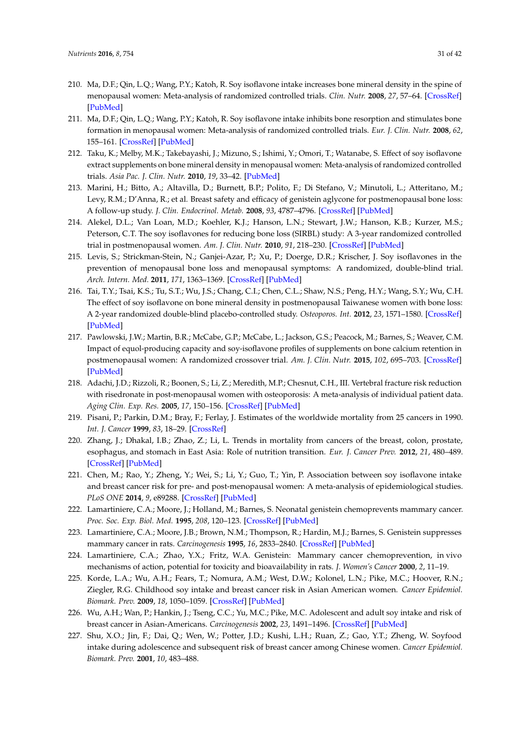210. Ma, D.F.; Qin, L.Q.; Wang, P.Y.; Katoh, R. Soy isoflavone intake increases bone mineral density in the spine of menopausal women: Meta-analysis of randomized controlled trials. *Clin. Nutr.* **2008**, *27*, 57–64. [CrossRef] [PubMed]
211. Ma, D.F.; Qin, L.Q.; Wang, P.Y.; Katoh, R. Soy isoflavone intake inhibits bone resorption and stimulates bone formation in menopausal women: Meta-analysis of randomized controlled trials. *Eur. J. Clin. Nutr.* **2008**, *62*, 155–161. [CrossRef] [PubMed]
212. Taku, K.; Melby, M.K.; Takebayashi, J.; Mizuno, S.; Ishimi, Y.; Omori, T.; Watanabe, S. Effect of soy isoflavone extract supplements on bone mineral density in menopausal women: Meta-analysis of randomized controlled trials. *Asia Pac. J. Clin. Nutr.* **2010**, *19*, 33–42. [PubMed]
213. Marini, H.; Bitto, A.; Altavilla, D.; Burnett, B.P.; Polito, F.; Di Stefano, V.; Minutoli, L.; Atteritano, M.; Levy, R.M.; D'Anna, R.; et al. Breast safety and efficacy of genistein aglycone for postmenopausal bone loss: A follow-up study. *J. Clin. Endocrinol. Metab.* **2008**, *93*, 4787–4796. [CrossRef] [PubMed]
214. Alekel, D.L.; Van Loan, M.D.; Koehler, K.J.; Hanson, L.N.; Stewart, J.W.; Hanson, K.B.; Kurzer, M.S.; Peterson, C.T. The soy isoflavones for reducing bone loss (SIRBL) study: A 3-year randomized controlled trial in postmenopausal women. *Am. J. Clin. Nutr.* **2010**, *91*, 218–230. [CrossRef] [PubMed]
215. Levis, S.; Strickman-Stein, N.; Ganjei-Azar, P.; Xu, P.; Doerge, D.R.; Krischer, J. Soy isoflavones in the prevention of menopausal bone loss and menopausal symptoms: A randomized, double-blind trial. *Arch. Intern. Med.* **2011**, *171*, 1363–1369. [CrossRef] [PubMed]
216. Tai, T.Y.; Tsai, K.S.; Tu, S.T.; Wu, J.S.; Chang, C.I.; Chen, C.L.; Shaw, N.S.; Peng, H.Y.; Wang, S.Y.; Wu, C.H. The effect of soy isoflavone on bone mineral density in postmenopausal Taiwanese women with bone loss: A 2-year randomized double-blind placebo-controlled study. *Osteoporos. Int.* **2012**, *23*, 1571–1580. [CrossRef] [PubMed]
217. Pawlowski, J.W.; Martin, B.R.; McCabe, G.P.; McCabe, L.; Jackson, G.S.; Peacock, M.; Barnes, S.; Weaver, C.M. Impact of equol-producing capacity and soy-isoflavone profiles of supplements on bone calcium retention in postmenopausal women: A randomized crossover trial. *Am. J. Clin. Nutr.* **2015**, *102*, 695–703. [CrossRef] [PubMed]
218. Adachi, J.D.; Rizzoli, R.; Boonen, S.; Li, Z.; Meredith, M.P.; Chesnut, C.H., III. Vertebral fracture risk reduction with risedronate in post-menopausal women with osteoporosis: A meta-analysis of individual patient data. *Aging Clin. Exp. Res.* **2005**, *17*, 150–156. [CrossRef] [PubMed]
219. Pisani, P.; Parkin, D.M.; Bray, F.; Ferlay, J. Estimates of the worldwide mortality from 25 cancers in 1990. *Int. J. Cancer* **1999**, *83*, 18–29. [CrossRef]
220. Zhang, J.; Dhakal, I.B.; Zhao, Z.; Li, L. Trends in mortality from cancers of the breast, colon, prostate, esophagus, and stomach in East Asia: Role of nutrition transition. *Eur. J. Cancer Prev.* **2012**, *21*, 480–489. [CrossRef] [PubMed]
221. Chen, M.; Rao, Y.; Zheng, Y.; Wei, S.; Li, Y.; Guo, T.; Yin, P. Association between soy isoflavone intake and breast cancer risk for pre- and post-menopausal women: A meta-analysis of epidemiological studies. *PLoS ONE* **2014**, *9*, e89288. [CrossRef] [PubMed]
222. Lamartiniere, C.A.; Moore, J.; Holland, M.; Barnes, S. Neonatal genistein chemoprevents mammary cancer. *Proc. Soc. Exp. Biol. Med.* **1995**, *208*, 120–123. [CrossRef] [PubMed]
223. Lamartiniere, C.A.; Moore, J.B.; Brown, N.M.; Thompson, R.; Hardin, M.J.; Barnes, S. Genistein suppresses mammary cancer in rats. *Carcinogenesis* **1995**, *16*, 2833–2840. [CrossRef] [PubMed]
224. Lamartiniere, C.A.; Zhao, Y.X.; Fritz, W.A. Genistein: Mammary cancer chemoprevention, in vivo mechanisms of action, potential for toxicity and bioavailability in rats. *J. Women's Cancer* **2000**, *2*, 11–19.
225. Korde, L.A.; Wu, A.H.; Fears, T.; Nomura, A.M.; West, D.W.; Kolonel, L.N.; Pike, M.C.; Hoover, R.N.; Ziegler, R.G. Childhood soy intake and breast cancer risk in Asian American women. *Cancer Epidemiol. Biomark. Prev.* **2009**, *18*, 1050–1059. [CrossRef] [PubMed]
226. Wu, A.H.; Wan, P.; Hankin, J.; Tseng, C.C.; Yu, M.C.; Pike, M.C. Adolescent and adult soy intake and risk of breast cancer in Asian-Americans. *Carcinogenesis* **2002**, *23*, 1491–1496. [CrossRef] [PubMed]
227. Shu, X.O.; Jin, F.; Dai, Q.; Wen, W.; Potter, J.D.; Kushi, L.H.; Ruan, Z.; Gao, Y.T.; Zheng, W. Soyfood intake during adolescence and subsequent risk of breast cancer among Chinese women. *Cancer Epidemiol. Biomark. Prev.* **2001**, *10*, 483–488.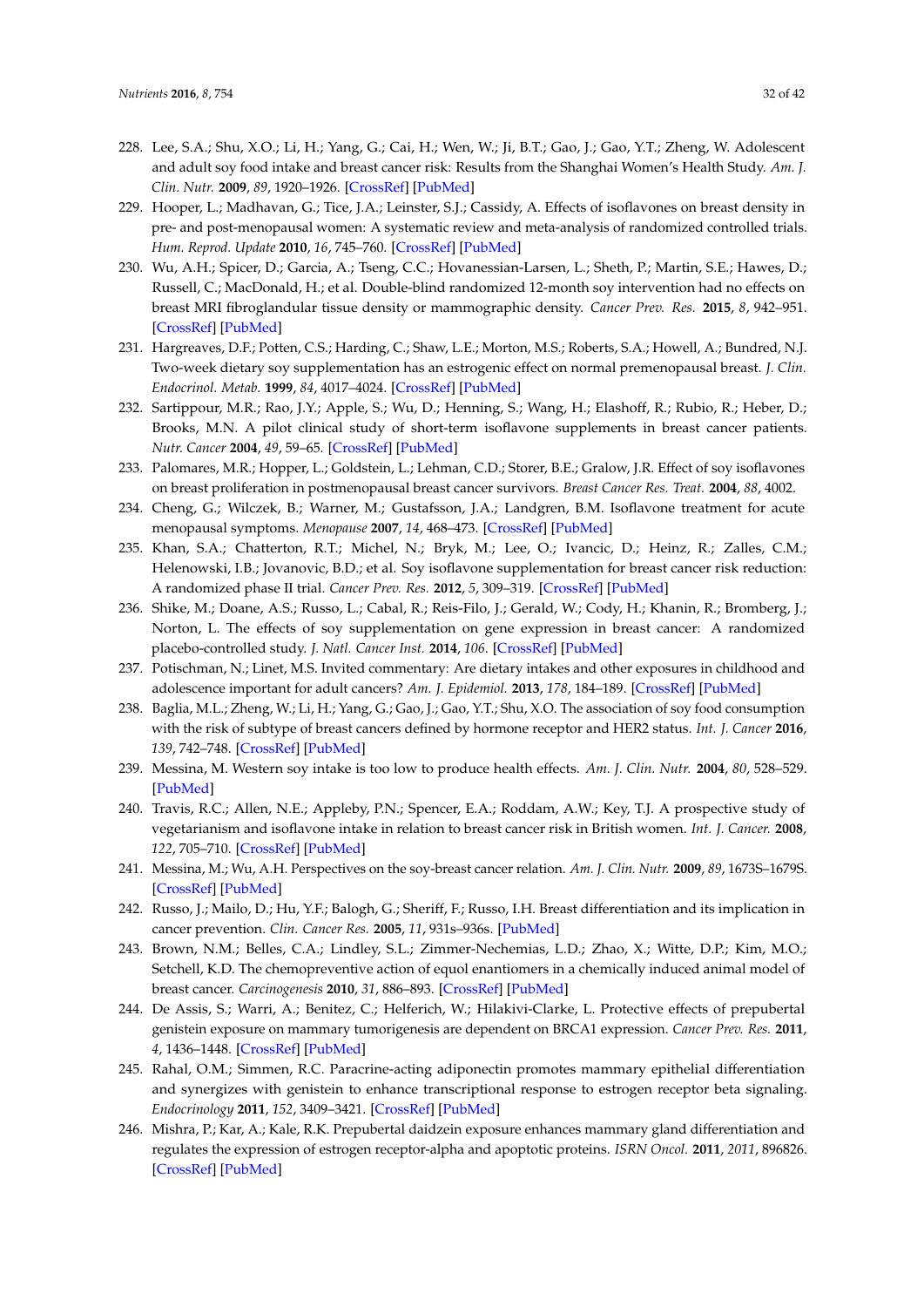228. Lee, S.A.; Shu, X.O.; Li, H.; Yang, G.; Cai, H.; Wen, W.; Ji, B.T.; Gao, J.; Gao, Y.T.; Zheng, W. Adolescent and adult soy food intake and breast cancer risk: Results from the Shanghai Women's Health Study. *Am. J. Clin. Nutr.* **2009**, *89*, 1920–1926. [CrossRef] [PubMed]
229. Hooper, L.; Madhavan, G.; Tice, J.A.; Leinster, S.J.; Cassidy, A. Effects of isoflavones on breast density in pre- and post-menopausal women: A systematic review and meta-analysis of randomized controlled trials. *Hum. Reprod. Update* **2010**, *16*, 745–760. [CrossRef] [PubMed]
230. Wu, A.H.; Spicer, D.; Garcia, A.; Tseng, C.C.; Hovanessian-Larsen, L.; Sheth, P.; Martin, S.E.; Hawes, D.; Russell, C.; MacDonald, H.; et al. Double-blind randomized 12-month soy intervention had no effects on breast MRI fibroglandular tissue density or mammographic density. *Cancer Prev. Res.* **2015**, *8*, 942–951. [CrossRef] [PubMed]
231. Hargreaves, D.F.; Potten, C.S.; Harding, C.; Shaw, L.E.; Morton, M.S.; Roberts, S.A.; Howell, A.; Bundred, N.J. Two-week dietary soy supplementation has an estrogenic effect on normal premenopausal breast. *J. Clin. Endocrinol. Metab.* **1999**, *84*, 4017–4024. [CrossRef] [PubMed]
232. Sartippour, M.R.; Rao, J.Y.; Apple, S.; Wu, D.; Henning, S.; Wang, H.; Elashoff, R.; Rubio, R.; Heber, D.; Brooks, M.N. A pilot clinical study of short-term isoflavone supplements in breast cancer patients. *Nutr. Cancer* **2004**, *49*, 59–65. [CrossRef] [PubMed]
233. Palomares, M.R.; Hopper, L.; Goldstein, L.; Lehman, C.D.; Storer, B.E.; Gralow, J.R. Effect of soy isoflavones on breast proliferation in postmenopausal breast cancer survivors. *Breast Cancer Res. Treat.* **2004**, *88*, 4002.
234. Cheng, G.; Wilczek, B.; Warner, M.; Gustafsson, J.A.; Landgren, B.M. Isoflavone treatment for acute menopausal symptoms. *Menopause* **2007**, *14*, 468–473. [CrossRef] [PubMed]
235. Khan, S.A.; Chatterton, R.T.; Michel, N.; Bryk, M.; Lee, O.; Ivancic, D.; Heinz, R.; Zalles, C.M.; Helenowski, I.B.; Jovanovic, B.D.; et al. Soy isoflavone supplementation for breast cancer risk reduction: A randomized phase II trial. *Cancer Prev. Res.* **2012**, *5*, 309–319. [CrossRef] [PubMed]
236. Shike, M.; Doane, A.S.; Russo, L.; Cabal, R.; Reis-Filo, J.; Gerald, W.; Cody, H.; Khanin, R.; Bromberg, J.; Norton, L. The effects of soy supplementation on gene expression in breast cancer: A randomized placebo-controlled study. *J. Natl. Cancer Inst.* **2014**, *106*. [CrossRef] [PubMed]
237. Potischman, N.; Linet, M.S. Invited commentary: Are dietary intakes and other exposures in childhood and adolescence important for adult cancers? *Am. J. Epidemiol.* **2013**, *178*, 184–189. [CrossRef] [PubMed]
238. Baglia, M.L.; Zheng, W.; Li, H.; Yang, G.; Gao, J.; Gao, Y.T.; Shu, X.O. The association of soy food consumption with the risk of subtype of breast cancers defined by hormone receptor and HER2 status. *Int. J. Cancer* **2016**, *139*, 742–748. [CrossRef] [PubMed]
239. Messina, M. Western soy intake is too low to produce health effects. *Am. J. Clin. Nutr.* **2004**, *80*, 528–529. [PubMed]
240. Travis, R.C.; Allen, N.E.; Appleby, P.N.; Spencer, E.A.; Roddam, A.W.; Key, T.J. A prospective study of vegetarianism and isoflavone intake in relation to breast cancer risk in British women. *Int. J. Cancer.* **2008**, *122*, 705–710. [CrossRef] [PubMed]
241. Messina, M.; Wu, A.H. Perspectives on the soy-breast cancer relation. *Am. J. Clin. Nutr.* **2009**, *89*, 1673S–1679S. [CrossRef] [PubMed]
242. Russo, J.; Mailo, D.; Hu, Y.F.; Balogh, G.; Sheriff, F.; Russo, I.H. Breast differentiation and its implication in cancer prevention. *Clin. Cancer Res.* **2005**, *11*, 931s–936s. [PubMed]
243. Brown, N.M.; Belles, C.A.; Lindley, S.L.; Zimmer-Nechemias, L.D.; Zhao, X.; Witte, D.P.; Kim, M.O.; Setchell, K.D. The chemopreventive action of equol enantiomers in a chemically induced animal model of breast cancer. *Carcinogenesis* **2010**, *31*, 886–893. [CrossRef] [PubMed]
244. De Assis, S.; Warri, A.; Benitez, C.; Helferich, W.; Hilakivi-Clarke, L. Protective effects of prepubertal genistein exposure on mammary tumorigenesis are dependent on BRCA1 expression. *Cancer Prev. Res.* **2011**, *4*, 1436–1448. [CrossRef] [PubMed]
245. Rahal, O.M.; Simmen, R.C. Paracrine-acting adiponectin promotes mammary epithelial differentiation and synergizes with genistein to enhance transcriptional response to estrogen receptor beta signaling. *Endocrinology* **2011**, *152*, 3409–3421. [CrossRef] [PubMed]
246. Mishra, P.; Kar, A.; Kale, R.K. Prepubertal daidzein exposure enhances mammary gland differentiation and regulates the expression of estrogen receptor-alpha and apoptotic proteins. *ISRN Oncol.* **2011**, *2011*, 896826. [CrossRef] [PubMed]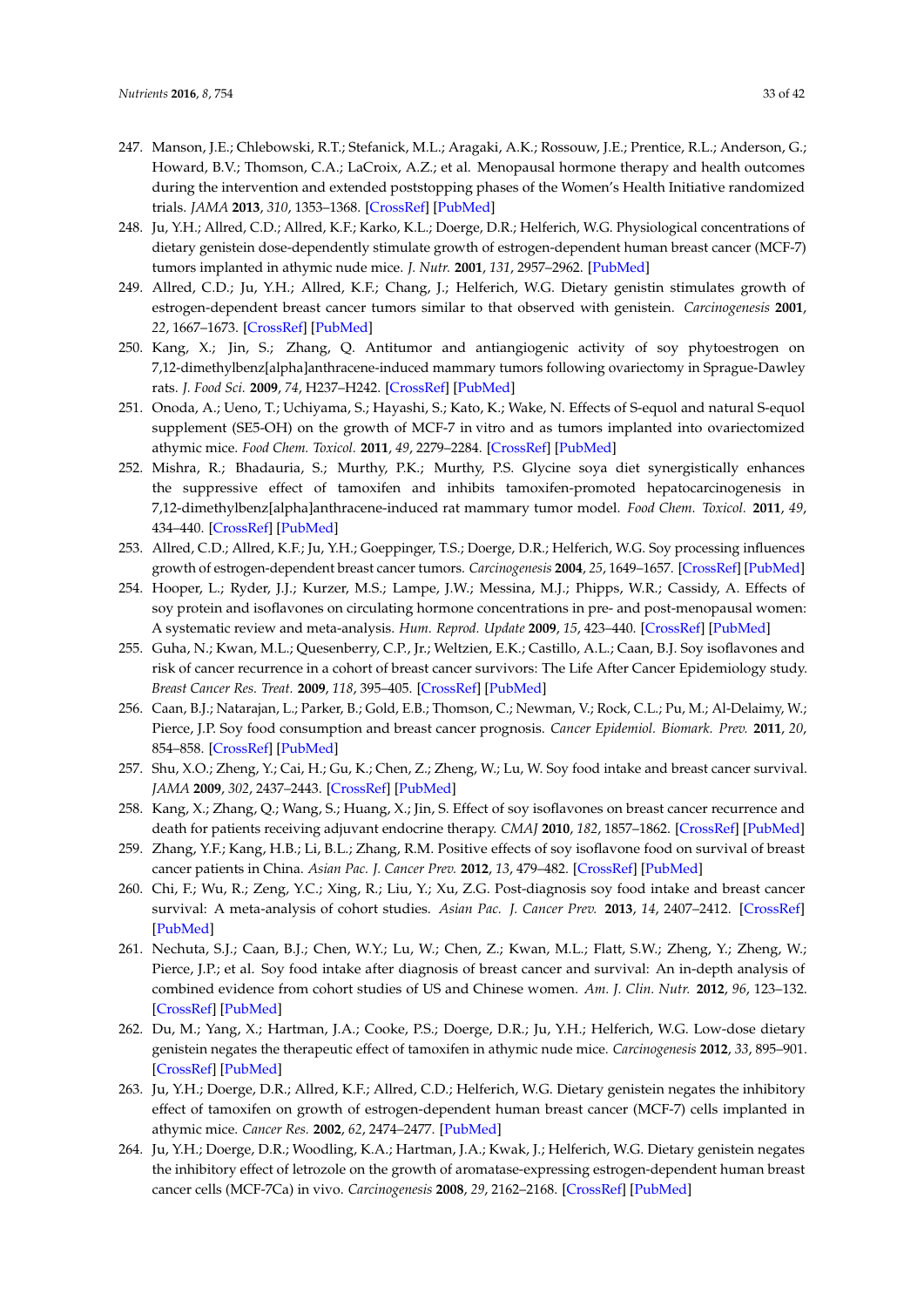247. Manson, J.E.; Chlebowski, R.T.; Stefanick, M.L.; Aragaki, A.K.; Rossouw, J.E.; Prentice, R.L.; Anderson, G.; Howard, B.V.; Thomson, C.A.; LaCroix, A.Z.; et al. Menopausal hormone therapy and health outcomes during the intervention and extended poststopping phases of the Women's Health Initiative randomized trials. *JAMA* **2013**, *310*, 1353–1368. [CrossRef] [PubMed]
248. Ju, Y.H.; Allred, C.D.; Allred, K.F.; Karko, K.L.; Doerge, D.R.; Helferich, W.G. Physiological concentrations of dietary genistein dose-dependently stimulate growth of estrogen-dependent human breast cancer (MCF-7) tumors implanted in athymic nude mice. *J. Nutr.* **2001**, *131*, 2957–2962. [PubMed]
249. Allred, C.D.; Ju, Y.H.; Allred, K.F.; Chang, J.; Helferich, W.G. Dietary genistin stimulates growth of estrogen-dependent breast cancer tumors similar to that observed with genistein. *Carcinogenesis* **2001**, *22*, 1667–1673. [CrossRef] [PubMed]
250. Kang, X.; Jin, S.; Zhang, Q. Antitumor and antiangiogenic activity of soy phytoestrogen on 7,12-dimethylbenz[alpha]anthracene-induced mammary tumors following ovariectomy in Sprague-Dawley rats. *J. Food Sci.* **2009**, *74*, H237–H242. [CrossRef] [PubMed]
251. Onoda, A.; Ueno, T.; Uchiyama, S.; Hayashi, S.; Kato, K.; Wake, N. Effects of S-equol and natural S-equol supplement (SE5-OH) on the growth of MCF-7 in vitro and as tumors implanted into ovariectomized athymic mice. *Food Chem. Toxicol.* **2011**, *49*, 2279–2284. [CrossRef] [PubMed]
252. Mishra, R.; Bhadauria, S.; Murthy, P.K.; Murthy, P.S. Glycine soya diet synergistically enhances the suppressive effect of tamoxifen and inhibits tamoxifen-promoted hepatocarcinogenesis in 7,12-dimethylbenz[alpha]anthracene-induced rat mammary tumor model. *Food Chem. Toxicol.* **2011**, *49*, 434–440. [CrossRef] [PubMed]
253. Allred, C.D.; Allred, K.F.; Ju, Y.H.; Goeppinger, T.S.; Doerge, D.R.; Helferich, W.G. Soy processing influences growth of estrogen-dependent breast cancer tumors. *Carcinogenesis* **2004**, *25*, 1649–1657. [CrossRef] [PubMed]
254. Hooper, L.; Ryder, J.J.; Kurzer, M.S.; Lampe, J.W.; Messina, M.J.; Phipps, W.R.; Cassidy, A. Effects of soy protein and isoflavones on circulating hormone concentrations in pre- and post-menopausal women: A systematic review and meta-analysis. *Hum. Reprod. Update* **2009**, *15*, 423–440. [CrossRef] [PubMed]
255. Guha, N.; Kwan, M.L.; Quesenberry, C.P., Jr.; Weltzien, E.K.; Castillo, A.L.; Caan, B.J. Soy isoflavones and risk of cancer recurrence in a cohort of breast cancer survivors: The Life After Cancer Epidemiology study. *Breast Cancer Res. Treat.* **2009**, *118*, 395–405. [CrossRef] [PubMed]
256. Caan, B.J.; Natarajan, L.; Parker, B.; Gold, E.B.; Thomson, C.; Newman, V.; Rock, C.L.; Pu, M.; Al-Delaimy, W.; Pierce, J.P. Soy food consumption and breast cancer prognosis. *Cancer Epidemiol. Biomark. Prev.* **2011**, *20*, 854–858. [CrossRef] [PubMed]
257. Shu, X.O.; Zheng, Y.; Cai, H.; Gu, K.; Chen, Z.; Zheng, W.; Lu, W. Soy food intake and breast cancer survival. *JAMA* **2009**, *302*, 2437–2443. [CrossRef] [PubMed]
258. Kang, X.; Zhang, Q.; Wang, S.; Huang, X.; Jin, S. Effect of soy isoflavones on breast cancer recurrence and death for patients receiving adjuvant endocrine therapy. *CMAJ* **2010**, *182*, 1857–1862. [CrossRef] [PubMed]
259. Zhang, Y.F.; Kang, H.B.; Li, B.L.; Zhang, R.M. Positive effects of soy isoflavone food on survival of breast cancer patients in China. *Asian Pac. J. Cancer Prev.* **2012**, *13*, 479–482. [CrossRef] [PubMed]
260. Chi, F.; Wu, R.; Zeng, Y.C.; Xing, R.; Liu, Y.; Xu, Z.G. Post-diagnosis soy food intake and breast cancer survival: A meta-analysis of cohort studies. *Asian Pac. J. Cancer Prev.* **2013**, *14*, 2407–2412. [CrossRef] [PubMed]
261. Nechuta, S.J.; Caan, B.J.; Chen, W.Y.; Lu, W.; Chen, Z.; Kwan, M.L.; Flatt, S.W.; Zheng, Y.; Zheng, W.; Pierce, J.P.; et al. Soy food intake after diagnosis of breast cancer and survival: An in-depth analysis of combined evidence from cohort studies of US and Chinese women. *Am. J. Clin. Nutr.* **2012**, *96*, 123–132. [CrossRef] [PubMed]
262. Du, M.; Yang, X.; Hartman, J.A.; Cooke, P.S.; Doerge, D.R.; Ju, Y.H.; Helferich, W.G. Low-dose dietary genistein negates the therapeutic effect of tamoxifen in athymic nude mice. *Carcinogenesis* **2012**, *33*, 895–901. [CrossRef] [PubMed]
263. Ju, Y.H.; Doerge, D.R.; Allred, K.F.; Allred, C.D.; Helferich, W.G. Dietary genistein negates the inhibitory effect of tamoxifen on growth of estrogen-dependent human breast cancer (MCF-7) cells implanted in athymic mice. *Cancer Res.* **2002**, *62*, 2474–2477. [PubMed]
264. Ju, Y.H.; Doerge, D.R.; Woodling, K.A.; Hartman, J.A.; Kwak, J.; Helferich, W.G. Dietary genistein negates the inhibitory effect of letrozole on the growth of aromatase-expressing estrogen-dependent human breast cancer cells (MCF-7Ca) in vivo. *Carcinogenesis* **2008**, *29*, 2162–2168. [CrossRef] [PubMed]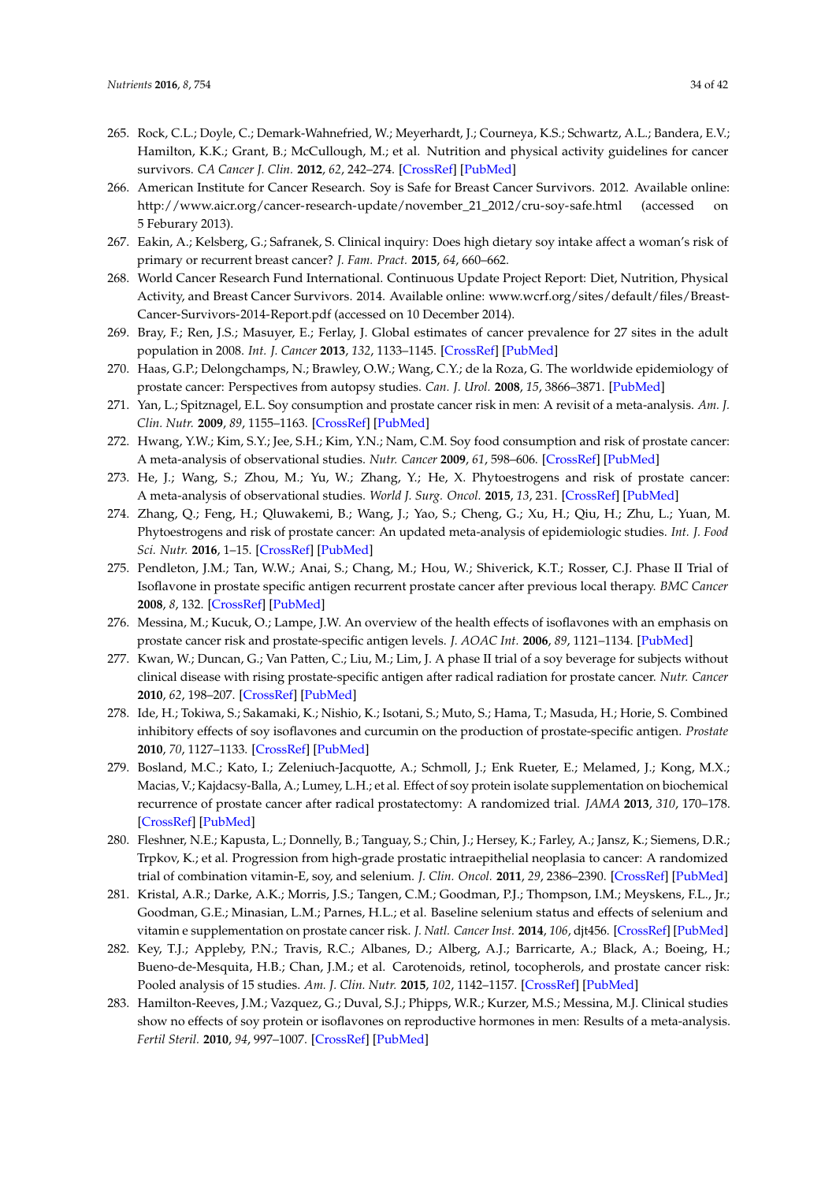265. Rock, C.L.; Doyle, C.; Demark-Wahnefried, W.; Meyerhardt, J.; Courneya, K.S.; Schwartz, A.L.; Bandera, E.V.; Hamilton, K.K.; Grant, B.; McCullough, M.; et al. Nutrition and physical activity guidelines for cancer survivors. *CA Cancer J. Clin.* **2012**, *62*, 242–274. [CrossRef] [PubMed]
266. American Institute for Cancer Research. Soy is Safe for Breast Cancer Survivors. 2012. Available online: http://www.aicr.org/cancer-research-update/november_21_2012/cru-soy-safe.html (accessed on 5 Feburary 2013).
267. Eakin, A.; Kelsberg, G.; Safranek, S. Clinical inquiry: Does high dietary soy intake affect a woman's risk of primary or recurrent breast cancer? *J. Fam. Pract.* **2015**, *64*, 660–662.
268. World Cancer Research Fund International. Continuous Update Project Report: Diet, Nutrition, Physical Activity, and Breast Cancer Survivors. 2014. Available online: www.wcrf.org/sites/default/files/Breast-Cancer-Survivors-2014-Report.pdf (accessed on 10 December 2014).
269. Bray, F.; Ren, J.S.; Masuyer, E.; Ferlay, J. Global estimates of cancer prevalence for 27 sites in the adult population in 2008. *Int. J. Cancer* **2013**, *132*, 1133–1145. [CrossRef] [PubMed]
270. Haas, G.P.; Delongchamps, N.; Brawley, O.W.; Wang, C.Y.; de la Roza, G. The worldwide epidemiology of prostate cancer: Perspectives from autopsy studies. *Can. J. Urol.* **2008**, *15*, 3866–3871. [PubMed]
271. Yan, L.; Spitznagel, E.L. Soy consumption and prostate cancer risk in men: A revisit of a meta-analysis. *Am. J. Clin. Nutr.* **2009**, *89*, 1155–1163. [CrossRef] [PubMed]
272. Hwang, Y.W.; Kim, S.Y.; Jee, S.H.; Kim, Y.N.; Nam, C.M. Soy food consumption and risk of prostate cancer: A meta-analysis of observational studies. *Nutr. Cancer* **2009**, *61*, 598–606. [CrossRef] [PubMed]
273. He, J.; Wang, S.; Zhou, M.; Yu, W.; Zhang, Y.; He, X. Phytoestrogens and risk of prostate cancer: A meta-analysis of observational studies. *World J. Surg. Oncol.* **2015**, *13*, 231. [CrossRef] [PubMed]
274. Zhang, Q.; Feng, H.; Qluwakemi, B.; Wang, J.; Yao, S.; Cheng, G.; Xu, H.; Qiu, H.; Zhu, L.; Yuan, M. Phytoestrogens and risk of prostate cancer: An updated meta-analysis of epidemiologic studies. *Int. J. Food Sci. Nutr.* **2016**, 1–15. [CrossRef] [PubMed]
275. Pendleton, J.M.; Tan, W.W.; Anai, S.; Chang, M.; Hou, W.; Shiverick, K.T.; Rosser, C.J. Phase II Trial of Isoflavone in prostate specific antigen recurrent prostate cancer after previous local therapy. *BMC Cancer* **2008**, *8*, 132. [CrossRef] [PubMed]
276. Messina, M.; Kucuk, O.; Lampe, J.W. An overview of the health effects of isoflavones with an emphasis on prostate cancer risk and prostate-specific antigen levels. *J. AOAC Int.* **2006**, *89*, 1121–1134. [PubMed]
277. Kwan, W.; Duncan, G.; Van Patten, C.; Liu, M.; Lim, J. A phase II trial of a soy beverage for subjects without clinical disease with rising prostate-specific antigen after radical radiation for prostate cancer. *Nutr. Cancer* **2010**, *62*, 198–207. [CrossRef] [PubMed]
278. Ide, H.; Tokiwa, S.; Sakamaki, K.; Nishio, K.; Isotani, S.; Muto, S.; Hama, T.; Masuda, H.; Horie, S. Combined inhibitory effects of soy isoflavones and curcumin on the production of prostate-specific antigen. *Prostate* **2010**, *70*, 1127–1133. [CrossRef] [PubMed]
279. Bosland, M.C.; Kato, I.; Zeleniuch-Jacquotte, A.; Schmoll, J.; Enk Rueter, E.; Melamed, J.; Kong, M.X.; Macias, V.; Kajdacsy-Balla, A.; Lumey, L.H.; et al. Effect of soy protein isolate supplementation on biochemical recurrence of prostate cancer after radical prostatectomy: A randomized trial. *JAMA* **2013**, *310*, 170–178. [CrossRef] [PubMed]
280. Fleshner, N.E.; Kapusta, L.; Donnelly, B.; Tanguay, S.; Chin, J.; Hersey, K.; Farley, A.; Jansz, K.; Siemens, D.R.; Trpkov, K.; et al. Progression from high-grade prostatic intraepithelial neoplasia to cancer: A randomized trial of combination vitamin-E, soy, and selenium. *J. Clin. Oncol.* **2011**, *29*, 2386–2390. [CrossRef] [PubMed]
281. Kristal, A.R.; Darke, A.K.; Morris, J.S.; Tangen, C.M.; Goodman, P.J.; Thompson, I.M.; Meyskens, F.L., Jr.; Goodman, G.E.; Minasian, L.M.; Parnes, H.L.; et al. Baseline selenium status and effects of selenium and vitamin e supplementation on prostate cancer risk. *J. Natl. Cancer Inst.* **2014**, *106*, djt456. [CrossRef] [PubMed]
282. Key, T.J.; Appleby, P.N.; Travis, R.C.; Albanes, D.; Alberg, A.J.; Barricarte, A.; Black, A.; Boeing, H.; Bueno-de-Mesquita, H.B.; Chan, J.M.; et al. Carotenoids, retinol, tocopherols, and prostate cancer risk: Pooled analysis of 15 studies. *Am. J. Clin. Nutr.* **2015**, *102*, 1142–1157. [CrossRef] [PubMed]
283. Hamilton-Reeves, J.M.; Vazquez, G.; Duval, S.J.; Phipps, W.R.; Kurzer, M.S.; Messina, M.J. Clinical studies show no effects of soy protein or isoflavones on reproductive hormones in men: Results of a meta-analysis. *Fertil Steril.* **2010**, *94*, 997–1007. [CrossRef] [PubMed]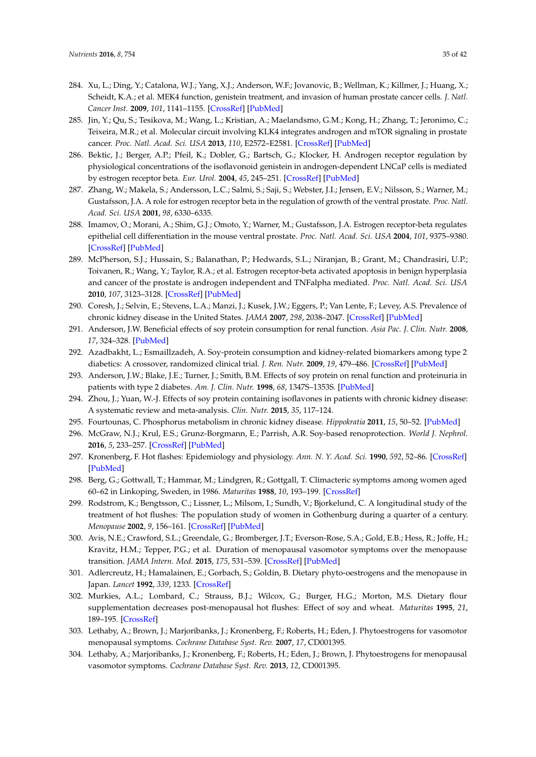284. Xu, L.; Ding, Y.; Catalona, W.J.; Yang, X.J.; Anderson, W.F.; Jovanovic, B.; Wellman, K.; Killmer, J.; Huang, X.; Scheidt, K.A.; et al. MEK4 function, genistein treatment, and invasion of human prostate cancer cells. *J. Natl. Cancer Inst.* **2009**, *101*, 1141–1155. [CrossRef] [PubMed]
285. Jin, Y.; Qu, S.; Tesikova, M.; Wang, L.; Kristian, A.; Maelandsmo, G.M.; Kong, H.; Zhang, T.; Jeronimo, C.; Teixeira, M.R.; et al. Molecular circuit involving KLK4 integrates androgen and mTOR signaling in prostate cancer. *Proc. Natl. Acad. Sci. USA* **2013**, *110*, E2572–E2581. [CrossRef] [PubMed]
286. Bektic, J.; Berger, A.P.; Pfeil, K.; Dobler, G.; Bartsch, G.; Klocker, H. Androgen receptor regulation by physiological concentrations of the isoflavonoid genistein in androgen-dependent LNCaP cells is mediated by estrogen receptor beta. *Eur. Urol.* **2004**, *45*, 245–251. [CrossRef] [PubMed]
287. Zhang, W.; Makela, S.; Andersson, L.C.; Salmi, S.; Saji, S.; Webster, J.I.; Jensen, E.V.; Nilsson, S.; Warner, M.; Gustafsson, J.A. A role for estrogen receptor beta in the regulation of growth of the ventral prostate. *Proc. Natl. Acad. Sci. USA* **2001**, *98*, 6330–6335.
288. Imamov, O.; Morani, A.; Shim, G.J.; Omoto, Y.; Warner, M.; Gustafsson, J.A. Estrogen receptor-beta regulates epithelial cell differentiation in the mouse ventral prostate. *Proc. Natl. Acad. Sci. USA* **2004**, *101*, 9375–9380. [CrossRef] [PubMed]
289. McPherson, S.J.; Hussain, S.; Balanathan, P.; Hedwards, S.L.; Niranjan, B.; Grant, M.; Chandrasiri, U.P.; Toivanen, R.; Wang, Y.; Taylor, R.A.; et al. Estrogen receptor-beta activated apoptosis in benign hyperplasia and cancer of the prostate is androgen independent and TNFalpha mediated. *Proc. Natl. Acad. Sci. USA* **2010**, *107*, 3123–3128. [CrossRef] [PubMed]
290. Coresh, J.; Selvin, E.; Stevens, L.A.; Manzi, J.; Kusek, J.W.; Eggers, P.; Van Lente, F.; Levey, A.S. Prevalence of chronic kidney disease in the United States. *JAMA* **2007**, *298*, 2038–2047. [CrossRef] [PubMed]
291. Anderson, J.W. Beneficial effects of soy protein consumption for renal function. *Asia Pac. J. Clin. Nutr.* **2008**, *17*, 324–328. [PubMed]
292. Azadbakht, L.; Esmaillzadeh, A. Soy-protein consumption and kidney-related biomarkers among type 2 diabetics: A crossover, randomized clinical trial. *J. Ren. Nutr.* **2009**, *19*, 479–486. [CrossRef] [PubMed]
293. Anderson, J.W.; Blake, J.E.; Turner, J.; Smith, B.M. Effects of soy protein on renal function and proteinuria in patients with type 2 diabetes. *Am. J. Clin. Nutr.* **1998**, *68*, 1347S–1353S. [PubMed]
294. Zhou, J.; Yuan, W.-J. Effects of soy protein containing isoflavones in patients with chronic kidney disease: A systematic review and meta-analysis. *Clin. Nutr.* **2015**, *35*, 117–124.
295. Fourtounas, C. Phosphorus metabolism in chronic kidney disease. *Hippokratia* **2011**, *15*, 50–52. [PubMed]
296. McGraw, N.J.; Krul, E.S.; Grunz-Borgmann, E.; Parrish, A.R. Soy-based renoprotection. *World J. Nephrol.* **2016**, *5*, 233–257. [CrossRef] [PubMed]
297. Kronenberg, F. Hot flashes: Epidemiology and physiology. *Ann. N. Y. Acad. Sci.* **1990**, *592*, 52–86. [CrossRef] [PubMed]
298. Berg, G.; Gottwall, T.; Hammar, M.; Lindgren, R.; Gottgall, T. Climacteric symptoms among women aged 60–62 in Linkoping, Sweden, in 1986. *Maturitas* **1988**, *10*, 193–199. [CrossRef]
299. Rodstrom, K.; Bengtsson, C.; Lissner, L.; Milsom, I.; Sundh, V.; Bjorkelund, C. A longitudinal study of the treatment of hot flushes: The population study of women in Gothenburg during a quarter of a century. *Menopause* **2002**, *9*, 156–161. [CrossRef] [PubMed]
300. Avis, N.E.; Crawford, S.L.; Greendale, G.; Bromberger, J.T.; Everson-Rose, S.A.; Gold, E.B.; Hess, R.; Joffe, H.; Kravitz, H.M.; Tepper, P.G.; et al. Duration of menopausal vasomotor symptoms over the menopause transition. *JAMA Intern. Med.* **2015**, *175*, 531–539. [CrossRef] [PubMed]
301. Adlercreutz, H.; Hamalainen, E.; Gorbach, S.; Goldin, B. Dietary phyto-oestrogens and the menopause in Japan. *Lancet* **1992**, *339*, 1233. [CrossRef]
302. Murkies, A.L.; Lombard, C.; Strauss, B.J.; Wilcox, G.; Burger, H.G.; Morton, M.S. Dietary flour supplementation decreases post-menopausal hot flushes: Effect of soy and wheat. *Maturitas* **1995**, *21*, 189–195. [CrossRef]
303. Lethaby, A.; Brown, J.; Marjoribanks, J.; Kronenberg, F.; Roberts, H.; Eden, J. Phytoestrogens for vasomotor menopausal symptoms. *Cochrane Database Syst. Rev.* **2007**, *17*, CD001395.
304. Lethaby, A.; Marjoribanks, J.; Kronenberg, F.; Roberts, H.; Eden, J.; Brown, J. Phytoestrogens for menopausal vasomotor symptoms. *Cochrane Database Syst. Rev.* **2013**, *12*, CD001395.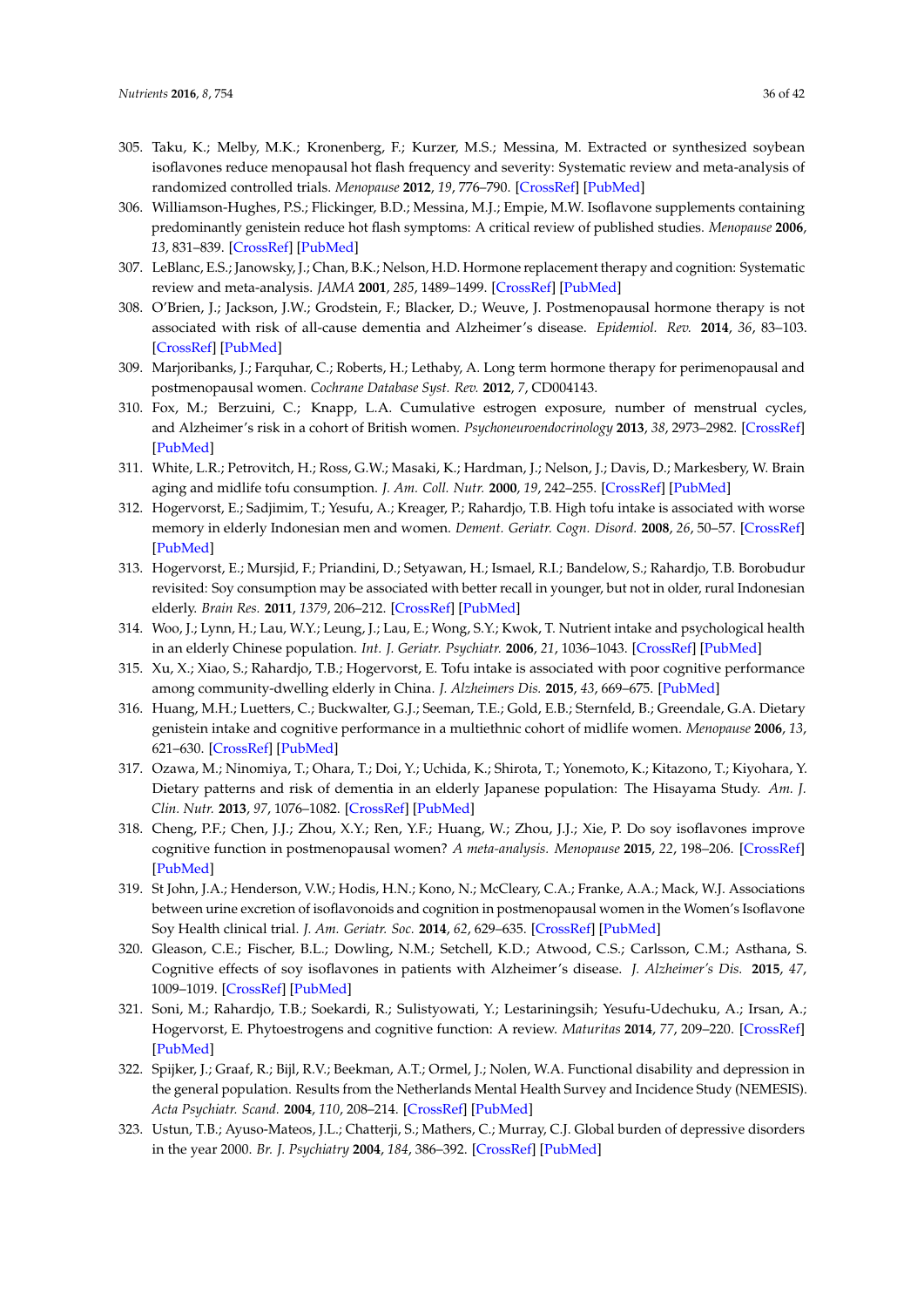305. Taku, K.; Melby, M.K.; Kronenberg, F.; Kurzer, M.S.; Messina, M. Extracted or synthesized soybean isoflavones reduce menopausal hot flash frequency and severity: Systematic review and meta-analysis of randomized controlled trials. *Menopause* **2012**, *19*, 776–790. [CrossRef] [PubMed]
306. Williamson-Hughes, P.S.; Flickinger, B.D.; Messina, M.J.; Empie, M.W. Isoflavone supplements containing predominantly genistein reduce hot flash symptoms: A critical review of published studies. *Menopause* **2006**, *13*, 831–839. [CrossRef] [PubMed]
307. LeBlanc, E.S.; Janowsky, J.; Chan, B.K.; Nelson, H.D. Hormone replacement therapy and cognition: Systematic review and meta-analysis. *JAMA* **2001**, *285*, 1489–1499. [CrossRef] [PubMed]
308. O'Brien, J.; Jackson, J.W.; Grodstein, F.; Blacker, D.; Weuve, J. Postmenopausal hormone therapy is not associated with risk of all-cause dementia and Alzheimer's disease. *Epidemiol. Rev.* **2014**, *36*, 83–103. [CrossRef] [PubMed]
309. Marjoribanks, J.; Farquhar, C.; Roberts, H.; Lethaby, A. Long term hormone therapy for perimenopausal and postmenopausal women. *Cochrane Database Syst. Rev.* **2012**, *7*, CD004143.
310. Fox, M.; Berzuini, C.; Knapp, L.A. Cumulative estrogen exposure, number of menstrual cycles, and Alzheimer's risk in a cohort of British women. *Psychoneuroendocrinology* **2013**, *38*, 2973–2982. [CrossRef] [PubMed]
311. White, L.R.; Petrovitch, H.; Ross, G.W.; Masaki, K.; Hardman, J.; Nelson, J.; Davis, D.; Markesbery, W. Brain aging and midlife tofu consumption. *J. Am. Coll. Nutr.* **2000**, *19*, 242–255. [CrossRef] [PubMed]
312. Hogervorst, E.; Sadjimim, T.; Yesufu, A.; Kreager, P.; Rahardjo, T.B. High tofu intake is associated with worse memory in elderly Indonesian men and women. *Dement. Geriatr. Cogn. Disord.* **2008**, *26*, 50–57. [CrossRef] [PubMed]
313. Hogervorst, E.; Mursjid, F.; Priandini, D.; Setyawan, H.; Ismael, R.I.; Bandelow, S.; Rahardjo, T.B. Borobudur revisited: Soy consumption may be associated with better recall in younger, but not in older, rural Indonesian elderly. *Brain Res.* **2011**, *1379*, 206–212. [CrossRef] [PubMed]
314. Woo, J.; Lynn, H.; Lau, W.Y.; Leung, J.; Lau, E.; Wong, S.Y.; Kwok, T. Nutrient intake and psychological health in an elderly Chinese population. *Int. J. Geriatr. Psychiatr.* **2006**, *21*, 1036–1043. [CrossRef] [PubMed]
315. Xu, X.; Xiao, S.; Rahardjo, T.B.; Hogervorst, E. Tofu intake is associated with poor cognitive performance among community-dwelling elderly in China. *J. Alzheimers Dis.* **2015**, *43*, 669–675. [PubMed]
316. Huang, M.H.; Luetters, C.; Buckwalter, G.J.; Seeman, T.E.; Gold, E.B.; Sternfeld, B.; Greendale, G.A. Dietary genistein intake and cognitive performance in a multiethnic cohort of midlife women. *Menopause* **2006**, *13*, 621–630. [CrossRef] [PubMed]
317. Ozawa, M.; Ninomiya, T.; Ohara, T.; Doi, Y.; Uchida, K.; Shirota, T.; Yonemoto, K.; Kitazono, T.; Kiyohara, Y. Dietary patterns and risk of dementia in an elderly Japanese population: The Hisayama Study. *Am. J. Clin. Nutr.* **2013**, *97*, 1076–1082. [CrossRef] [PubMed]
318. Cheng, P.F.; Chen, J.J.; Zhou, X.Y.; Ren, Y.F.; Huang, W.; Zhou, J.J.; Xie, P. Do soy isoflavones improve cognitive function in postmenopausal women? *A meta-analysis. Menopause* **2015**, *22*, 198–206. [CrossRef] [PubMed]
319. St John, J.A.; Henderson, V.W.; Hodis, H.N.; Kono, N.; McCleary, C.A.; Franke, A.A.; Mack, W.J. Associations between urine excretion of isoflavonoids and cognition in postmenopausal women in the Women's Isoflavone Soy Health clinical trial. *J. Am. Geriatr. Soc.* **2014**, *62*, 629–635. [CrossRef] [PubMed]
320. Gleason, C.E.; Fischer, B.L.; Dowling, N.M.; Setchell, K.D.; Atwood, C.S.; Carlsson, C.M.; Asthana, S. Cognitive effects of soy isoflavones in patients with Alzheimer's disease. *J. Alzheimer's Dis.* **2015**, *47*, 1009–1019. [CrossRef] [PubMed]
321. Soni, M.; Rahardjo, T.B.; Soekardi, R.; Sulistyowati, Y.; Lestariningsih; Yesufu-Udechuku, A.; Irsan, A.; Hogervorst, E. Phytoestrogens and cognitive function: A review. *Maturitas* **2014**, *77*, 209–220. [CrossRef] [PubMed]
322. Spijker, J.; Graaf, R.; Bijl, R.V.; Beekman, A.T.; Ormel, J.; Nolen, W.A. Functional disability and depression in the general population. Results from the Netherlands Mental Health Survey and Incidence Study (NEMESIS). *Acta Psychiatr. Scand.* **2004**, *110*, 208–214. [CrossRef] [PubMed]
323. Ustun, T.B.; Ayuso-Mateos, J.L.; Chatterji, S.; Mathers, C.; Murray, C.J. Global burden of depressive disorders in the year 2000. *Br. J. Psychiatry* **2004**, *184*, 386–392. [CrossRef] [PubMed]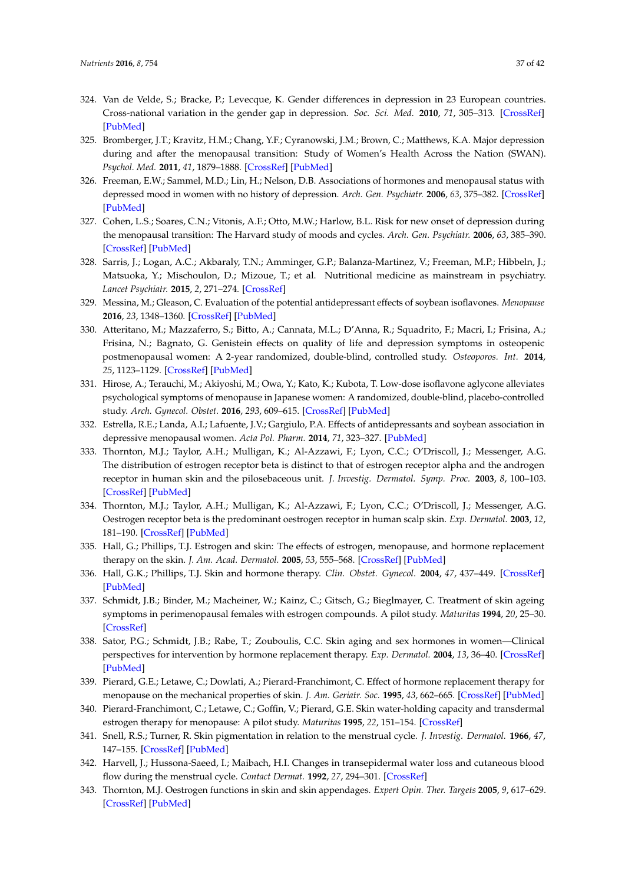324. Van de Velde, S.; Bracke, P.; Levecque, K. Gender differences in depression in 23 European countries. Cross-national variation in the gender gap in depression. *Soc. Sci. Med.* **2010**, *71*, 305–313. [CrossRef] [PubMed]
325. Bromberger, J.T.; Kravitz, H.M.; Chang, Y.F.; Cyranowski, J.M.; Brown, C.; Matthews, K.A. Major depression during and after the menopausal transition: Study of Women's Health Across the Nation (SWAN). *Psychol. Med.* **2011**, *41*, 1879–1888. [CrossRef] [PubMed]
326. Freeman, E.W.; Sammel, M.D.; Lin, H.; Nelson, D.B. Associations of hormones and menopausal status with depressed mood in women with no history of depression. *Arch. Gen. Psychiatr.* **2006**, *63*, 375–382. [CrossRef] [PubMed]
327. Cohen, L.S.; Soares, C.N.; Vitonis, A.F.; Otto, M.W.; Harlow, B.L. Risk for new onset of depression during the menopausal transition: The Harvard study of moods and cycles. *Arch. Gen. Psychiatr.* **2006**, *63*, 385–390. [CrossRef] [PubMed]
328. Sarris, J.; Logan, A.C.; Akbaraly, T.N.; Amminger, G.P.; Balanza-Martinez, V.; Freeman, M.P.; Hibbeln, J.; Matsuoka, Y.; Mischoulon, D.; Mizoue, T.; et al. Nutritional medicine as mainstream in psychiatry. *Lancet Psychiatr.* **2015**, *2*, 271–274. [CrossRef]
329. Messina, M.; Gleason, C. Evaluation of the potential antidepressant effects of soybean isoflavones. *Menopause* **2016**, *23*, 1348–1360. [CrossRef] [PubMed]
330. Atteritano, M.; Mazzaferro, S.; Bitto, A.; Cannata, M.L.; D'Anna, R.; Squadrito, F.; Macri, I.; Frisina, A.; Frisina, N.; Bagnato, G. Genistein effects on quality of life and depression symptoms in osteopenic postmenopausal women: A 2-year randomized, double-blind, controlled study. *Osteoporos. Int.* **2014**, *25*, 1123–1129. [CrossRef] [PubMed]
331. Hirose, A.; Terauchi, M.; Akiyoshi, M.; Owa, Y.; Kato, K.; Kubota, T. Low-dose isoflavone aglycone alleviates psychological symptoms of menopause in Japanese women: A randomized, double-blind, placebo-controlled study. *Arch. Gynecol. Obstet.* **2016**, *293*, 609–615. [CrossRef] [PubMed]
332. Estrella, R.E.; Landa, A.I.; Lafuente, J.V.; Gargiulo, P.A. Effects of antidepressants and soybean association in depressive menopausal women. *Acta Pol. Pharm.* **2014**, *71*, 323–327. [PubMed]
333. Thornton, M.J.; Taylor, A.H.; Mulligan, K.; Al-Azzawi, F.; Lyon, C.C.; O'Driscoll, J.; Messenger, A.G. The distribution of estrogen receptor beta is distinct to that of estrogen receptor alpha and the androgen receptor in human skin and the pilosebaceous unit. *J. Investig. Dermatol. Symp. Proc.* **2003**, *8*, 100–103. [CrossRef] [PubMed]
334. Thornton, M.J.; Taylor, A.H.; Mulligan, K.; Al-Azzawi, F.; Lyon, C.C.; O'Driscoll, J.; Messenger, A.G. Oestrogen receptor beta is the predominant oestrogen receptor in human scalp skin. *Exp. Dermatol.* **2003**, *12*, 181–190. [CrossRef] [PubMed]
335. Hall, G.; Phillips, T.J. Estrogen and skin: The effects of estrogen, menopause, and hormone replacement therapy on the skin. *J. Am. Acad. Dermatol.* **2005**, *53*, 555–568. [CrossRef] [PubMed]
336. Hall, G.K.; Phillips, T.J. Skin and hormone therapy. *Clin. Obstet. Gynecol.* **2004**, *47*, 437–449. [CrossRef] [PubMed]
337. Schmidt, J.B.; Binder, M.; Macheiner, W.; Kainz, C.; Gitsch, G.; Bieglmayer, C. Treatment of skin ageing symptoms in perimenopausal females with estrogen compounds. A pilot study. *Maturitas* **1994**, *20*, 25–30. [CrossRef]
338. Sator, P.G.; Schmidt, J.B.; Rabe, T.; Zouboulis, C.C. Skin aging and sex hormones in women—Clinical perspectives for intervention by hormone replacement therapy. *Exp. Dermatol.* **2004**, *13*, 36–40. [CrossRef] [PubMed]
339. Pierard, G.E.; Letawe, C.; Dowlati, A.; Pierard-Franchimont, C. Effect of hormone replacement therapy for menopause on the mechanical properties of skin. *J. Am. Geriatr. Soc.* **1995**, *43*, 662–665. [CrossRef] [PubMed]
340. Pierard-Franchimont, C.; Letawe, C.; Goffin, V.; Pierard, G.E. Skin water-holding capacity and transdermal estrogen therapy for menopause: A pilot study. *Maturitas* **1995**, *22*, 151–154. [CrossRef]
341. Snell, R.S.; Turner, R. Skin pigmentation in relation to the menstrual cycle. *J. Investig. Dermatol.* **1966**, *47*, 147–155. [CrossRef] [PubMed]
342. Harvell, J.; Hussona-Saeed, I.; Maibach, H.I. Changes in transepidermal water loss and cutaneous blood flow during the menstrual cycle. *Contact Dermat.* **1992**, *27*, 294–301. [CrossRef]
343. Thornton, M.J. Oestrogen functions in skin and skin appendages. *Expert Opin. Ther. Targets* **2005**, *9*, 617–629. [CrossRef] [PubMed]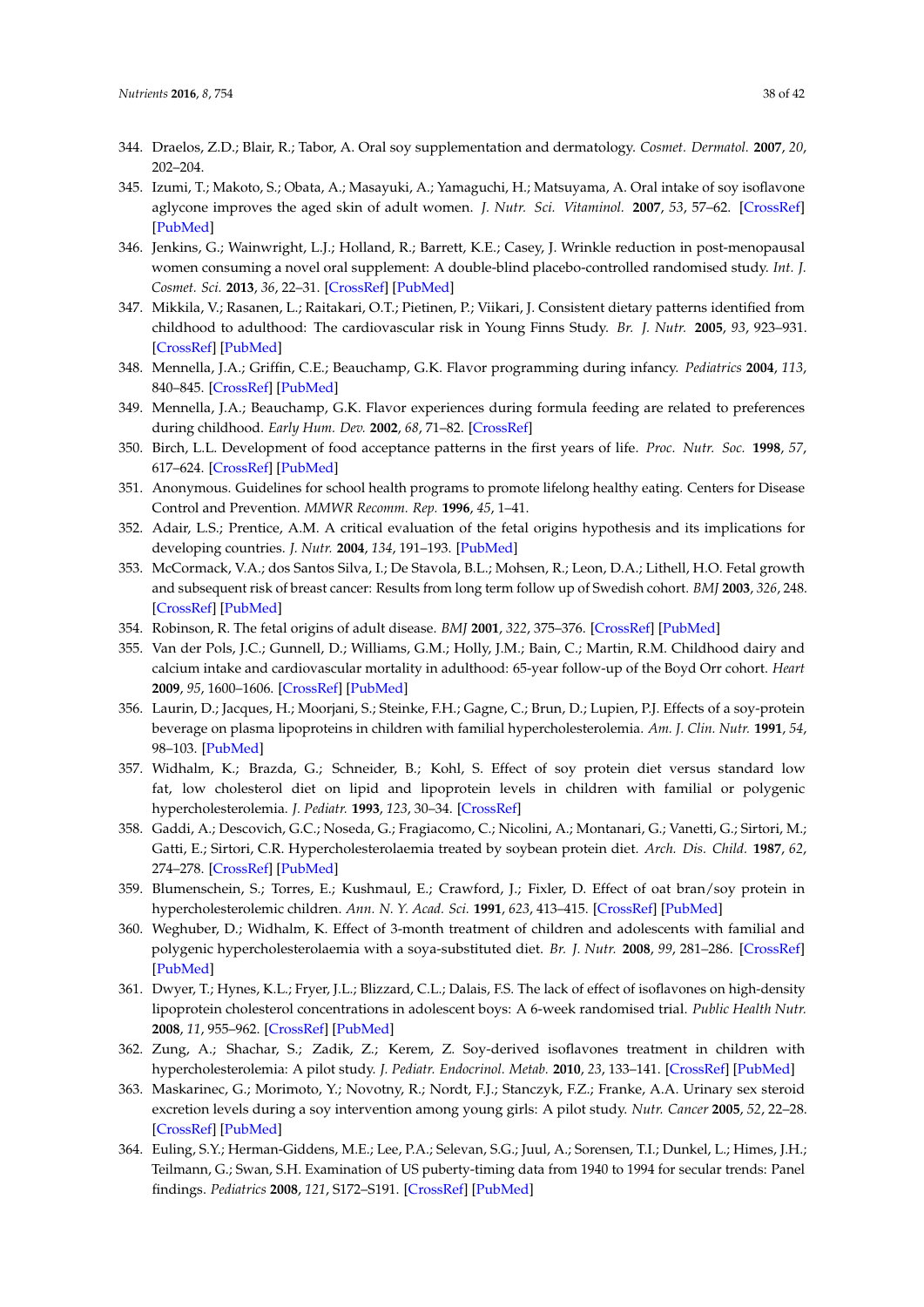344. Draelos, Z.D.; Blair, R.; Tabor, A. Oral soy supplementation and dermatology. *Cosmet. Dermatol.* **2007**, *20*, 202–204.
345. Izumi, T.; Makoto, S.; Obata, A.; Masayuki, A.; Yamaguchi, H.; Matsuyama, A. Oral intake of soy isoflavone aglycone improves the aged skin of adult women. *J. Nutr. Sci. Vitaminol.* **2007**, *53*, 57–62. [CrossRef] [PubMed]
346. Jenkins, G.; Wainwright, L.J.; Holland, R.; Barrett, K.E.; Casey, J. Wrinkle reduction in post-menopausal women consuming a novel oral supplement: A double-blind placebo-controlled randomised study. *Int. J. Cosmet. Sci.* **2013**, *36*, 22–31. [CrossRef] [PubMed]
347. Mikkila, V.; Rasanen, L.; Raitakari, O.T.; Pietinen, P.; Viikari, J. Consistent dietary patterns identified from childhood to adulthood: The cardiovascular risk in Young Finns Study. *Br. J. Nutr.* **2005**, *93*, 923–931. [CrossRef] [PubMed]
348. Mennella, J.A.; Griffin, C.E.; Beauchamp, G.K. Flavor programming during infancy. *Pediatrics* **2004**, *113*, 840–845. [CrossRef] [PubMed]
349. Mennella, J.A.; Beauchamp, G.K. Flavor experiences during formula feeding are related to preferences during childhood. *Early Hum. Dev.* **2002**, *68*, 71–82. [CrossRef]
350. Birch, L.L. Development of food acceptance patterns in the first years of life. *Proc. Nutr. Soc.* **1998**, *57*, 617–624. [CrossRef] [PubMed]
351. Anonymous. Guidelines for school health programs to promote lifelong healthy eating. Centers for Disease Control and Prevention. *MMWR Recomm. Rep.* **1996**, *45*, 1–41.
352. Adair, L.S.; Prentice, A.M. A critical evaluation of the fetal origins hypothesis and its implications for developing countries. *J. Nutr.* **2004**, *134*, 191–193. [PubMed]
353. McCormack, V.A.; dos Santos Silva, I.; De Stavola, B.L.; Mohsen, R.; Leon, D.A.; Lithell, H.O. Fetal growth and subsequent risk of breast cancer: Results from long term follow up of Swedish cohort. *BMJ* **2003**, *326*, 248. [CrossRef] [PubMed]
354. Robinson, R. The fetal origins of adult disease. *BMJ* **2001**, *322*, 375–376. [CrossRef] [PubMed]
355. Van der Pols, J.C.; Gunnell, D.; Williams, G.M.; Holly, J.M.; Bain, C.; Martin, R.M. Childhood dairy and calcium intake and cardiovascular mortality in adulthood: 65-year follow-up of the Boyd Orr cohort. *Heart* **2009**, *95*, 1600–1606. [CrossRef] [PubMed]
356. Laurin, D.; Jacques, H.; Moorjani, S.; Steinke, F.H.; Gagne, C.; Brun, D.; Lupien, P.J. Effects of a soy-protein beverage on plasma lipoproteins in children with familial hypercholesterolemia. *Am. J. Clin. Nutr.* **1991**, *54*, 98–103. [PubMed]
357. Widhalm, K.; Brazda, G.; Schneider, B.; Kohl, S. Effect of soy protein diet versus standard low fat, low cholesterol diet on lipid and lipoprotein levels in children with familial or polygenic hypercholesterolemia. *J. Pediatr.* **1993**, *123*, 30–34. [CrossRef]
358. Gaddi, A.; Descovich, G.C.; Noseda, G.; Fragiacomo, C.; Nicolini, A.; Montanari, G.; Vanetti, G.; Sirtori, M.; Gatti, E.; Sirtori, C.R. Hypercholesterolaemia treated by soybean protein diet. *Arch. Dis. Child.* **1987**, *62*, 274–278. [CrossRef] [PubMed]
359. Blumenschein, S.; Torres, E.; Kushmaul, E.; Crawford, J.; Fixler, D. Effect of oat bran/soy protein in hypercholesterolemic children. *Ann. N. Y. Acad. Sci.* **1991**, *623*, 413–415. [CrossRef] [PubMed]
360. Weghuber, D.; Widhalm, K. Effect of 3-month treatment of children and adolescents with familial and polygenic hypercholesterolaemia with a soya-substituted diet. *Br. J. Nutr.* **2008**, *99*, 281–286. [CrossRef] [PubMed]
361. Dwyer, T.; Hynes, K.L.; Fryer, J.L.; Blizzard, C.L.; Dalais, F.S. The lack of effect of isoflavones on high-density lipoprotein cholesterol concentrations in adolescent boys: A 6-week randomised trial. *Public Health Nutr.* **2008**, *11*, 955–962. [CrossRef] [PubMed]
362. Zung, A.; Shachar, S.; Zadik, Z.; Kerem, Z. Soy-derived isoflavones treatment in children with hypercholesterolemia: A pilot study. *J. Pediatr. Endocrinol. Metab.* **2010**, *23*, 133–141. [CrossRef] [PubMed]
363. Maskarinec, G.; Morimoto, Y.; Novotny, R.; Nordt, F.J.; Stanczyk, F.Z.; Franke, A.A. Urinary sex steroid excretion levels during a soy intervention among young girls: A pilot study. *Nutr. Cancer* **2005**, *52*, 22–28. [CrossRef] [PubMed]
364. Euling, S.Y.; Herman-Giddens, M.E.; Lee, P.A.; Selevan, S.G.; Juul, A.; Sorensen, T.I.; Dunkel, L.; Himes, J.H.; Teilmann, G.; Swan, S.H. Examination of US puberty-timing data from 1940 to 1994 for secular trends: Panel findings. *Pediatrics* **2008**, *121*, S172–S191. [CrossRef] [PubMed]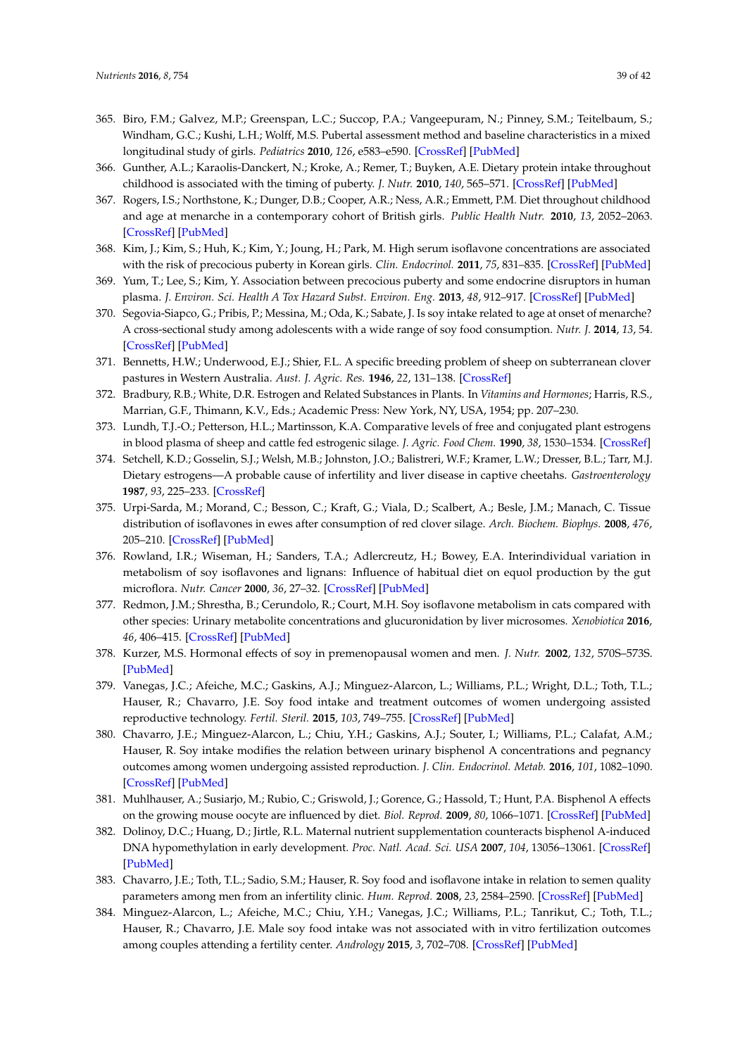365. Biro, F.M.; Galvez, M.P.; Greenspan, L.C.; Succop, P.A.; Vangeepuram, N.; Pinney, S.M.; Teitelbaum, S.; Windham, G.C.; Kushi, L.H.; Wolff, M.S. Pubertal assessment method and baseline characteristics in a mixed longitudinal study of girls. *Pediatrics* **2010**, *126*, e583–e590. [CrossRef] [PubMed]
366. Gunther, A.L.; Karaolis-Danckert, N.; Kroke, A.; Remer, T.; Buyken, A.E. Dietary protein intake throughout childhood is associated with the timing of puberty. *J. Nutr.* **2010**, *140*, 565–571. [CrossRef] [PubMed]
367. Rogers, I.S.; Northstone, K.; Dunger, D.B.; Cooper, A.R.; Ness, A.R.; Emmett, P.M. Diet throughout childhood and age at menarche in a contemporary cohort of British girls. *Public Health Nutr.* **2010**, *13*, 2052–2063. [CrossRef] [PubMed]
368. Kim, J.; Kim, S.; Huh, K.; Kim, Y.; Joung, H.; Park, M. High serum isoflavone concentrations are associated with the risk of precocious puberty in Korean girls. *Clin. Endocrinol.* **2011**, *75*, 831–835. [CrossRef] [PubMed]
369. Yum, T.; Lee, S.; Kim, Y. Association between precocious puberty and some endocrine disruptors in human plasma. *J. Environ. Sci. Health A Tox Hazard Subst. Environ. Eng.* **2013**, *48*, 912–917. [CrossRef] [PubMed]
370. Segovia-Siapco, G.; Pribis, P.; Messina, M.; Oda, K.; Sabate, J. Is soy intake related to age at onset of menarche? A cross-sectional study among adolescents with a wide range of soy food consumption. *Nutr. J.* **2014**, *13*, 54. [CrossRef] [PubMed]
371. Bennetts, H.W.; Underwood, E.J.; Shier, F.L. A specific breeding problem of sheep on subterranean clover pastures in Western Australia. *Aust. J. Agric. Res.* **1946**, *22*, 131–138. [CrossRef]
372. Bradbury, R.B.; White, D.R. Estrogen and Related Substances in Plants. In *Vitamins and Hormones*; Harris, R.S., Marrian, G.F., Thimann, K.V., Eds.; Academic Press: New York, NY, USA, 1954; pp. 207–230.
373. Lundh, T.J.-O.; Petterson, H.L.; Martinsson, K.A. Comparative levels of free and conjugated plant estrogens in blood plasma of sheep and cattle fed estrogenic silage. *J. Agric. Food Chem.* **1990**, *38*, 1530–1534. [CrossRef]
374. Setchell, K.D.; Gosselin, S.J.; Welsh, M.B.; Johnston, J.O.; Balistreri, W.F.; Kramer, L.W.; Dresser, B.L.; Tarr, M.J. Dietary estrogens—A probable cause of infertility and liver disease in captive cheetahs. *Gastroenterology* **1987**, *93*, 225–233. [CrossRef]
375. Urpi-Sarda, M.; Morand, C.; Besson, C.; Kraft, G.; Viala, D.; Scalbert, A.; Besle, J.M.; Manach, C. Tissue distribution of isoflavones in ewes after consumption of red clover silage. *Arch. Biochem. Biophys.* **2008**, *476*, 205–210. [CrossRef] [PubMed]
376. Rowland, I.R.; Wiseman, H.; Sanders, T.A.; Adlercreutz, H.; Bowey, E.A. Interindividual variation in metabolism of soy isoflavones and lignans: Influence of habitual diet on equol production by the gut microflora. *Nutr. Cancer* **2000**, *36*, 27–32. [CrossRef] [PubMed]
377. Redmon, J.M.; Shrestha, B.; Cerundolo, R.; Court, M.H. Soy isoflavone metabolism in cats compared with other species: Urinary metabolite concentrations and glucuronidation by liver microsomes. *Xenobiotica* **2016**, *46*, 406–415. [CrossRef] [PubMed]
378. Kurzer, M.S. Hormonal effects of soy in premenopausal women and men. *J. Nutr.* **2002**, *132*, 570S–573S. [PubMed]
379. Vanegas, J.C.; Afeiche, M.C.; Gaskins, A.J.; Minguez-Alarcon, L.; Williams, P.L.; Wright, D.L.; Toth, T.L.; Hauser, R.; Chavarro, J.E. Soy food intake and treatment outcomes of women undergoing assisted reproductive technology. *Fertil. Steril.* **2015**, *103*, 749–755. [CrossRef] [PubMed]
380. Chavarro, J.E.; Minguez-Alarcon, L.; Chiu, Y.H.; Gaskins, A.J.; Souter, I.; Williams, P.L.; Calafat, A.M.; Hauser, R. Soy intake modifies the relation between urinary bisphenol A concentrations and pegnancy outcomes among women undergoing assisted reproduction. *J. Clin. Endocrinol. Metab.* **2016**, *101*, 1082–1090. [CrossRef] [PubMed]
381. Muhlhauser, A.; Susiarjo, M.; Rubio, C.; Griswold, J.; Gorence, G.; Hassold, T.; Hunt, P.A. Bisphenol A effects on the growing mouse oocyte are influenced by diet. *Biol. Reprod.* **2009**, *80*, 1066–1071. [CrossRef] [PubMed]
382. Dolinoy, D.C.; Huang, D.; Jirtle, R.L. Maternal nutrient supplementation counteracts bisphenol A-induced DNA hypomethylation in early development. *Proc. Natl. Acad. Sci. USA* **2007**, *104*, 13056–13061. [CrossRef] [PubMed]
383. Chavarro, J.E.; Toth, T.L.; Sadio, S.M.; Hauser, R. Soy food and isoflavone intake in relation to semen quality parameters among men from an infertility clinic. *Hum. Reprod.* **2008**, *23*, 2584–2590. [CrossRef] [PubMed]
384. Minguez-Alarcon, L.; Afeiche, M.C.; Chiu, Y.H.; Vanegas, J.C.; Williams, P.L.; Tanrikut, C.; Toth, T.L.; Hauser, R.; Chavarro, J.E. Male soy food intake was not associated with in vitro fertilization outcomes among couples attending a fertility center. *Andrology* **2015**, *3*, 702–708. [CrossRef] [PubMed]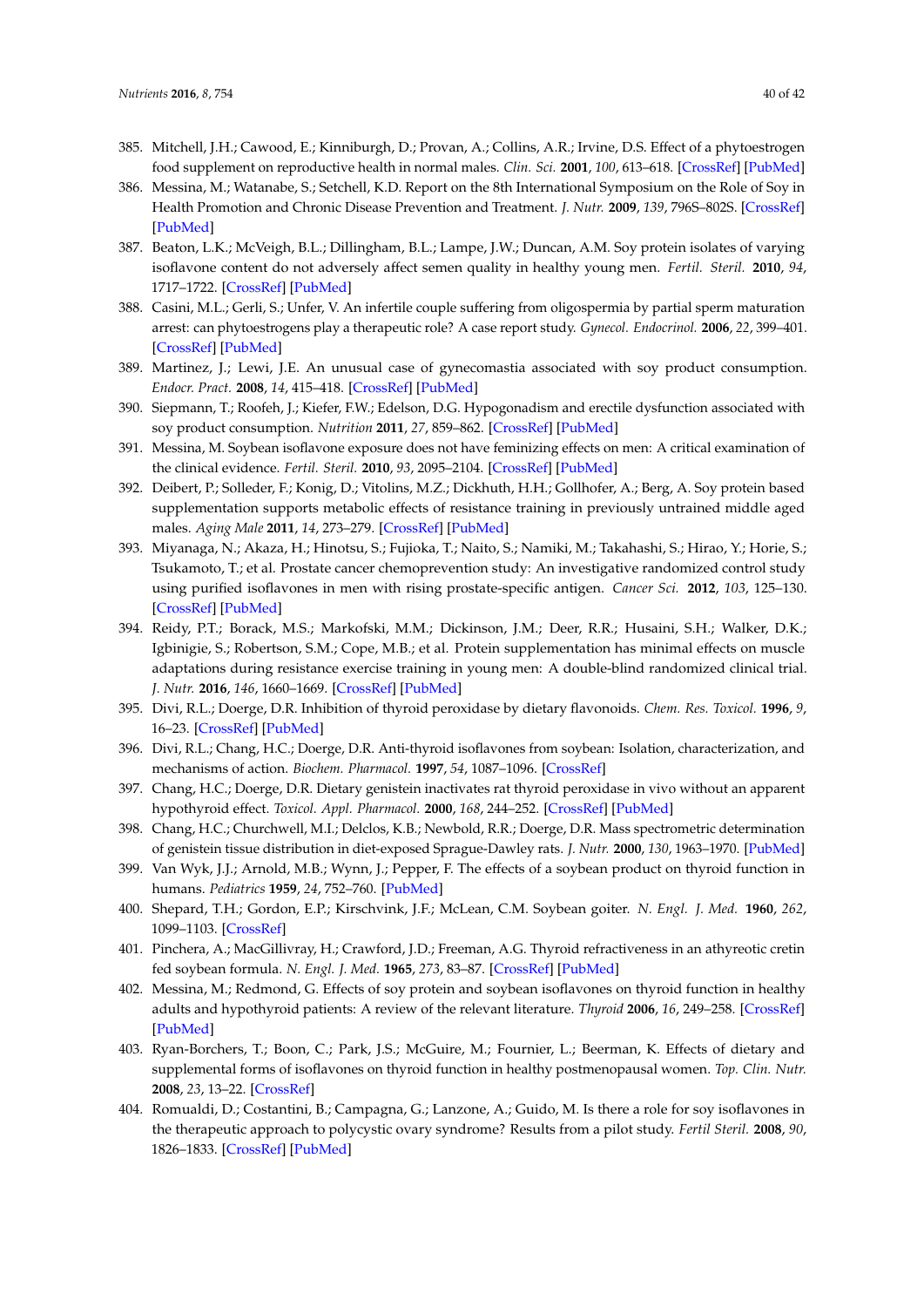385. Mitchell, J.H.; Cawood, E.; Kinniburgh, D.; Provan, A.; Collins, A.R.; Irvine, D.S. Effect of a phytoestrogen food supplement on reproductive health in normal males. *Clin. Sci.* **2001**, *100*, 613–618. [CrossRef] [PubMed]
386. Messina, M.; Watanabe, S.; Setchell, K.D. Report on the 8th International Symposium on the Role of Soy in Health Promotion and Chronic Disease Prevention and Treatment. *J. Nutr.* **2009**, *139*, 796S–802S. [CrossRef] [PubMed]
387. Beaton, L.K.; McVeigh, B.L.; Dillingham, B.L.; Lampe, J.W.; Duncan, A.M. Soy protein isolates of varying isoflavone content do not adversely affect semen quality in healthy young men. *Fertil. Steril.* **2010**, *94*, 1717–1722. [CrossRef] [PubMed]
388. Casini, M.L.; Gerli, S.; Unfer, V. An infertile couple suffering from oligospermia by partial sperm maturation arrest: can phytoestrogens play a therapeutic role? A case report study. *Gynecol. Endocrinol.* **2006**, *22*, 399–401. [CrossRef] [PubMed]
389. Martinez, J.; Lewi, J.E. An unusual case of gynecomastia associated with soy product consumption. *Endocr. Pract.* **2008**, *14*, 415–418. [CrossRef] [PubMed]
390. Siepmann, T.; Roofeh, J.; Kiefer, F.W.; Edelson, D.G. Hypogonadism and erectile dysfunction associated with soy product consumption. *Nutrition* **2011**, *27*, 859–862. [CrossRef] [PubMed]
391. Messina, M. Soybean isoflavone exposure does not have feminizing effects on men: A critical examination of the clinical evidence. *Fertil. Steril.* **2010**, *93*, 2095–2104. [CrossRef] [PubMed]
392. Deibert, P.; Solleder, F.; Konig, D.; Vitolins, M.Z.; Dickhuth, H.H.; Gollhofer, A.; Berg, A. Soy protein based supplementation supports metabolic effects of resistance training in previously untrained middle aged males. *Aging Male* **2011**, *14*, 273–279. [CrossRef] [PubMed]
393. Miyanaga, N.; Akaza, H.; Hinotsu, S.; Fujioka, T.; Naito, S.; Namiki, M.; Takahashi, S.; Hirao, Y.; Horie, S.; Tsukamoto, T.; et al. Prostate cancer chemoprevention study: An investigative randomized control study using purified isoflavones in men with rising prostate-specific antigen. *Cancer Sci.* **2012**, *103*, 125–130. [CrossRef] [PubMed]
394. Reidy, P.T.; Borack, M.S.; Markofski, M.M.; Dickinson, J.M.; Deer, R.R.; Husaini, S.H.; Walker, D.K.; Igbinigie, S.; Robertson, S.M.; Cope, M.B.; et al. Protein supplementation has minimal effects on muscle adaptations during resistance exercise training in young men: A double-blind randomized clinical trial. *J. Nutr.* **2016**, *146*, 1660–1669. [CrossRef] [PubMed]
395. Divi, R.L.; Doerge, D.R. Inhibition of thyroid peroxidase by dietary flavonoids. *Chem. Res. Toxicol.* **1996**, *9*, 16–23. [CrossRef] [PubMed]
396. Divi, R.L.; Chang, H.C.; Doerge, D.R. Anti-thyroid isoflavones from soybean: Isolation, characterization, and mechanisms of action. *Biochem. Pharmacol.* **1997**, *54*, 1087–1096. [CrossRef]
397. Chang, H.C.; Doerge, D.R. Dietary genistein inactivates rat thyroid peroxidase in vivo without an apparent hypothyroid effect. *Toxicol. Appl. Pharmacol.* **2000**, *168*, 244–252. [CrossRef] [PubMed]
398. Chang, H.C.; Churchwell, M.I.; Delclos, K.B.; Newbold, R.R.; Doerge, D.R. Mass spectrometric determination of genistein tissue distribution in diet-exposed Sprague-Dawley rats. *J. Nutr.* **2000**, *130*, 1963–1970. [PubMed]
399. Van Wyk, J.J.; Arnold, M.B.; Wynn, J.; Pepper, F. The effects of a soybean product on thyroid function in humans. *Pediatrics* **1959**, *24*, 752–760. [PubMed]
400. Shepard, T.H.; Gordon, E.P.; Kirschvink, J.F.; McLean, C.M. Soybean goiter. *N. Engl. J. Med.* **1960**, *262*, 1099–1103. [CrossRef]
401. Pinchera, A.; MacGillivray, H.; Crawford, J.D.; Freeman, A.G. Thyroid refractiveness in an athyreotic cretin fed soybean formula. *N. Engl. J. Med.* **1965**, *273*, 83–87. [CrossRef] [PubMed]
402. Messina, M.; Redmond, G. Effects of soy protein and soybean isoflavones on thyroid function in healthy adults and hypothyroid patients: A review of the relevant literature. *Thyroid* **2006**, *16*, 249–258. [CrossRef] [PubMed]
403. Ryan-Borchers, T.; Boon, C.; Park, J.S.; McGuire, M.; Fournier, L.; Beerman, K. Effects of dietary and supplemental forms of isoflavones on thyroid function in healthy postmenopausal women. *Top. Clin. Nutr.* **2008**, *23*, 13–22. [CrossRef]
404. Romualdi, D.; Costantini, B.; Campagna, G.; Lanzone, A.; Guido, M. Is there a role for soy isoflavones in the therapeutic approach to polycystic ovary syndrome? Results from a pilot study. *Fertil Steril.* **2008**, *90*, 1826–1833. [CrossRef] [PubMed]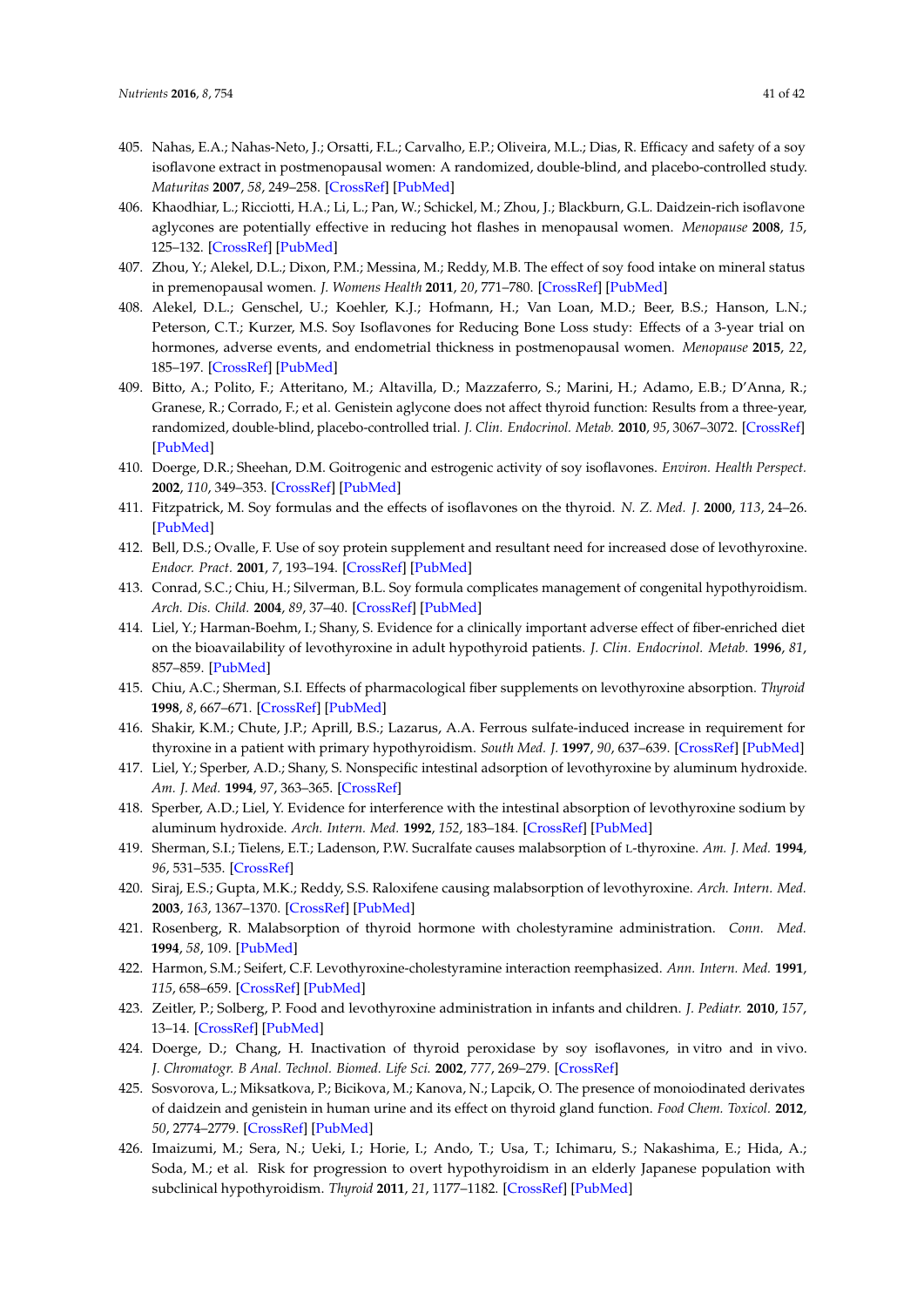405. Nahas, E.A.; Nahas-Neto, J.; Orsatti, F.L.; Carvalho, E.P.; Oliveira, M.L.; Dias, R. Efficacy and safety of a soy isoflavone extract in postmenopausal women: A randomized, double-blind, and placebo-controlled study. *Maturitas* **2007**, *58*, 249–258. [CrossRef] [PubMed]
406. Khaodhiar, L.; Ricciotti, H.A.; Li, L.; Pan, W.; Schickel, M.; Zhou, J.; Blackburn, G.L. Daidzein-rich isoflavone aglycones are potentially effective in reducing hot flashes in menopausal women. *Menopause* **2008**, *15*, 125–132. [CrossRef] [PubMed]
407. Zhou, Y.; Alekel, D.L.; Dixon, P.M.; Messina, M.; Reddy, M.B. The effect of soy food intake on mineral status in premenopausal women. *J. Womens Health* **2011**, *20*, 771–780. [CrossRef] [PubMed]
408. Alekel, D.L.; Genschel, U.; Koehler, K.J.; Hofmann, H.; Van Loan, M.D.; Beer, B.S.; Hanson, L.N.; Peterson, C.T.; Kurzer, M.S. Soy Isoflavones for Reducing Bone Loss study: Effects of a 3-year trial on hormones, adverse events, and endometrial thickness in postmenopausal women. *Menopause* **2015**, *22*, 185–197. [CrossRef] [PubMed]
409. Bitto, A.; Polito, F.; Atteritano, M.; Altavilla, D.; Mazzaferro, S.; Marini, H.; Adamo, E.B.; D'Anna, R.; Granese, R.; Corrado, F.; et al. Genistein aglycone does not affect thyroid function: Results from a three-year, randomized, double-blind, placebo-controlled trial. *J. Clin. Endocrinol. Metab.* **2010**, *95*, 3067–3072. [CrossRef] [PubMed]
410. Doerge, D.R.; Sheehan, D.M. Goitrogenic and estrogenic activity of soy isoflavones. *Environ. Health Perspect.* **2002**, *110*, 349–353. [CrossRef] [PubMed]
411. Fitzpatrick, M. Soy formulas and the effects of isoflavones on the thyroid. *N. Z. Med. J.* **2000**, *113*, 24–26. [PubMed]
412. Bell, D.S.; Ovalle, F. Use of soy protein supplement and resultant need for increased dose of levothyroxine. *Endocr. Pract.* **2001**, *7*, 193–194. [CrossRef] [PubMed]
413. Conrad, S.C.; Chiu, H.; Silverman, B.L. Soy formula complicates management of congenital hypothyroidism. *Arch. Dis. Child.* **2004**, *89*, 37–40. [CrossRef] [PubMed]
414. Liel, Y.; Harman-Boehm, I.; Shany, S. Evidence for a clinically important adverse effect of fiber-enriched diet on the bioavailability of levothyroxine in adult hypothyroid patients. *J. Clin. Endocrinol. Metab.* **1996**, *81*, 857–859. [PubMed]
415. Chiu, A.C.; Sherman, S.I. Effects of pharmacological fiber supplements on levothyroxine absorption. *Thyroid* **1998**, *8*, 667–671. [CrossRef] [PubMed]
416. Shakir, K.M.; Chute, J.P.; Aprill, B.S.; Lazarus, A.A. Ferrous sulfate-induced increase in requirement for thyroxine in a patient with primary hypothyroidism. *South Med. J.* **1997**, *90*, 637–639. [CrossRef] [PubMed]
417. Liel, Y.; Sperber, A.D.; Shany, S. Nonspecific intestinal adsorption of levothyroxine by aluminum hydroxide. *Am. J. Med.* **1994**, *97*, 363–365. [CrossRef]
418. Sperber, A.D.; Liel, Y. Evidence for interference with the intestinal absorption of levothyroxine sodium by aluminum hydroxide. *Arch. Intern. Med.* **1992**, *152*, 183–184. [CrossRef] [PubMed]
419. Sherman, S.I.; Tielens, E.T.; Ladenson, P.W. Sucralfate causes malabsorption of L-thyroxine. *Am. J. Med.* **1994**, *96*, 531–535. [CrossRef]
420. Siraj, E.S.; Gupta, M.K.; Reddy, S.S. Raloxifene causing malabsorption of levothyroxine. *Arch. Intern. Med.* **2003**, *163*, 1367–1370. [CrossRef] [PubMed]
421. Rosenberg, R. Malabsorption of thyroid hormone with cholestyramine administration. *Conn. Med.* **1994**, *58*, 109. [PubMed]
422. Harmon, S.M.; Seifert, C.F. Levothyroxine-cholestyramine interaction reemphasized. *Ann. Intern. Med.* **1991**, *115*, 658–659. [CrossRef] [PubMed]
423. Zeitler, P.; Solberg, P. Food and levothyroxine administration in infants and children. *J. Pediatr.* **2010**, *157*, 13–14. [CrossRef] [PubMed]
424. Doerge, D.; Chang, H. Inactivation of thyroid peroxidase by soy isoflavones, in vitro and in vivo. *J. Chromatogr. B Anal. Technol. Biomed. Life Sci.* **2002**, *777*, 269–279. [CrossRef]
425. Sosvorova, L.; Miksatkova, P.; Bicikova, M.; Kanova, N.; Lapcik, O. The presence of monoiodinated derivates of daidzein and genistein in human urine and its effect on thyroid gland function. *Food Chem. Toxicol.* **2012**, *50*, 2774–2779. [CrossRef] [PubMed]
426. Imaizumi, M.; Sera, N.; Ueki, I.; Horie, I.; Ando, T.; Usa, T.; Ichimaru, S.; Nakashima, E.; Hida, A.; Soda, M.; et al. Risk for progression to overt hypothyroidism in an elderly Japanese population with subclinical hypothyroidism. *Thyroid* **2011**, *21*, 1177–1182. [CrossRef] [PubMed]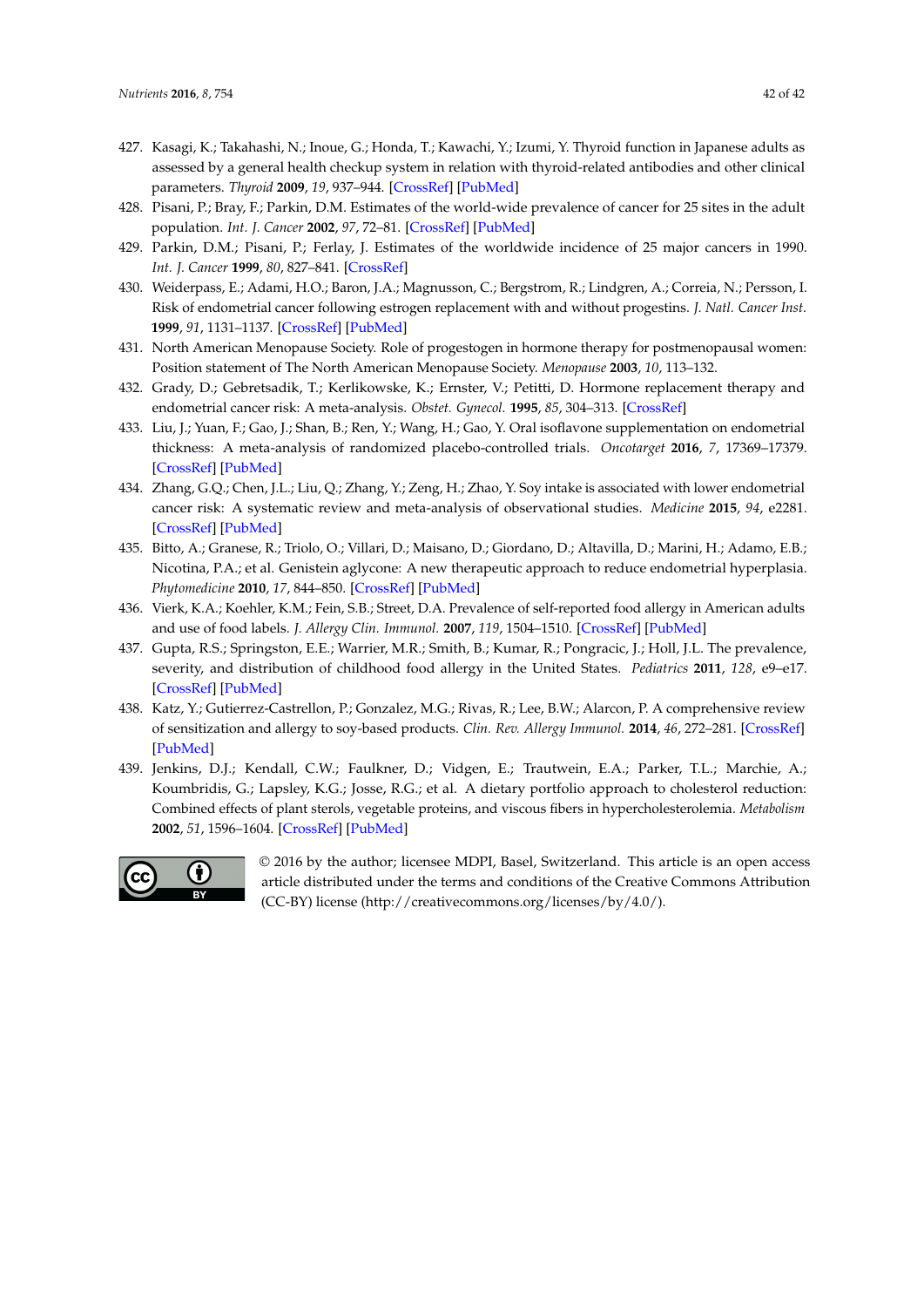427. Kasagi, K.; Takahashi, N.; Inoue, G.; Honda, T.; Kawachi, Y.; Izumi, Y. Thyroid function in Japanese adults as assessed by a general health checkup system in relation with thyroid-related antibodies and other clinical parameters. *Thyroid* **2009**, *19*, 937–944. [CrossRef] [PubMed]
428. Pisani, P.; Bray, F.; Parkin, D.M. Estimates of the world-wide prevalence of cancer for 25 sites in the adult population. *Int. J. Cancer* **2002**, *97*, 72–81. [CrossRef] [PubMed]
429. Parkin, D.M.; Pisani, P.; Ferlay, J. Estimates of the worldwide incidence of 25 major cancers in 1990. *Int. J. Cancer* **1999**, *80*, 827–841. [CrossRef]
430. Weiderpass, E.; Adami, H.O.; Baron, J.A.; Magnusson, C.; Bergstrom, R.; Lindgren, A.; Correia, N.; Persson, I. Risk of endometrial cancer following estrogen replacement with and without progestins. *J. Natl. Cancer Inst.* **1999**, *91*, 1131–1137. [CrossRef] [PubMed]
431. North American Menopause Society. Role of progestogen in hormone therapy for postmenopausal women: Position statement of The North American Menopause Society. *Menopause* **2003**, *10*, 113–132.
432. Grady, D.; Gebretsadik, T.; Kerlikowske, K.; Ernster, V.; Petitti, D. Hormone replacement therapy and endometrial cancer risk: A meta-analysis. *Obstet. Gynecol.* **1995**, *85*, 304–313. [CrossRef]
433. Liu, J.; Yuan, F.; Gao, J.; Shan, B.; Ren, Y.; Wang, H.; Gao, Y. Oral isoflavone supplementation on endometrial thickness: A meta-analysis of randomized placebo-controlled trials. *Oncotarget* **2016**, *7*, 17369–17379. [CrossRef] [PubMed]
434. Zhang, G.Q.; Chen, J.L.; Liu, Q.; Zhang, Y.; Zeng, H.; Zhao, Y. Soy intake is associated with lower endometrial cancer risk: A systematic review and meta-analysis of observational studies. *Medicine* **2015**, *94*, e2281. [CrossRef] [PubMed]
435. Bitto, A.; Granese, R.; Triolo, O.; Villari, D.; Maisano, D.; Giordano, D.; Altavilla, D.; Marini, H.; Adamo, E.B.; Nicotina, P.A.; et al. Genistein aglycone: A new therapeutic approach to reduce endometrial hyperplasia. *Phytomedicine* **2010**, *17*, 844–850. [CrossRef] [PubMed]
436. Vierk, K.A.; Koehler, K.M.; Fein, S.B.; Street, D.A. Prevalence of self-reported food allergy in American adults and use of food labels. *J. Allergy Clin. Immunol.* **2007**, *119*, 1504–1510. [CrossRef] [PubMed]
437. Gupta, R.S.; Springston, E.E.; Warrier, M.R.; Smith, B.; Kumar, R.; Pongracic, J.; Holl, J.L. The prevalence, severity, and distribution of childhood food allergy in the United States. *Pediatrics* **2011**, *128*, e9–e17. [CrossRef] [PubMed]
438. Katz, Y.; Gutierrez-Castrellon, P.; Gonzalez, M.G.; Rivas, R.; Lee, B.W.; Alarcon, P. A comprehensive review of sensitization and allergy to soy-based products. *Clin. Rev. Allergy Immunol.* **2014**, *46*, 272–281. [CrossRef] [PubMed]
439. Jenkins, D.J.; Kendall, C.W.; Faulkner, D.; Vidgen, E.; Trautwein, E.A.; Parker, T.L.; Marchie, A.; Koumbridis, G.; Lapsley, K.G.; Josse, R.G.; et al. A dietary portfolio approach to cholesterol reduction: Combined effects of plant sterols, vegetable proteins, and viscous fibers in hypercholesterolemia. *Metabolism* **2002**, *51*, 1596–1604. [CrossRef] [PubMed]

© 2016 by the author; licensee MDPI, Basel, Switzerland. This article is an open access article distributed under the terms and conditions of the Creative Commons Attribution (CC-BY) license (http://creativecommons.org/licenses/by/4.0/).